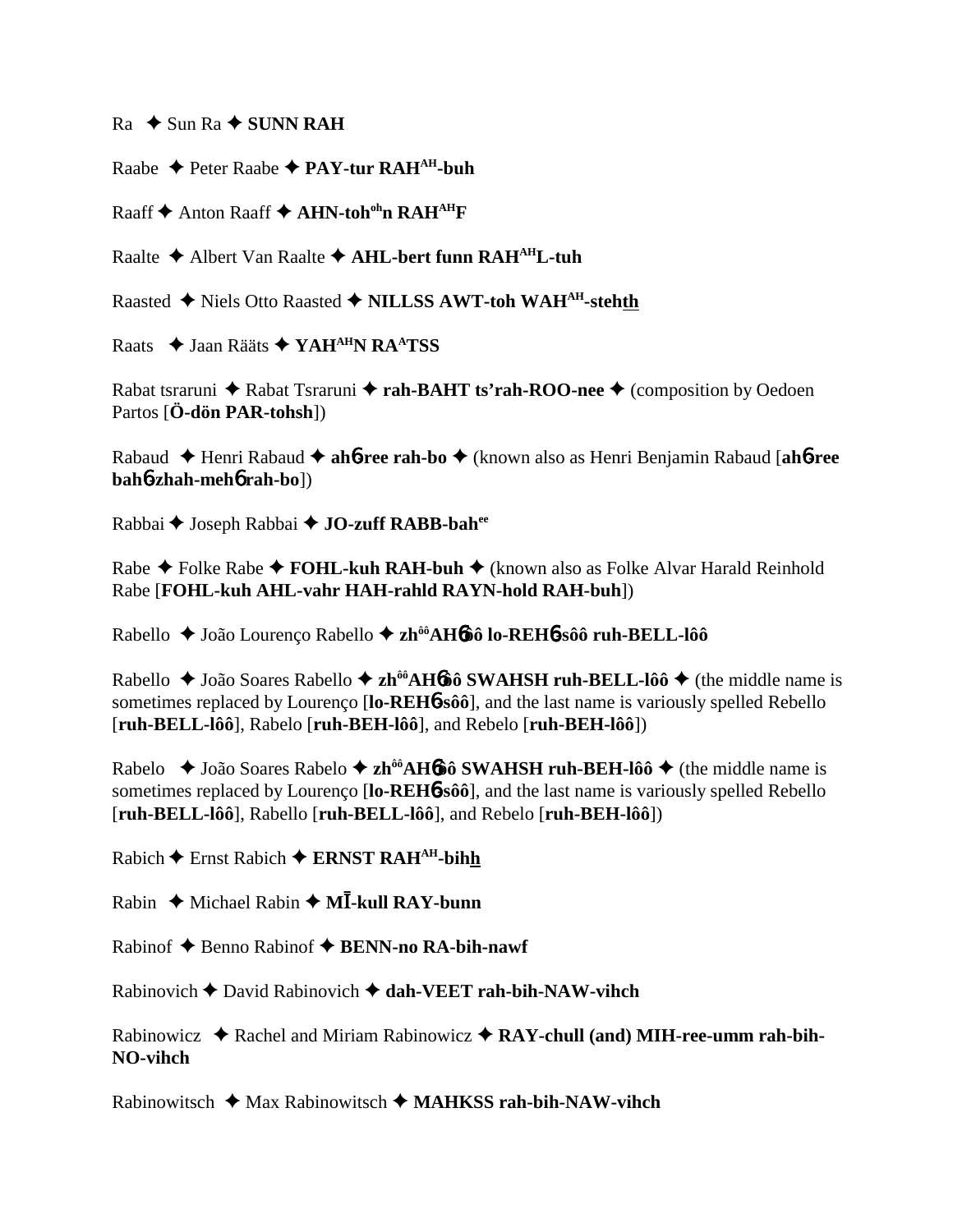Ra ✦ Sun Ra ✦ **SUNN RAH**

Raabe ✦ Peter Raabe ✦ **PAY-tur RAH^AH^-buh**

Raaff ✦ Anton Raaff ✦ **AHN-toh^oh^n RAH^AH^F**

Raalte ✦ Albert Van Raalte ✦ **AHL-bert funn RAH^AH^L-tuh**

Raasted ✦ Niels Otto Raasted ✦ **NILLSS AWT-toh WAH^AH^-stehth**

Raats ✦ Jaan Rääts ✦ **YAH^AH^N RA^A^TSS**

Rabat tsraruni ✦ Rabat Tsraruni ✦ **rah-BAHT ts'rah-ROO-nee** ✦ (composition by Oedoen Partos [**Ö-dön PAR-tohsh**])

Rabaud ✦ Henri Rabaud ✦ **ah6ree rah-bo** ✦ (known also as Henri Benjamin Rabaud [**ah6ree bah6zhah-meh6 rah-bo**])

Rabbai ✦ Joseph Rabbai ✦ **JO-zuff RABB-bah^ee^**

Rabe ✦ Folke Rabe ✦ **FOHL-kuh RAH-buh** ✦ (known also as Folke Alvar Harald Reinhold Rabe [**FOHL-kuh AHL-vahr HAH-rahld RAYN-hold RAH-buh**])

Rabello ✦ João Lourenço Rabello ✦ **zh^ôô^AH6ôô lo-REH6-sôô ruh-BELL-lôô**

Rabello ✦ João Soares Rabello ✦ **zh^ôô^AH6ôô SWAHSH ruh-BELL-lôô** ✦ (the middle name is sometimes replaced by Lourenço [**lo-REH6-sôô**], and the last name is variously spelled Rebello [**ruh-BELL-lôô**], Rabelo [**ruh-BEH-lôô**], and Rebelo [**ruh-BEH-lôô**])

Rabelo ✦ João Soares Rabelo ✦ **zh^ôô^AH6ôô SWAHSH ruh-BEH-lôô** ✦ (the middle name is sometimes replaced by Lourenço [**lo-REH6-sôô**], and the last name is variously spelled Rebello [**ruh-BELL-lôô**], Rabello [**ruh-BELL-lôô**], and Rebelo [**ruh-BEH-lôô**])

Rabich ✦ Ernst Rabich ✦ **ERNST RAH^AH^-bihh**

Rabin ✦ Michael Rabin ✦ **MĪ-kull RAY-bunn**

Rabinof ✦ Benno Rabinof ✦ **BENN-no RA-bih-nawf**

Rabinovich ✦ David Rabinovich ✦ **dah-VEET rah-bih-NAW-vihch**

Rabinowicz ✦ Rachel and Miriam Rabinowicz ✦ **RAY-chull (and) MIH-ree-umm rah-bih-NO-vihch**

Rabinowitsch ✦ Max Rabinowitsch ✦ **MAHKSS rah-bih-NAW-vihch**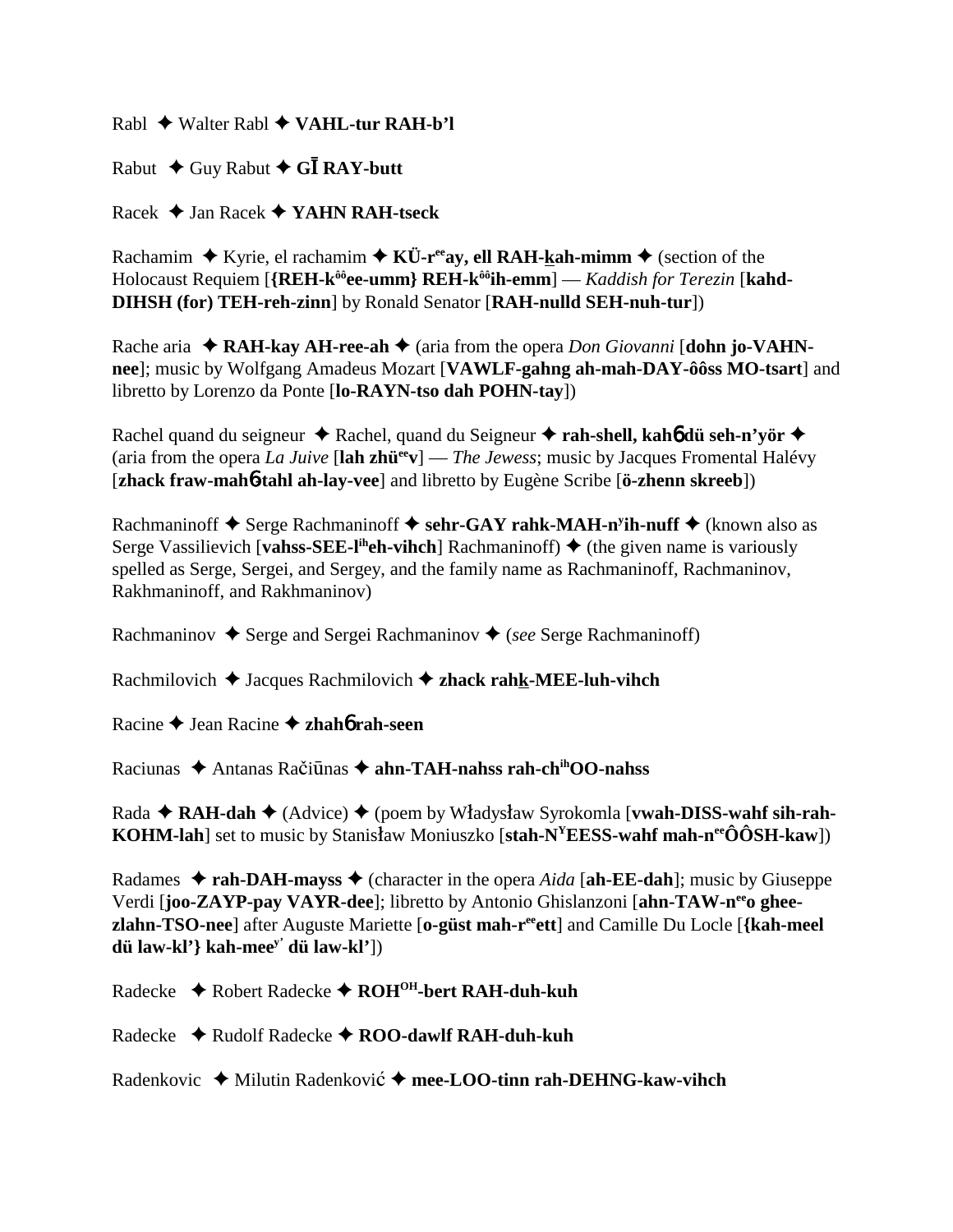Rabl ✦ Walter Rabl ✦ **VAHL-tur RAH-b'l**

Rabut ✦ Guy Rabut ✦ **GĪ RAY-butt**

Racek ✦ Jan Racek ✦ **YAHN RAH-tseck**

Rachamim ✦ Kyrie, el rachamim ✦ **KÜ-r^ee^ay, ell RAH-k̲ah-mimm** ✦ (section of the Holocaust Requiem [**{REH-k^ôô^ee-umm} REH-k^ôô^ih-emm**] — *Kaddish for Terezin* [**kahd-DIHSH (for) TEH-reh-zinn**] by Ronald Senator [**RAH-nulld SEH-nuh-tur**])

Rache aria ✦ **RAH-kay AH-ree-ah** ✦ (aria from the opera *Don Giovanni* [**dohn jo-VAHN-nee**]; music by Wolfgang Amadeus Mozart [**VAWLF-gahng ah-mah-DAY-ôôss MO-tsart**] and libretto by Lorenzo da Ponte [**lo-RAYN-tso dah POHN-tay**])

Rachel quand du seigneur ✦ Rachel, quand du Seigneur ✦ **rah-shell, kahɓ dü seh-n'yör** ✦ (aria from the opera *La Juive* [**lah zhü^ee^v**] — *The Jewess*; music by Jacques Fromental Halévy [**zhack fraw-mahɓ-tahl ah-lay-vee**] and libretto by Eugène Scribe [**ö-zhenn skreeb**])

Rachmaninoff ✦ Serge Rachmaninoff ✦ **sehr-GAY rahk-MAH-n^y^ih-nuff** ✦ (known also as Serge Vassilievich [**vahss-SEE-l^ih^eh-vihch**] Rachmaninoff) ✦ (the given name is variously spelled as Serge, Sergei, and Sergey, and the family name as Rachmaninoff, Rachmaninov, Rakhmaninoff, and Rakhmaninov)

Rachmaninov ✦ Serge and Sergei Rachmaninov ✦ (*see* Serge Rachmaninoff)

Rachmilovich ✦ Jacques Rachmilovich ✦ **zhack rahk̲-MEE-luh-vihch**

Racine ✦ Jean Racine ✦ **zhahɓ rah-seen**

Raciunas ✦ Antanas Račiūnas ✦ **ahn-TAH-nahss rah-ch^ih^OO-nahss**

Rada ✦ **RAH-dah** ✦ (Advice) ✦ (poem by Władysław Syrokomla [**vwah-DISS-wahf sih-rah-KOHM-lah**] set to music by Stanisław Moniuszko [**stah-N^Y^EESS-wahf mah-n^ee^ÔÔSH-kaw**])

Radames ✦ **rah-DAH-mayss** ✦ (character in the opera *Aida* [**ah-EE-dah**]; music by Giuseppe Verdi [**joo-ZAYP-pay VAYR-dee**]; libretto by Antonio Ghislanzoni [**ahn-TAW-n^ee^o ghee-zlahn-TSO-nee**] after Auguste Mariette [**o-güst mah-r^ee^ett**] and Camille Du Locle [**{kah-meel dü law-kl'} kah-mee^y'^ dü law-kl'**])

Radecke ✦ Robert Radecke ✦ **ROH^OH^-bert RAH-duh-kuh**

Radecke ✦ Rudolf Radecke ✦ **ROO-dawlf RAH-duh-kuh**

Radenkovic ✦ Milutin Radenković ✦ **mee-LOO-tinn rah-DEHNG-kaw-vihch**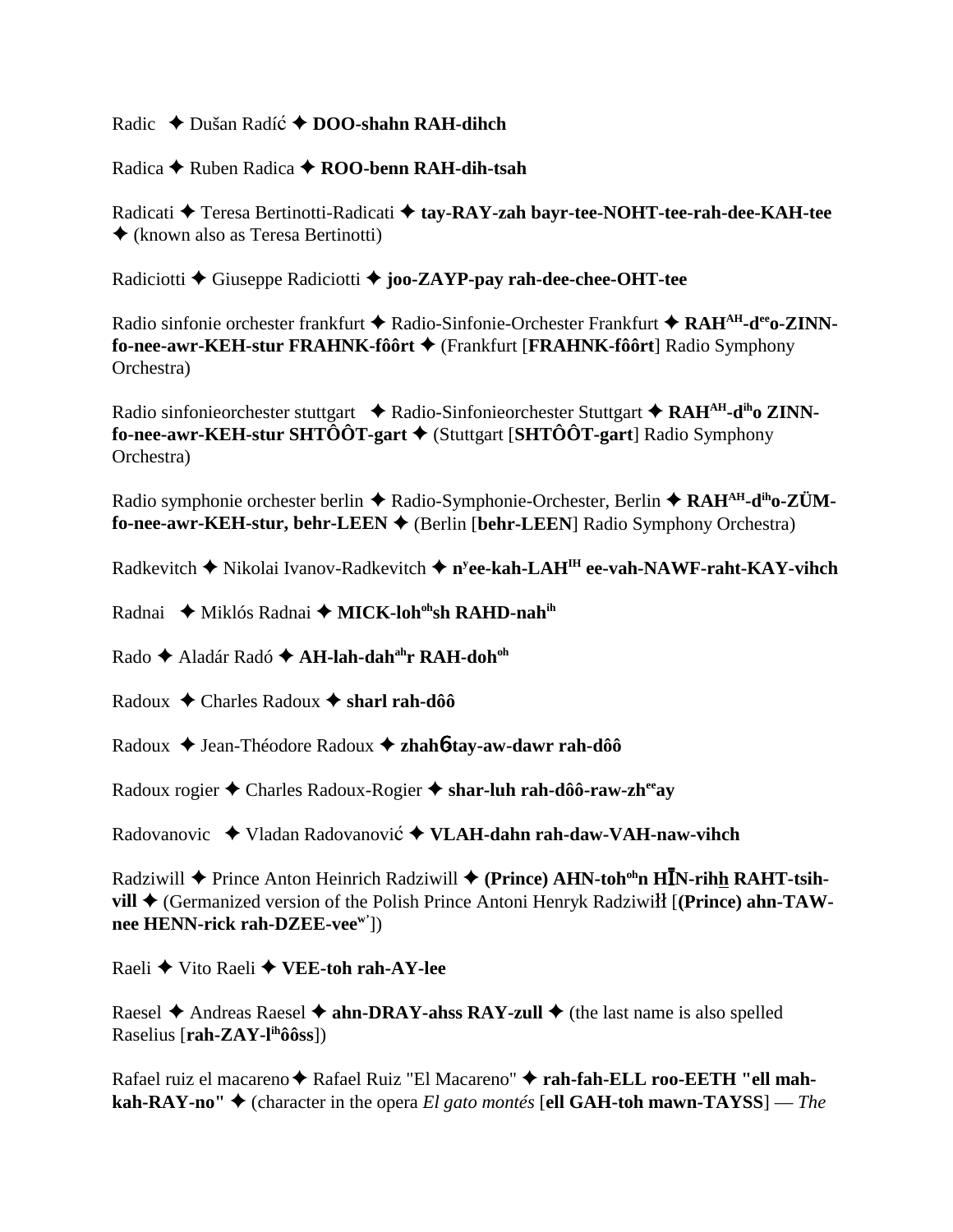Radic ✦ Dušan Radíć ✦ **DOO-shahn RAH-dihch**

Radica ✦ Ruben Radica ✦ **ROO-benn RAH-dih-tsah**

Radicati ✦ Teresa Bertinotti-Radicati ✦ **tay-RAY-zah bayr-tee-NOHT-tee-rah-dee-KAH-tee** ✦ (known also as Teresa Bertinotti)

Radiciotti ✦ Giuseppe Radiciotti ✦ **joo-ZAYP-pay rah-dee-chee-OHT-tee**

Radio sinfonie orchester frankfurt ✦ Radio-Sinfonie-Orchester Frankfurt ✦ **RAH^AH-d^ee o-ZINN-fo-nee-awr-KEH-stur FRAHNK-fôôrt** ✦ (Frankfurt [**FRAHNK-fôôrt**] Radio Symphony Orchestra)

Radio sinfonieorchester stuttgart ✦ Radio-Sinfonieorchester Stuttgart ✦ **RAH^AH-d^ih o ZINN-fo-nee-awr-KEH-stur SHTÔÔT-gart** ✦ (Stuttgart [**SHTÔÔT-gart**] Radio Symphony Orchestra)

Radio symphonie orchester berlin ✦ Radio-Symphonie-Orchester, Berlin ✦ **RAH^AH-d^ih o-ZÜM-fo-nee-awr-KEH-stur, behr-LEEN** ✦ (Berlin [**behr-LEEN**] Radio Symphony Orchestra)

Radkevitch ✦ Nikolai Ivanov-Radkevitch ✦ **n^y ee-kah-LAH^IH ee-vah-NAWF-raht-KAY-vihch**

Radnai ✦ Miklós Radnai ✦ **MICK-loh^oh sh RAHD-nah^ih**

Rado ✦ Aladár Radó ✦ **AH-lah-dah^ah r RAH-doh^oh**

Radoux ✦ Charles Radoux ✦ **sharl rah-dôô**

Radoux ✦ Jean-Théodore Radoux ✦ **zhahɓ tay-aw-dawr rah-dôô**

Radoux rogier ✦ Charles Radoux-Rogier ✦ **shar-luh rah-dôô-raw-zh^ee ay**

Radovanovic ✦ Vladan Radovanović ✦ **VLAH-dahn rah-daw-VAH-naw-vihch**

Radziwill ✦ Prince Anton Heinrich Radziwill ✦ **(Prince) AHN-toh^oh n HĪN-rihh RAHT-tsih-vill** ✦ (Germanized version of the Polish Prince Antoni Henryk Radziwiłł [**(Prince) ahn-TAW-nee HENN-rick rah-DZEE-vee^w'**])

Raeli ✦ Vito Raeli ✦ **VEE-toh rah-AY-lee**

Raesel ✦ Andreas Raesel ✦ **ahn-DRAY-ahss RAY-zull** ✦ (the last name is also spelled Raselius [**rah-ZAY-l^ih ôôss**])

Rafael ruiz el macareno ✦ Rafael Ruiz "El Macareno" ✦ **rah-fah-ELL roo-EETH "ell mah-kah-RAY-no"** ✦ (character in the opera *El gato montés* [**ell GAH-toh mawn-TAYSS**] — *The*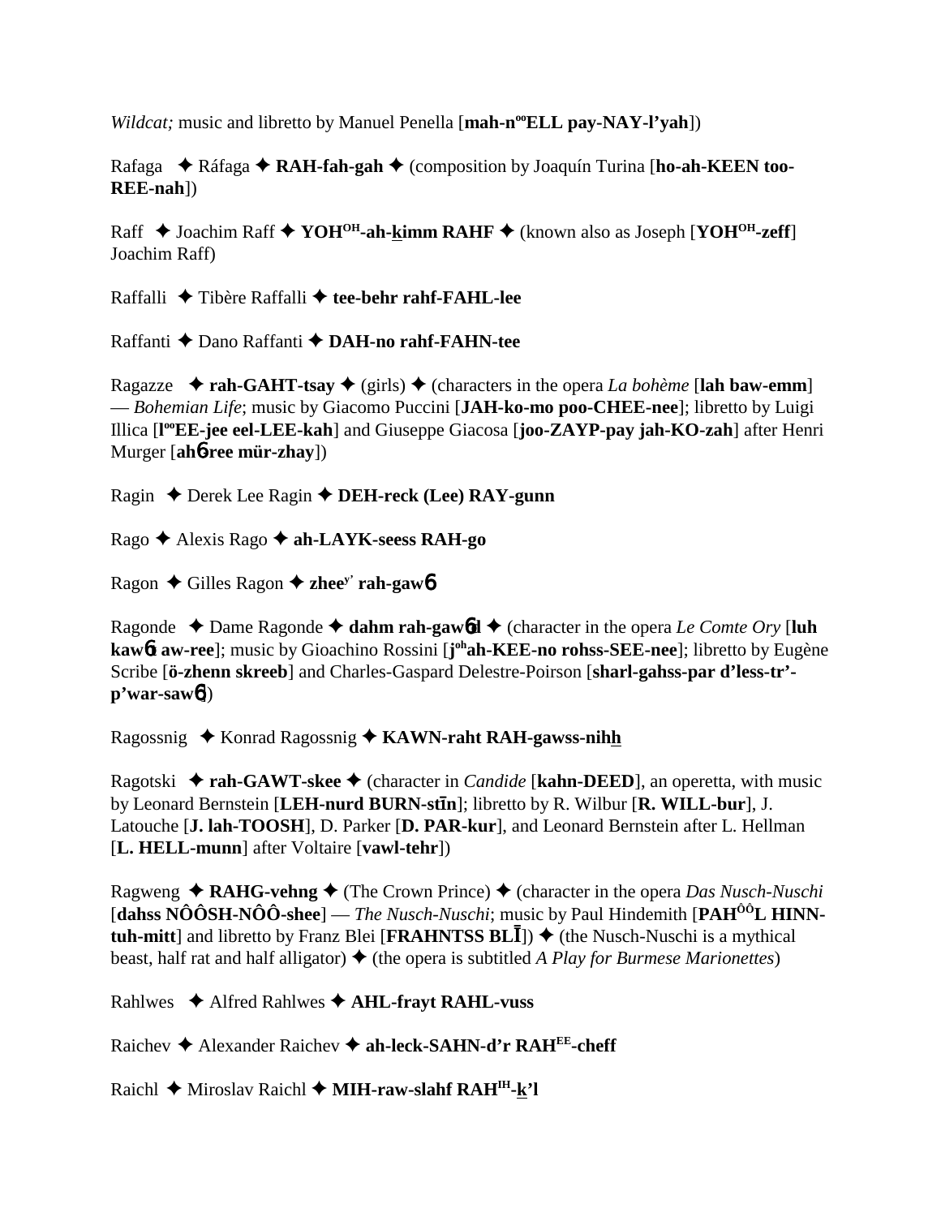*Wildcat;* music and libretto by Manuel Penella [**mah-nººELL pay-NAY-l'yah**])

Rafaga ✦ Ráfaga ✦ **RAH-fah-gah** ✦ (composition by Joaquín Turina [**ho-ah-KEEN too-REE-nah**])

Raff ✦ Joachim Raff ✦ **YOH^OH-ah-kimm RAHF** ✦ (known also as Joseph [**YOH^OH-zeff**] Joachim Raff)

Raffalli ✦ Tibère Raffalli ✦ **tee-behr rahf-FAHL-lee**

Raffanti ✦ Dano Raffanti ✦ **DAH-no rahf-FAHN-tee**

Ragazze ✦ **rah-GAHT-tsay** ✦ (girls) ✦ (characters in the opera *La bohème* [**lah baw-emm**] — *Bohemian Life*; music by Giacomo Puccini [**JAH-ko-mo poo-CHEE-nee**]; libretto by Luigi Illica [**lººEE-jee eel-LEE-kah**] and Giuseppe Giacosa [**joo-ZAYP-pay jah-KO-zah**] after Henri Murger [**ahɳ-ree mür-zhay**])

Ragin ✦ Derek Lee Ragin ✦ **DEH-reck (Lee) RAY-gunn**

Rago ✦ Alexis Rago ✦ **ah-LAYK-seess RAH-go**

Ragon ✦ Gilles Ragon ✦ **zhee^y' rah-gawɳ**

Ragonde ✦ Dame Ragonde ✦ **dahm rah-gawɳd** ✦ (character in the opera *Le Comte Ory* [**luh kawɳt aw-ree**]; music by Gioachino Rossini [**j^oh ah-KEE-no rohss-SEE-nee**]; libretto by Eugène Scribe [**ö-zhenn skreeb**] and Charles-Gaspard Delestre-Poirson [**sharl-gahss-par d'less-tr'-p'war-sawɳ**])

Ragossnig ✦ Konrad Ragossnig ✦ **KAWN-raht RAH-gawss-nihh**

Ragotski ✦ **rah-GAWT-skee** ✦ (character in *Candide* [**kahn-DEED**], an operetta, with music by Leonard Bernstein [**LEH-nurd BURN-stīn**]; libretto by R. Wilbur [**R. WILL-bur**], J. Latouche [**J. lah-TOOSH**], D. Parker [**D. PAR-kur**], and Leonard Bernstein after L. Hellman [**L. HELL-munn**] after Voltaire [**vawl-tehr**])

Ragweng ✦ **RAHG-vehng** ✦ (The Crown Prince) ✦ (character in the opera *Das Nusch-Nuschi* [**dahss NÔÔSH-NÔÔ-shee**] — *The Nusch-Nuschi*; music by Paul Hindemith [**PAH^ÔÔ L HINN-tuh-mitt**] and libretto by Franz Blei [**FRAHNTSS BLĪ**]) ✦ (the Nusch-Nuschi is a mythical beast, half rat and half alligator) ✦ (the opera is subtitled *A Play for Burmese Marionettes*)

Rahlwes ✦ Alfred Rahlwes ✦ **AHL-frayt RAHL-vuss**

Raichev ✦ Alexander Raichev ✦ **ah-leck-SAHN-d'r RAH^EE-cheff**

Raichl ✦ Miroslav Raichl ✦ **MIH-raw-slahf RAH^IH-k'l**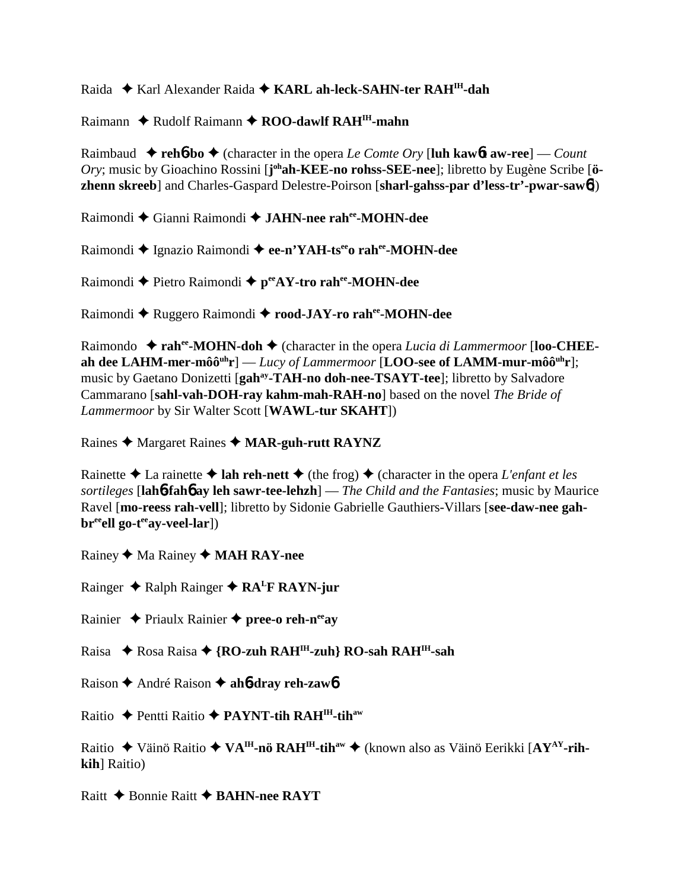Raida ✦ Karl Alexander Raida ✦ **KARL ah-leck-SAHN-ter RAH^IH^-dah**

Raimann ✦ Rudolf Raimann ✦ **ROO-dawlf RAH^IH^-mahn**

Raimbaud ✦ **reh**б**-bo** ✦ (character in the opera *Le Comte Ory* [**luh kaw**б**t aw-ree**] — *Count Ory*; music by Gioachino Rossini [**j^oh^ah-KEE-no rohss-SEE-nee**]; libretto by Eugène Scribe [**ö-zhenn skreeb**] and Charles-Gaspard Delestre-Poirson [**sharl-gahss-par d'less-tr'-pwar-saw**б])

Raimondi ✦ Gianni Raimondi ✦ **JAHN-nee rah^ee^-MOHN-dee**

Raimondi ✦ Ignazio Raimondi ✦ **ee-n'YAH-ts^ee^o rah^ee^-MOHN-dee**

Raimondi ✦ Pietro Raimondi ✦ **p^ee^AY-tro rah^ee^-MOHN-dee**

Raimondi ✦ Ruggero Raimondi ✦ **rood-JAY-ro rah^ee^-MOHN-dee**

Raimondo ✦ **rah^ee^-MOHN-doh** ✦ (character in the opera *Lucia di Lammermoor* [**loo-CHEE-ah dee LAHM-mer-môô^uh^r**] — *Lucy of Lammermoor* [**LOO-see of LAMM-mur-môô^uh^r**]; music by Gaetano Donizetti [**gah^ay^-TAH-no doh-nee-TSAYT-tee**]; libretto by Salvadore Cammarano [**sahl-vah-DOH-ray kahm-mah-RAH-no**] based on the novel *The Bride of Lammermoor* by Sir Walter Scott [**WAWL-tur SKAHT**])

Raines ✦ Margaret Raines ✦ **MAR-guh-rutt RAYNZ**

Rainette ✦ La rainette ✦ **lah reh-nett** ✦ (the frog) ✦ (character in the opera *L'enfant et les sortileges* [**lah**б**fah**б **ay leh sawr-tee-lehzh**] — *The Child and the Fantasies*; music by Maurice Ravel [**mo-reess rah-vell**]; libretto by Sidonie Gabrielle Gauthiers-Villars [**see-daw-nee gah-br^ee^ell go-t^ee^ay-veel-lar**])

Rainey ✦ Ma Rainey ✦ **MAH RAY-nee**

Rainger ✦ Ralph Rainger ✦ **RA^L^F RAYN-jur**

Rainier ✦ Priaulx Rainier ✦ **pree-o reh-n^ee^ay**

Raisa ✦ Rosa Raisa ✦ **{RO-zuh RAH^IH^-zuh} RO-sah RAH^IH^-sah**

Raison ✦ André Raison ✦ **ah**б**-dray reh-zaw**б

Raitio ✦ Pentti Raitio ✦ **PAYNT-tih RAH^IH^-tih^aw^**

Raitio ✦ Väinö Raitio ✦ **VA^IH^-nö RAH^IH^-tih^aw^** ✦ (known also as Väinö Eerikki [**AY^AY^-rih-kih**] Raitio)

Raitt ✦ Bonnie Raitt ✦ **BAHN-nee RAYT**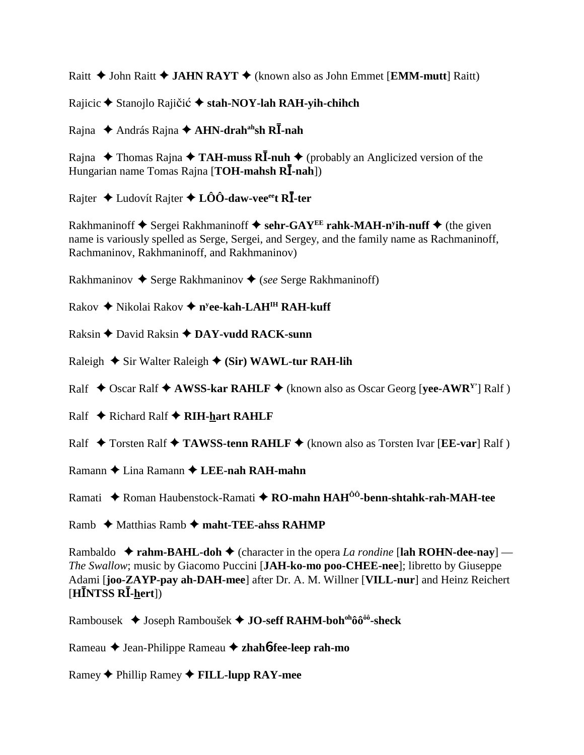Raitt ✦ John Raitt ✦ **JAHN RAYT** ✦ (known also as John Emmet [**EMM-mutt**] Raitt)

Rajicic ✦ Stanojlo Rajičić ✦ **stah-NOY-lah RAH-yih-chihch**

Rajna ✦ András Rajna ✦ **AHN-drah^ah^sh RĪ-nah**

Rajna ✦ Thomas Rajna ✦ **TAH-muss RĪ-nuh** ✦ (probably an Anglicized version of the Hungarian name Tomas Rajna [**TOH-mahsh RĪ-nah**])

Rajter ✦ Ludovít Rajter ✦ **LÔÔ-daw-vee^ee^t RĪ-ter**

Rakhmaninoff ✦ Sergei Rakhmaninoff ✦ **sehr-GAY^EE^ rahk-MAH-n^y^ih-nuff** ✦ (the given name is variously spelled as Serge, Sergei, and Sergey, and the family name as Rachmaninoff, Rachmaninov, Rakhmaninoff, and Rakhmaninov)

Rakhmaninov ✦ Serge Rakhmaninov ✦ (*see* Serge Rakhmaninoff)

Rakov ✦ Nikolai Rakov ✦ **n^y^ee-kah-LAH^IH^ RAH-kuff**

Raksin ✦ David Raksin ✦ **DAY-vudd RACK-sunn**

Raleigh ✦ Sir Walter Raleigh ✦ **(Sir) WAWL-tur RAH-lih**

Ralf ✦ Oscar Ralf ✦ **AWSS-kar RAHLF** ✦ (known also as Oscar Georg [**yee-AWR^Y'^**] Ralf )

Ralf ✦ Richard Ralf ✦ **RIH-hart RAHLF**

Ralf ✦ Torsten Ralf ✦ **TAWSS-tenn RAHLF** ✦ (known also as Torsten Ivar [**EE-var**] Ralf )

Ramann ✦ Lina Ramann ✦ **LEE-nah RAH-mahn**

Ramati ✦ Roman Haubenstock-Ramati ✦ **RO-mahn HAH^ÔÔ^-benn-shtahk-rah-MAH-tee**

Ramb ✦ Matthias Ramb ✦ **maht-TEE-ahss RAHMP**

Rambaldo ✦ **rahm-BAHL-doh** ✦ (character in the opera *La rondine* [**lah ROHN-dee-nay**] — *The Swallow*; music by Giacomo Puccini [**JAH-ko-mo poo-CHEE-nee**]; libretto by Giuseppe Adami [**joo-ZAYP-pay ah-DAH-mee**] after Dr. A. M. Willner [**VILL-nur**] and Heinz Reichert [**HĪNTSS RĪ-hert**])

Rambousek ✦ Joseph Rамboušek ✦ **JO-seff RAHM-boh^oh^ôô^ôô^-sheck**

Rameau ✦ Jean-Philippe Rameau ✦ **zhahɓ-fee-leep rah-mo**

Ramey ✦ Phillip Ramey ✦ **FILL-lupp RAY-mee**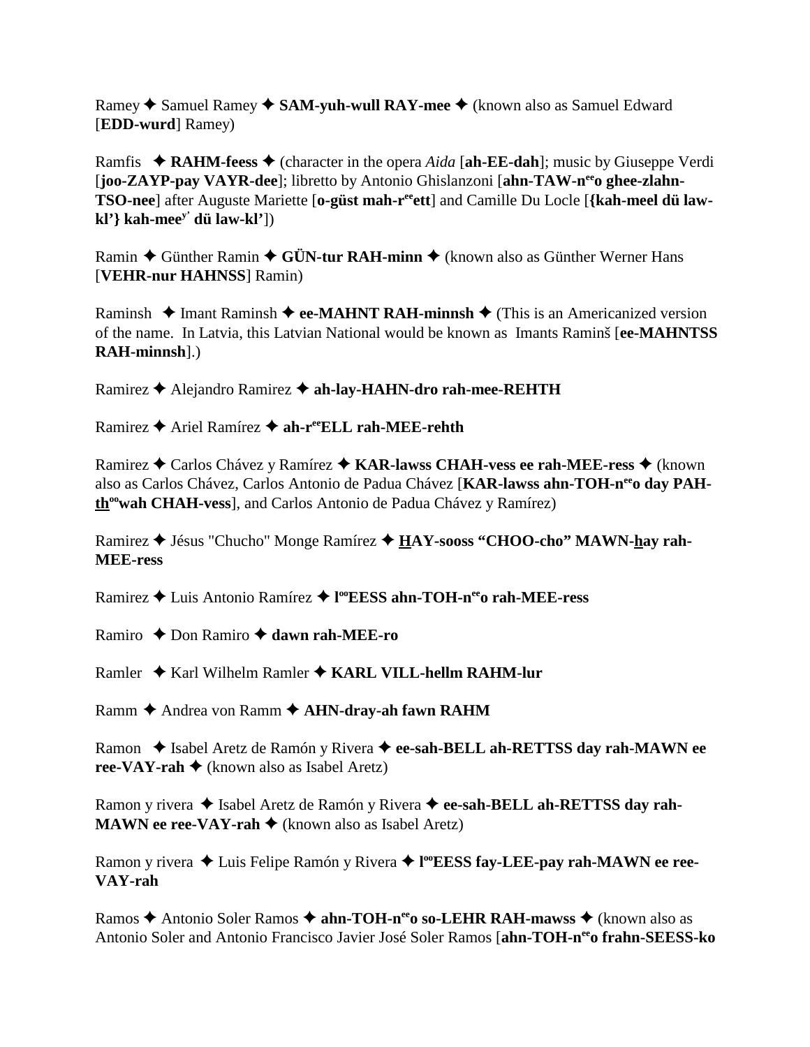Ramey ✦ Samuel Ramey ✦ **SAM-yuh-wull RAY-mee** ✦ (known also as Samuel Edward [**EDD-wurd**] Ramey)

Ramfis ✦ **RAHM-feess** ✦ (character in the opera *Aida* [**ah-EE-dah**]; music by Giuseppe Verdi [**joo-ZAYP-pay VAYR-dee**]; libretto by Antonio Ghislanzoni [**ahn-TAW-n**[ee]**o ghee-zlahn-TSO-nee**] after Auguste Mariette [**o-güst mah-r**[ee]**ett**] and Camille Du Locle [**{kah-meel dü law-kl'} kah-mee**[y']**dü law-kl'**])

Ramin ✦ Günther Ramin ✦ **GÜN-tur RAH-minn** ✦ (known also as Günther Werner Hans [**VEHR-nur HAHNSS**] Ramin)

Raminsh ✦ Imant Raminsh ✦ **ee-MAHNT RAH-minnsh** ✦ (This is an Americanized version of the name. In Latvia, this Latvian National would be known as Imants Raminš [**ee-MAHNTSS RAH-minnsh**].)

Ramirez ✦ Alejandro Ramirez ✦ **ah-lay-HAHN-dro rah-mee-REHTH**

Ramirez ✦ Ariel Ramírez ✦ **ah-r**[ee]**ELL rah-MEE-rehth**

Ramirez ✦ Carlos Chávez y Ramírez ✦ **KAR-lawss CHAH-vess ee rah-MEE-ress** ✦ (known also as Carlos Chávez, Carlos Antonio de Padua Chávez [**KAR-lawss ahn-TOH-n**[ee]**o day PAH-th**[oo]**wah CHAH-vess**], and Carlos Antonio de Padua Chávez y Ramírez)

Ramirez ✦ Jésus "Chucho" Monge Ramírez ✦ **HAY-sooss "CHOO-cho" MAWN-hay rah-MEE-ress**

Ramirez ✦ Luis Antonio Ramírez ✦ **l**[oo]**EESS ahn-TOH-n**[ee]**o rah-MEE-ress**

Ramiro ✦ Don Ramiro ✦ **dawn rah-MEE-ro**

Ramler ✦ Karl Wilhelm Ramler ✦ **KARL VILL-hellm RAHM-lur**

Ramm ✦ Andrea von Ramm ✦ **AHN-dray-ah fawn RAHM**

Ramon ✦ Isabel Aretz de Ramón y Rivera ✦ **ee-sah-BELL ah-RETTSS day rah-MAWN ee ree-VAY-rah** ✦ (known also as Isabel Aretz)

Ramon y rivera ✦ Isabel Aretz de Ramón y Rivera ✦ **ee-sah-BELL ah-RETTSS day rah-MAWN ee ree-VAY-rah** ✦ (known also as Isabel Aretz)

Ramon y rivera ✦ Luis Felipe Ramón y Rivera ✦ **l**[oo]**EESS fay-LEE-pay rah-MAWN ee ree-VAY-rah**

Ramos ✦ Antonio Soler Ramos ✦ **ahn-TOH-n**[ee]**o so-LEHR RAH-mawss** ✦ (known also as Antonio Soler and Antonio Francisco Javier José Soler Ramos [**ahn-TOH-n**[ee]**o frahn-SEESS-ko**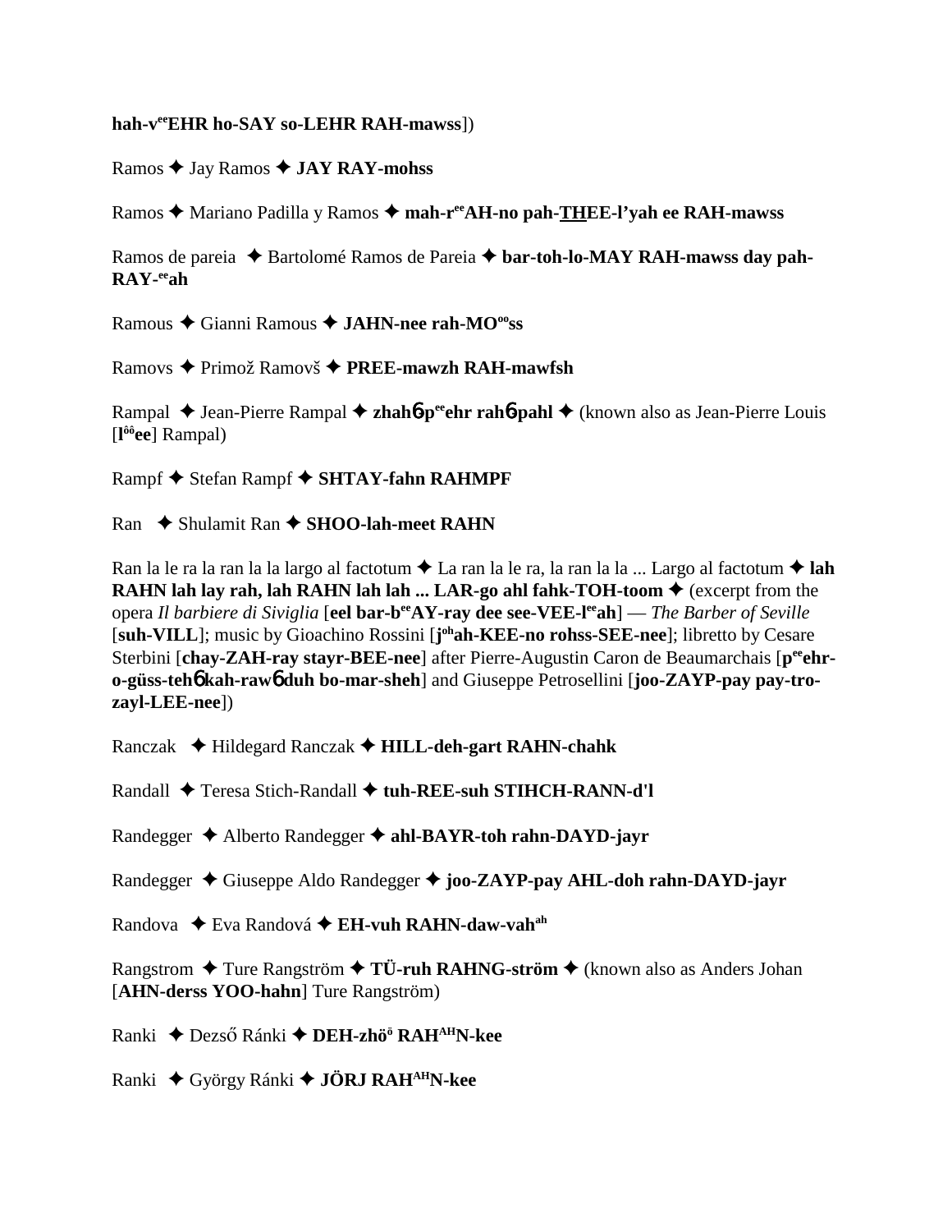**hah-v[ee]EHR ho-SAY so-LEHR RAH-mawss**])

Ramos ✦ Jay Ramos ✦ **JAY RAY-mohss**

Ramos ✦ Mariano Padilla y Ramos ✦ **mah-r[ee]AH-no pah-THEE-l'yah ee RAH-mawss**

Ramos de pareia ✦ Bartolomé Ramos de Pareia ✦ **bar-toh-lo-MAY RAH-mawss day pah-RAY-[ee]ah**

Ramous ✦ Gianni Ramous ✦ **JAHN-nee rah-MO[oo]ss**

Ramovs ✦ Primož Ramovš ✦ **PREE-mawzh RAH-mawfsh**

Rampal ✦ Jean-Pierre Rampal ✦ **zhah�6-p[ee]ehr rah�6-pahl** ✦ (known also as Jean-Pierre Louis [**l[ôô]ee**] Rampal)

Rampf ✦ Stefan Rampf ✦ **SHTAY-fahn RAHMPF**

Ran ✦ Shulamit Ran ✦ **SHOO-lah-meet RAHN**

Ran la le ra la ran la la largo al factotum ✦ La ran la le ra, la ran la la ... Largo al factotum ✦ **lah RAHN lah lay rah, lah RAHN lah lah ... LAR-go ahl fahk-TOH-toom** ✦ (excerpt from the opera *Il barbiere di Siviglia* [**eel bar-b[ee]AY-ray dee see-VEE-l[ee]ah**] — *The Barber of Seville* [**suh-VILL**]; music by Gioachino Rossini [**j[oh]ah-KEE-no rohss-SEE-nee**]; libretto by Cesare Sterbini [**chay-ZAH-ray stayr-BEE-nee**] after Pierre-Augustin Caron de Beaumarchais [**p[ee]ehr-o-güss-teh�6 kah-raw�6 duh bo-mar-sheh**] and Giuseppe Petrosellini [**joo-ZAYP-pay pay-tro-zayl-LEE-nee**])

Ranczak ✦ Hildegard Ranczak ✦ **HILL-deh-gart RAHN-chahk**

Randall ✦ Teresa Stich-Randall ✦ **tuh-REE-suh STIHCH-RANN-d'l**

Randegger ✦ Alberto Randegger ✦ **ahl-BAYR-toh rahn-DAYD-jayr**

Randegger ✦ Giuseppe Aldo Randegger ✦ **joo-ZAYP-pay AHL-doh rahn-DAYD-jayr**

Randova ✦ Eva Randová ✦ **EH-vuh RAHN-daw-vah[ah]**

Rangstrom ✦ Ture Rangström ✦ **TÜ-ruh RAHNG-ström** ✦ (known also as Anders Johan [**AHN-derss YOO-hahn**] Ture Rangström)

Ranki ✦ Dezső Ránki ✦ **DEH-zhö[ö] RAH[AH]N-kee**

Ranki ✦ György Ránki ✦ **JÖRJ RAH[AH]N-kee**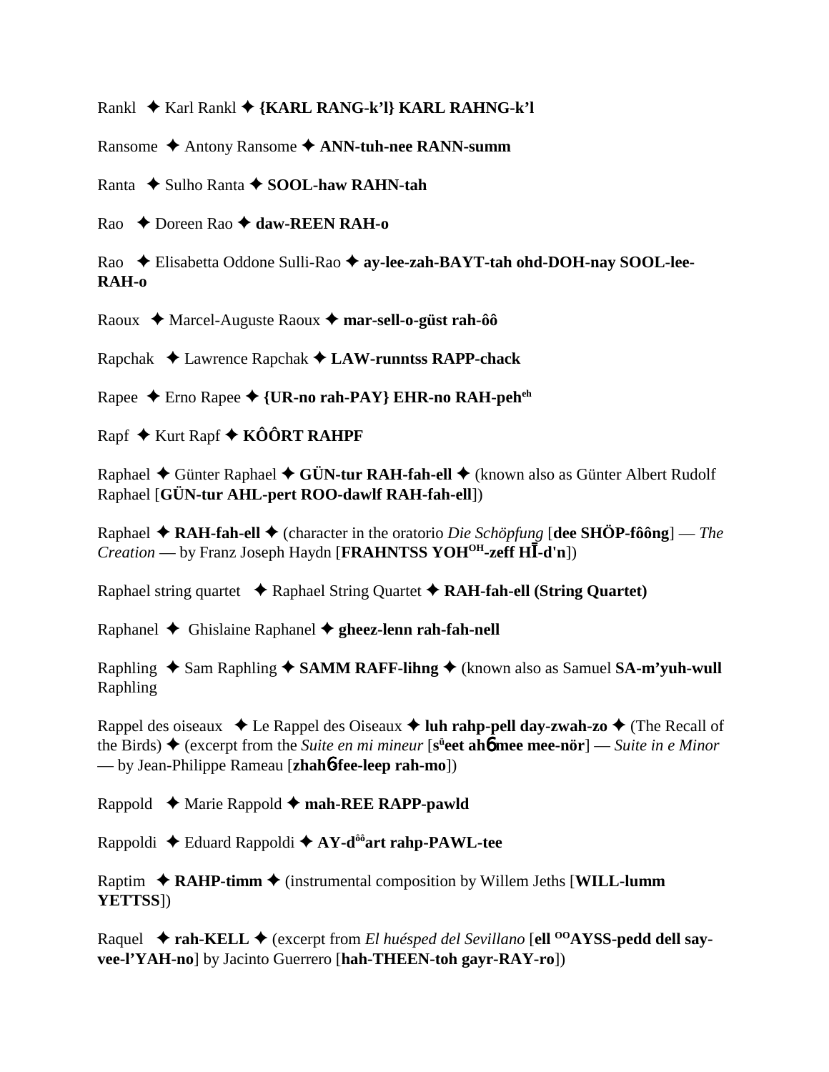Rankl ✦ Karl Rankl ✦ **{KARL RANG-k'l} KARL RAHNG-k'l**

Ransome ✦ Antony Ransome ✦ **ANN-tuh-nee RANN-summ**

Ranta ✦ Sulho Ranta ✦ **SOOL-haw RAHN-tah**

Rao ✦ Doreen Rao ✦ **daw-REEN RAH-o**

Rao ✦ Elisabetta Oddone Sulli-Rao ✦ **ay-lee-zah-BAYT-tah ohd-DOH-nay SOOL-lee-RAH-o**

Raoux ✦ Marcel-Auguste Raoux ✦ **mar-sell-o-güst rah-ôô**

Rapchak ✦ Lawrence Rapchak ✦ **LAW-runntss RAPP-chack**

Rapee ✦ Erno Rapee ✦ **{UR-no rah-PAY} EHR-no RAH-peh**[eh]

Rapf ✦ Kurt Rapf ✦ **KÔÔRT RAHPF**

Raphael ✦ Günter Raphael ✦ **GÜN-tur RAH-fah-ell** ✦ (known also as Günter Albert Rudolf Raphael [**GÜN-tur AHL-pert ROO-dawlf RAH-fah-ell**])

Raphael ✦ **RAH-fah-ell** ✦ (character in the oratorio *Die Schöpfung* [**dee SHÖP-fôông**] — *The Creation* — by Franz Joseph Haydn [**FRAHNTSS YOH**[OH]**-zeff HĪ-d'n**])

Raphael string quartet ✦ Raphael String Quartet ✦ **RAH-fah-ell (String Quartet)**

Raphanel ✦ Ghislaine Raphanel ✦ **gheez-lenn rah-fah-nell**

Raphling ✦ Sam Raphling ✦ **SAMM RAFF-lihng** ✦ (known also as Samuel **SA-m'yuh-wull** Raphling

Rappel des oiseaux ✦ Le Rappel des Oiseaux ✦ **luh rahp-pell day-zwah-zo** ✦ (The Recall of the Birds) ✦ (excerpt from the *Suite en mi mineur* [**s**[ü]**eet ah6 mee mee-nör**] — *Suite in e Minor* — by Jean-Philippe Rameau [**zhah6 fee-leep rah-mo**])

Rappold ✦ Marie Rappold ✦ **mah-REE RAPP-pawld**

Rappoldi ✦ Eduard Rappoldi ✦ **AY-d**[ôô]**art rahp-PAWL-tee**

Raptim ✦ **RAHP-timm** ✦ (instrumental composition by Willem Jeths [**WILL-lumm YETTSS**])

Raquel ✦ **rah-KELL** ✦ (excerpt from *El huésped del Sevillano* [**ell** [OO]**AYSS-pedd dell say-vee-l'YAH-no**] by Jacinto Guerrero [**hah-THEEN-toh gayr-RAY-ro**])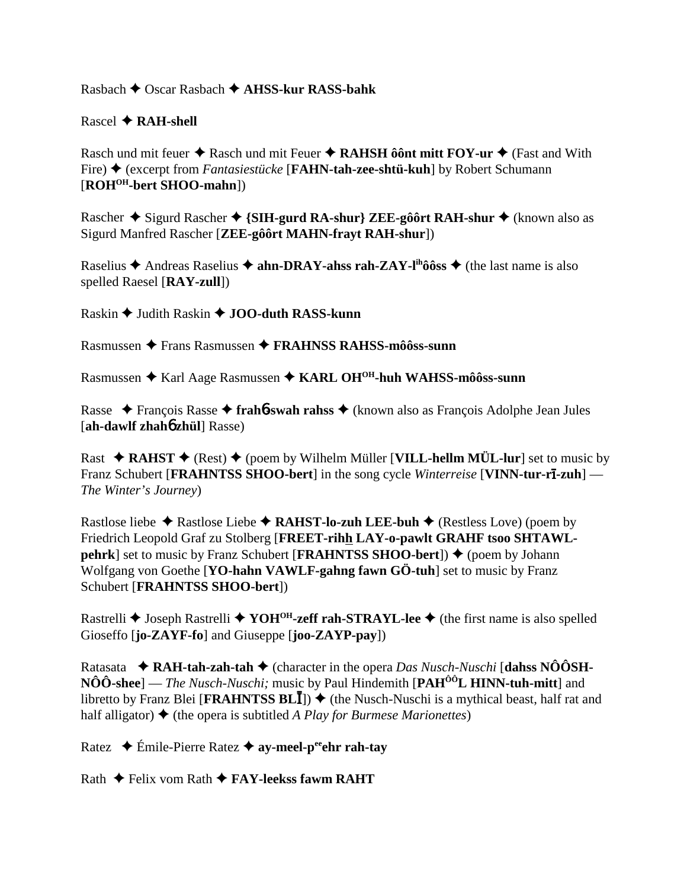Rasbach ✦ Oscar Rasbach ✦ **AHSS-kur RASS-bahk**

Rascel ✦ **RAH-shell**

Rasch und mit feuer ✦ Rasch und mit Feuer ✦ **RAHSH ôônt mitt FOY-ur** ✦ (Fast and With Fire) ✦ (excerpt from *Fantasiestücke* [**FAHN-tah-zee-shtü-kuh**] by Robert Schumann [**ROH**[OH]**-bert SHOO-mahn**])

Rascher ✦ Sigurd Rascher ✦ **{SIH-gurd RA-shur} ZEE-gôôrt RAH-shur** ✦ (known also as Sigurd Manfred Rascher [**ZEE-gôôrt MAHN-frayt RAH-shur**])

Raselius ✦ Andreas Raselius ✦ **ahn-DRAY-ahss rah-ZAY-l**[ih]**ôôss** ✦ (the last name is also spelled Raesel [**RAY-zull**])

Raskin ✦ Judith Raskin ✦ **JOO-duth RASS-kunn**

Rasmussen ✦ Frans Rasmussen ✦ **FRAHNSS RAHSS-môôss-sunn**

Rasmussen ✦ Karl Aage Rasmussen ✦ **KARL OH**[OH]**-huh WAHSS-môôss-sunn**

Rasse ✦ François Rasse ✦ **frahɓ-swah rahss** ✦ (known also as François Adolphe Jean Jules [**ah-dawlf zhahɓ zhül**] Rasse)

Rast ✦ **RAHST** ✦ (Rest) ✦ (poem by Wilhelm Müller [**VILL-hellm MÜL-lur**] set to music by Franz Schubert [**FRAHNTSS SHOO-bert**] in the song cycle *Winterreise* [**VINN-tur-rī-zuh**] — *The Winter's Journey*)

Rastlose liebe ✦ Rastlose Liebe ✦ **RAHST-lo-zuh LEE-buh** ✦ (Restless Love) (poem by Friedrich Leopold Graf zu Stolberg [**FREET-rihh LAY-o-pawlt GRAHF tsoo SHTAWL-pehrk**] set to music by Franz Schubert [**FRAHNTSS SHOO-bert**]) ✦ (poem by Johann Wolfgang von Goethe [**YO-hahn VAWLF-gahng fawn GÖ-tuh**] set to music by Franz Schubert [**FRAHNTSS SHOO-bert**])

Rastrelli ✦ Joseph Rastrelli ✦ **YOH**[OH]**-zeff rah-STRAYL-lee** ✦ (the first name is also spelled Gioseffo [**jo-ZAYF-fo**] and Giuseppe [**joo-ZAYP-pay**])

Ratasata ✦ **RAH-tah-zah-tah** ✦ (character in the opera *Das Nusch-Nuschi* [**dahss NÔÔSH-NÔÔ-shee**] — *The Nusch-Nuschi;* music by Paul Hindemith [**PAH**[ÔÔ]**L HINN-tuh-mitt**] and libretto by Franz Blei [**FRAHNTSS BLĪ**]) ✦ (the Nusch-Nuschi is a mythical beast, half rat and half alligator) ✦ (the opera is subtitled *A Play for Burmese Marionettes*)

Ratez ✦ Émile-Pierre Ratez ✦ **ay-meel-p**[ee]**ehr rah-tay**

Rath ✦ Felix vom Rath ✦ **FAY-leekss fawm RAHT**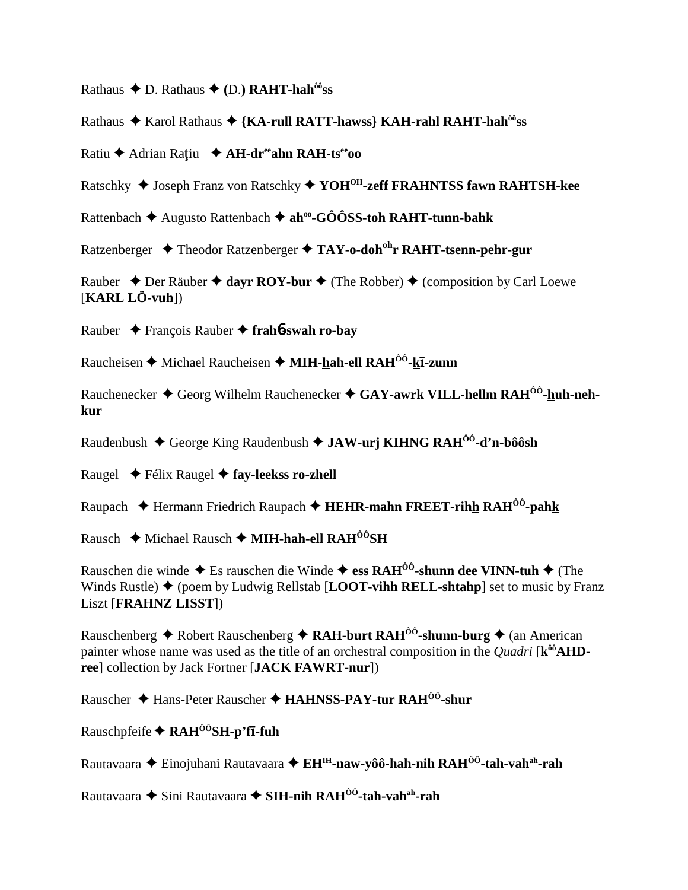Rathaus ✦ D. Rathaus ✦ **(**D.**) RAHT-hah^ôô^ss**

Rathaus ✦ Karol Rathaus ✦ **{KA-rull RATT-hawss} KAH-rahl RAHT-hah^ôô^ss**

Ratiu ✦ Adrian Raţiu ✦ **AH-dr^ee^ahn RAH-ts^ee^oo**

Ratschky ✦ Joseph Franz von Ratschky ✦ **YOH^OH^-zeff FRAHNTSS fawn RAHTSH-kee**

Rattenbach ✦ Augusto Rattenbach ✦ **ah^oo^-GÔÔSS-toh RAHT-tunn-bahk**

Ratzenberger ✦ Theodor Ratzenberger ✦ **TAY-o-doh^oh^r RAHT-tsenn-pehr-gur**

Rauber ✦ Der Räuber ✦ **dayr ROY-bur** ✦ (The Robber) ✦ (composition by Carl Loewe [**KARL LÖ-vuh**])

Rauber ✦ François Rauber ✦ **frahɓ-swah ro-bay**

Raucheisen ✦ Michael Raucheisen ✦ **MIH-hah-ell RAH^ÔÔ^-kī-zunn**

Rauchenecker ✦ Georg Wilhelm Rauchenecker ✦ **GAY-awrk VILL-hellm RAH^ÔÔ^-huh-neh-kur**

Raudenbush ✦ George King Raudenbush ✦ **JAW-urj KIHNG RAH^ÔÔ^-d'n-bôôsh**

Raugel ✦ Félix Raugel ✦ **fay-leekss ro-zhell**

Raupach ✦ Hermann Friedrich Raupach ✦ **HEHR-mahn FREET-rihh RAH^ÔÔ^-pahk**

Rausch ✦ Michael Rausch ✦ **MIH-hah-ell RAH^ÔÔ^SH**

Rauschen die winde ✦ Es rauschen die Winde ✦ **ess RAH^ÔÔ^-shunn dee VINN-tuh** ✦ (The Winds Rustle) ✦ (poem by Ludwig Rellstab [**LOOT-vihh RELL-shtahp**] set to music by Franz Liszt [**FRAHNZ LISST**])

Rauschenberg ✦ Robert Rauschenberg ✦ **RAH-burt RAH^ÔÔ^-shunn-burg** ✦ (an American painter whose name was used as the title of an orchestral composition in the *Quadri* [**k^ôô^AHD-ree**] collection by Jack Fortner [**JACK FAWRT-nur**])

Rauscher ✦ Hans-Peter Rauscher ✦ **HAHNSS-PAY-tur RAH^ÔÔ^-shur**

Rauschpfeife ✦ **RAH^ÔÔ^SH-p'fī-fuh**

Rautavaara ✦ Einojuhani Rautavaara ✦ **EH^IH^-naw-yôô-hah-nih RAH^ÔÔ^-tah-vah^ah^-rah**

Rautavaara ✦ Sini Rautavaara ✦ **SIH-nih RAH^ÔÔ^-tah-vah^ah^-rah**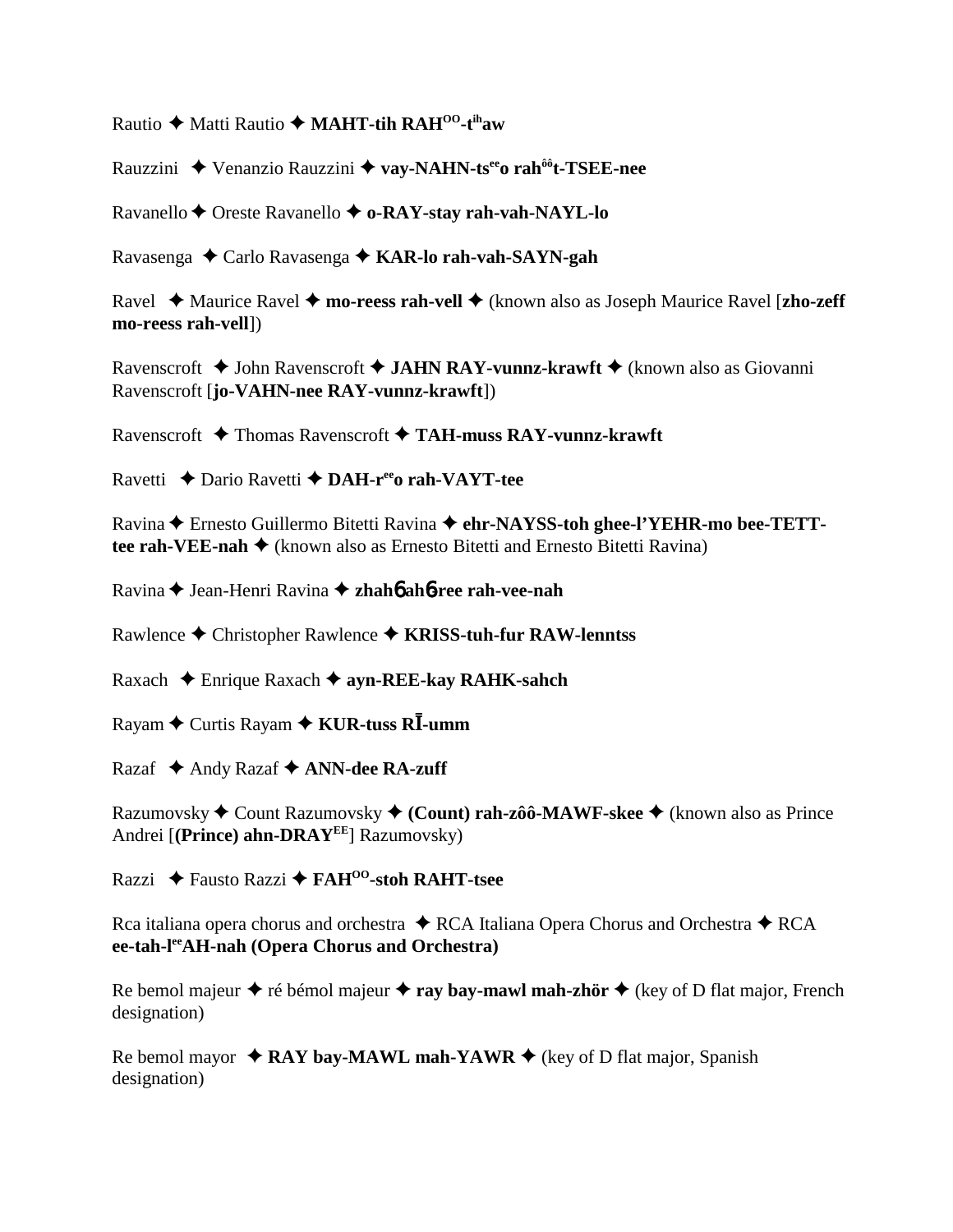Rautio ✦ Matti Rautio ✦ **MAHT-tih RAH[OO]-t[ih]aw**

Rauzzini ✦ Venanzio Rauzzini ✦ **vay-NAHN-ts[ee]o rah[ôô]t-TSEE-nee**

Ravanello ✦ Oreste Ravanello ✦ **o-RAY-stay rah-vah-NAYL-lo**

Ravasenga ✦ Carlo Ravasenga ✦ **KAR-lo rah-vah-SAYN-gah**

Ravel ✦ Maurice Ravel ✦ **mo-reess rah-vell** ✦ (known also as Joseph Maurice Ravel [**zho-zeff mo-reess rah-vell**])

Ravenscroft ✦ John Ravenscroft ✦ **JAHN RAY-vunnz-krawft** ✦ (known also as Giovanni Ravenscroft [**jo-VAHN-nee RAY-vunnz-krawft**])

Ravenscroft ✦ Thomas Ravenscroft ✦ **TAH-muss RAY-vunnz-krawft**

Ravetti ✦ Dario Ravetti ✦ **DAH-r[ee]o rah-VAYT-tee**

Ravina ✦ Ernesto Guillermo Bitetti Ravina ✦ **ehr-NAYSS-toh ghee-l'YEHR-mo bee-TETT-tee rah-VEE-nah** ✦ (known also as Ernesto Bitetti and Ernesto Bitetti Ravina)

Ravina ✦ Jean-Henri Ravina ✦ **zhahɓ ahɓ-ree rah-vee-nah**

Rawlence ✦ Christopher Rawlence ✦ **KRISS-tuh-fur RAW-lenntss**

Raxach ✦ Enrique Raxach ✦ **ayn-REE-kay RAHK-sahch**

Rayam ✦ Curtis Rayam ✦ **KUR-tuss RĪ-umm**

Razaf ✦ Andy Razaf ✦ **ANN-dee RA-zuff**

Razumovsky ✦ Count Razumovsky ✦ **(Count) rah-zôô-MAWF-skee** ✦ (known also as Prince Andrei [**(Prince) ahn-DRAY[EE]**] Razumovsky)

Razzi ✦ Fausto Razzi ✦ **FAH[OO]-stoh RAHT-tsee**

Rca italiana opera chorus and orchestra ✦ RCA Italiana Opera Chorus and Orchestra ✦ RCA **ee-tah-l[ee]AH-nah (Opera Chorus and Orchestra)**

Re bemol majeur ✦ ré bémol majeur ✦ **ray bay-mawl mah-zhör** ✦ (key of D flat major, French designation)

Re bemol mayor ✦ **RAY bay-MAWL mah-YAWR** ✦ (key of D flat major, Spanish designation)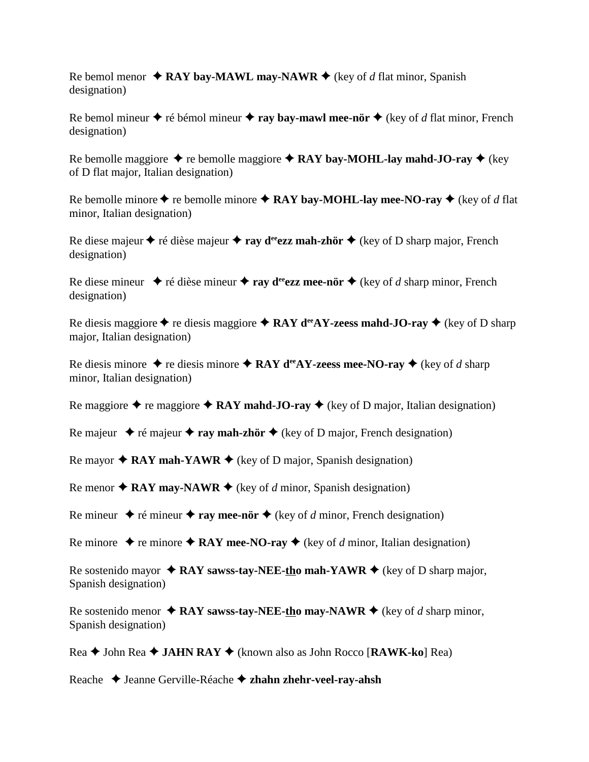Re bemol menor ✦ **RAY bay-MAWL may-NAWR** ✦ (key of *d* flat minor, Spanish designation)

Re bemol mineur ✦ ré bémol mineur ✦ **ray bay-mawl mee-nör** ✦ (key of *d* flat minor, French designation)

Re bemolle maggiore ✦ re bemolle maggiore ✦ **RAY bay-MOHL-lay mahd-JO-ray** ✦ (key of D flat major, Italian designation)

Re bemolle minore ✦ re bemolle minore ✦ **RAY bay-MOHL-lay mee-NO-ray** ✦ (key of *d* flat minor, Italian designation)

Re diese majeur ✦ ré dièse majeur ✦ **ray d[ee]ezz mah-zhör** ✦ (key of D sharp major, French designation)

Re diese mineur ✦ ré dièse mineur ✦ **ray d[ee]ezz mee-nör** ✦ (key of *d* sharp minor, French designation)

Re diesis maggiore ✦ re diesis maggiore ✦ **RAY d[ee]AY-zeess mahd-JO-ray** ✦ (key of D sharp major, Italian designation)

Re diesis minore ✦ re diesis minore ✦ **RAY d[ee]AY-zeess mee-NO-ray** ✦ (key of *d* sharp minor, Italian designation)

Re maggiore ✦ re maggiore ✦ **RAY mahd-JO-ray** ✦ (key of D major, Italian designation)

Re majeur ✦ ré majeur ✦ **ray mah-zhör** ✦ (key of D major, French designation)

Re mayor ✦ **RAY mah-YAWR** ✦ (key of D major, Spanish designation)

Re menor ✦ **RAY may-NAWR** ✦ (key of *d* minor, Spanish designation)

Re mineur ✦ ré mineur ✦ **ray mee-nör** ✦ (key of *d* minor, French designation)

Re minore ✦ re minore ✦ **RAY mee-NO-ray** ✦ (key of *d* minor, Italian designation)

Re sostenido mayor ✦ **RAY sawss-tay-NEE-<u>th</u>o mah-YAWR** ✦ (key of D sharp major, Spanish designation)

Re sostenido menor ✦ **RAY sawss-tay-NEE-<u>th</u>o may-NAWR** ✦ (key of *d* sharp minor, Spanish designation)

Rea ✦ John Rea ✦ **JAHN RAY** ✦ (known also as John Rocco [**RAWK-ko**] Rea)

Reache ✦ Jeanne Gerville-Réache ✦ **zhahn zhehr-veel-ray-ahsh**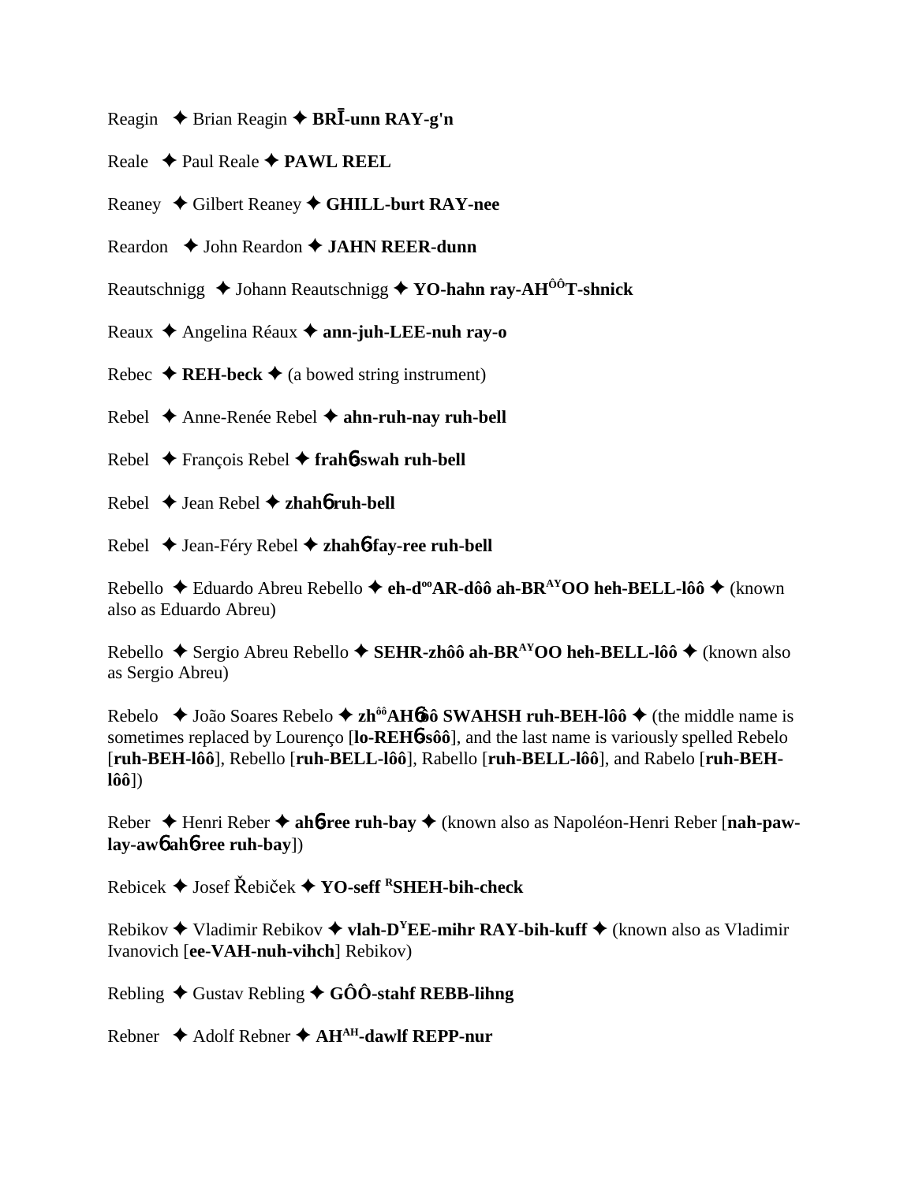Reagin ✦ Brian Reagin ✦ **BRĪ-unn RAY-g'n**

Reale ✦ Paul Reale ✦ **PAWL REEL**

Reaney ✦ Gilbert Reaney ✦ **GHILL-burt RAY-nee**

Reardon ✦ John Reardon ✦ **JAHN REER-dunn**

Reautschnigg ✦ Johann Reautschnigg ✦ **YO-hahn ray-AH[ÔÔ]T-shnick**

Reaux ✦ Angelina Réaux ✦ **ann-juh-LEE-nuh ray-o**

Rebec ✦ **REH-beck** ✦ (a bowed string instrument)

Rebel ✦ Anne-Renée Rebel ✦ **ahn-ruh-nay ruh-bell**

Rebel ✦ François Rebel ✦ **frahɓ-swah ruh-bell**

Rebel ✦ Jean Rebel ✦ **zhahɓ ruh-bell**

Rebel ✦ Jean-Féry Rebel ✦ **zhahɓ-fay-ree ruh-bell**

Rebello ✦ Eduardo Abreu Rebello ✦ **eh-d[oo]AR-dôô ah-BR[AY]OO heh-BELL-lôô** ✦ (known also as Eduardo Abreu)

Rebello ✦ Sergio Abreu Rebello ✦ **SEHR-zhôô ah-BR[AY]OO heh-BELL-lôô** ✦ (known also as Sergio Abreu)

Rebelo ✦ João Soares Rebelo ✦ **zh[ôô]AHɓôô SWAHSH ruh-BEH-lôô** ✦ (the middle name is sometimes replaced by Lourenço [**lo-REHɓ-sôô**], and the last name is variously spelled Rebelo [**ruh-BEH-lôô**], Rebello [**ruh-BELL-lôô**], Rabello [**ruh-BELL-lôô**], and Rabelo [**ruh-BEH-lôô**])

Reber ✦ Henri Reber ✦ **ahɓ-ree ruh-bay** ✦ (known also as Napoléon-Henri Reber [**nah-paw-lay-awɓ-ahɓ-ree ruh-bay**])

Rebicek ✦ Josef Řebiček ✦ **YO-seff [R]SHEH-bih-check**

Rebikov ✦ Vladimir Rebikov ✦ **vlah-D[Y]EE-mihr RAY-bih-kuff** ✦ (known also as Vladimir Ivanovich [**ee-VAH-nuh-vihch**] Rebikov)

Rebling ✦ Gustav Rebling ✦ **GÔÔ-stahf REBB-lihng**

Rebner ✦ Adolf Rebner ✦ **AH[AH]-dawlf REPP-nur**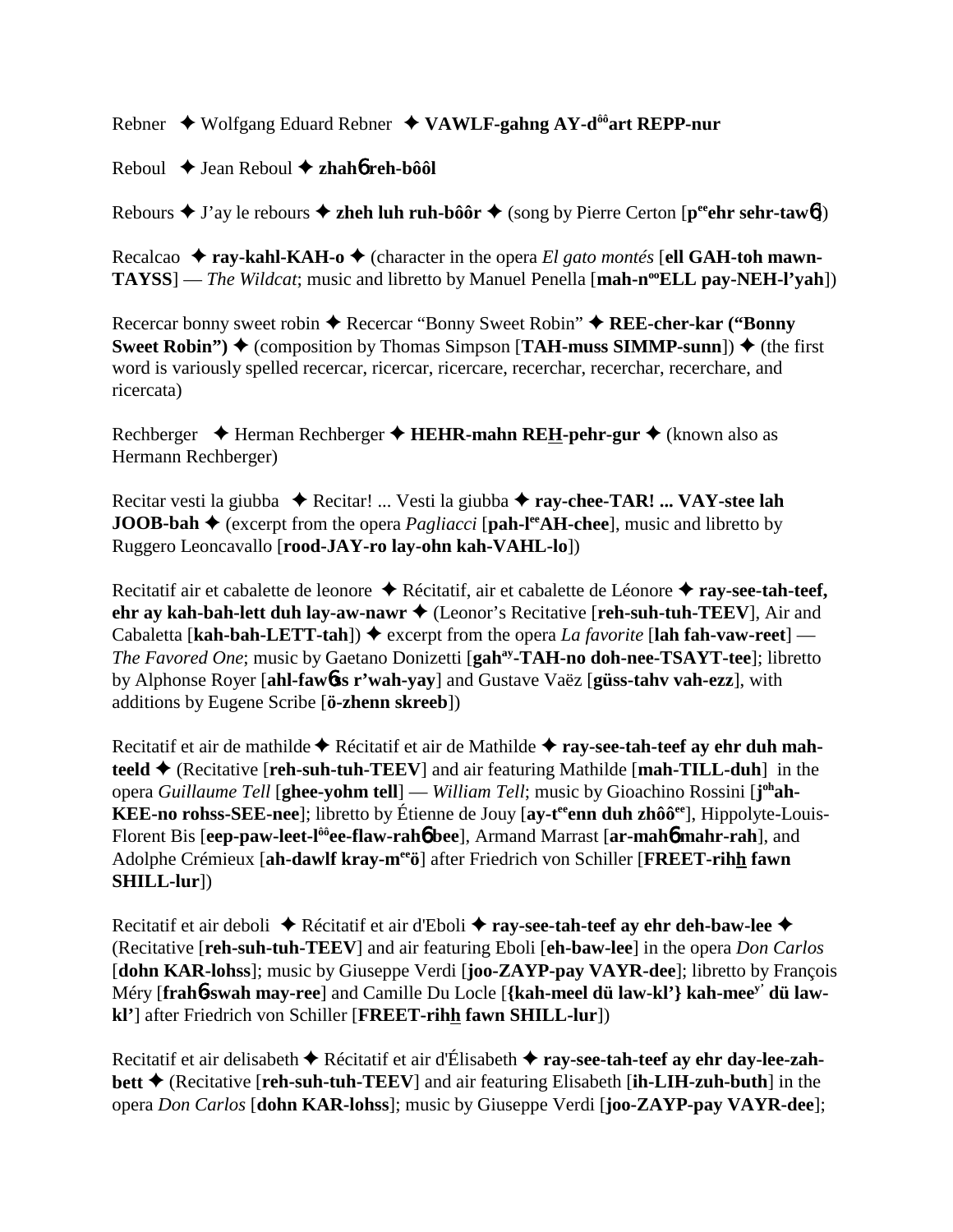Rebner ✦ Wolfgang Eduard Rebner ✦ **VAWLF-gahng AY-d<sup>ôô</sup>art REPP-nur**

Reboul ✦ Jean Reboul ✦ **zhah6 reh-bôôl**

Rebours ✦ J'ay le rebours ✦ **zheh luh ruh-bôôr** ✦ (song by Pierre Certon [**p<sup>ee</sup>ehr sehr-taw6**])

Recalcao ✦ **ray-kahl-KAH-o** ✦ (character in the opera *El gato montés* [**ell GAH-toh mawn-TAYSS**] — *The Wildcat*; music and libretto by Manuel Penella [**mah-n<sup>oo</sup>ELL pay-NEH-l'yah**])

Recercar bonny sweet robin ✦ Recercar "Bonny Sweet Robin" ✦ **REE-cher-kar ("Bonny Sweet Robin")** ✦ (composition by Thomas Simpson [**TAH-muss SIMMP-sunn**]) ✦ (the first word is variously spelled recercar, ricercar, ricercare, recerchar, recerchar, recerchare, and ricercata)

Rechberger ✦ Herman Rechberger ✦ **HEHR-mahn REH-pehr-gur** ✦ (known also as Hermann Rechberger)

Recitar vesti la giubba ✦ Recitar! ... Vesti la giubba ✦ **ray-chee-TAR! ... VAY-stee lah JOOB-bah** ✦ (excerpt from the opera *Pagliacci* [**pah-l<sup>ee</sup>AH-chee**], music and libretto by Ruggero Leoncavallo [**rood-JAY-ro lay-ohn kah-VAHL-lo**])

Recitatif air et cabalette de leonore ✦ Récitatif, air et cabalette de Léonore ✦ **ray-see-tah-teef, ehr ay kah-bah-lett duh lay-aw-nawr** ✦ (Leonor's Recitative [**reh-suh-tuh-TEEV**], Air and Cabaletta [**kah-bah-LETT-tah**]) ✦ excerpt from the opera *La favorite* [**lah fah-vaw-reet**] — *The Favored One*; music by Gaetano Donizetti [**gah<sup>ay</sup>-TAH-no doh-nee-TSAYT-tee**]; libretto by Alphonse Royer [**ahl-faw6ss r'wah-yay**] and Gustave Vaëz [**güss-tahv vah-ezz**], with additions by Eugene Scribe [**ö-zhenn skreeb**])

Recitatif et air de mathilde ✦ Récitatif et air de Mathilde ✦ **ray-see-tah-teef ay ehr duh mah-teeld** ✦ (Recitative [**reh-suh-tuh-TEEV**] and air featuring Mathilde [**mah-TILL-duh**] in the opera *Guillaume Tell* [**ghee-yohm tell**] — *William Tell*; music by Gioachino Rossini [**j<sup>oh</sup>ah-KEE-no rohss-SEE-nee**]; libretto by Étienne de Jouy [**ay-t<sup>ee</sup>enn duh zhôô<sup>ee</sup>**], Hippolyte-Louis-Florent Bis [**eep-paw-leet-l<sup>ôô</sup>ee-flaw-rah6 bee**], Armand Marrast [**ar-mah6 mahr-rah**], and Adolphe Crémieux [**ah-dawlf kray-m<sup>ee</sup>ö**] after Friedrich von Schiller [**FREET-rihh fawn SHILL-lur**])

Recitatif et air deboli ✦ Récitatif et air d'Eboli ✦ **ray-see-tah-teef ay ehr deh-baw-lee** ✦ (Recitative [**reh-suh-tuh-TEEV**] and air featuring Eboli [**eh-baw-lee**] in the opera *Don Carlos* [**dohn KAR-lohss**]; music by Giuseppe Verdi [**joo-ZAYP-pay VAYR-dee**]; libretto by François Méry [**frah6-swah may-ree**] and Camille Du Locle [**{kah-meel dü law-kl'} kah-mee<sup>y'</sup> dü law-kl'**] after Friedrich von Schiller [**FREET-rihh fawn SHILL-lur**])

Recitatif et air delisabeth ✦ Récitatif et air d'Élisabeth ✦ **ray-see-tah-teef ay ehr day-lee-zah-bett** ✦ (Recitative [**reh-suh-tuh-TEEV**] and air featuring Elisabeth [**ih-LIH-zuh-buth**] in the opera *Don Carlos* [**dohn KAR-lohss**]; music by Giuseppe Verdi [**joo-ZAYP-pay VAYR-dee**];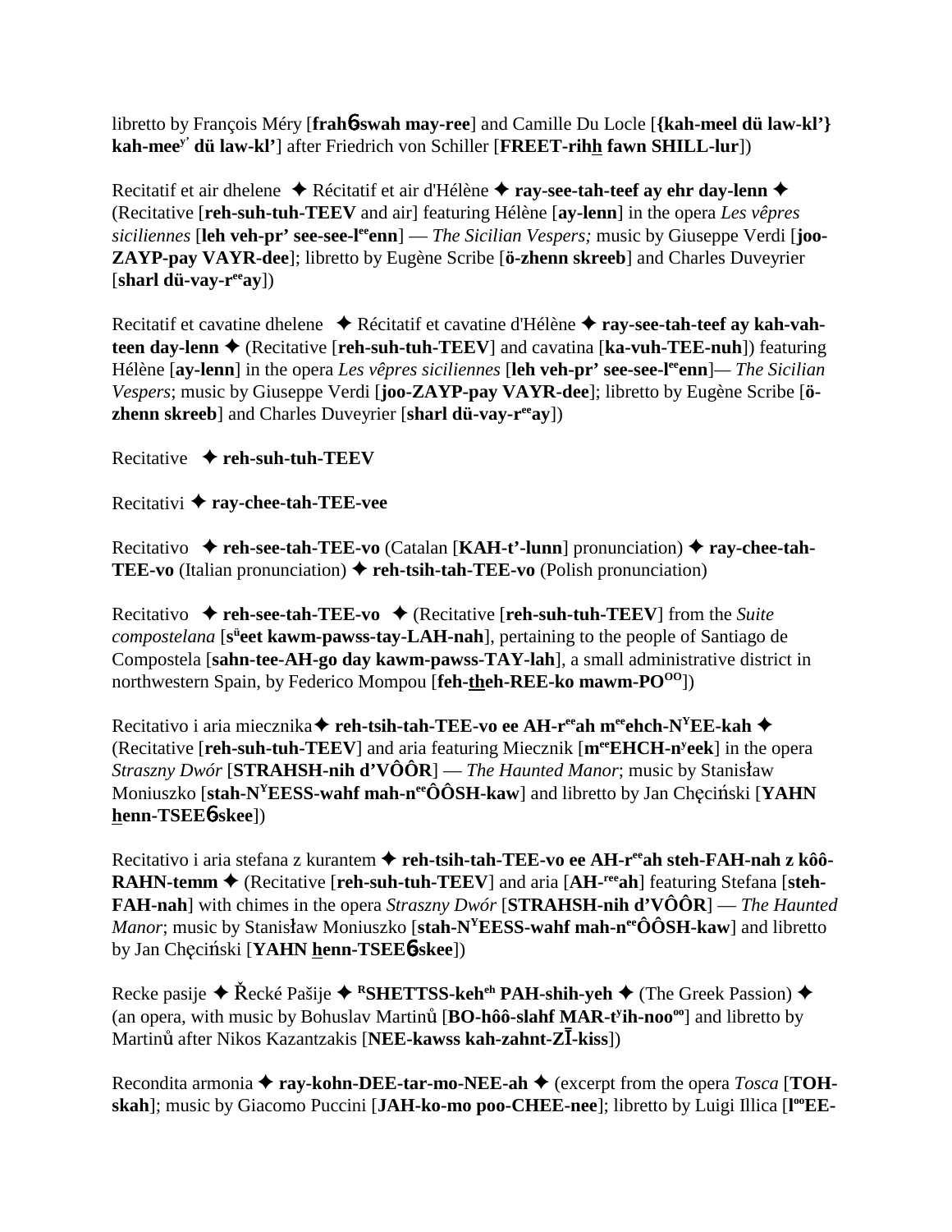libretto by François Méry [**frahɓ-swah may-ree**] and Camille Du Locle [**{kah-meel dü law-kl'} kah-mee^y' dü law-kl'**] after Friedrich von Schiller [**FREET-rihh fawn SHILL-lur**])

Recitatif et air dhelene ✦ Récitatif et air d'Hélène ✦ **ray-see-tah-teef ay ehr day-lenn** ✦ (Recitative [**reh-suh-tuh-TEEV** and air] featuring Hélène [**ay-lenn**] in the opera *Les vêpres siciliennes* [**leh veh-pr' see-see-l^ee enn**] — *The Sicilian Vespers;* music by Giuseppe Verdi [**joo-ZAYP-pay VAYR-dee**]; libretto by Eugène Scribe [**ö-zhenn skreeb**] and Charles Duveyrier [**sharl dü-vay-r^ee ay**])

Recitatif et cavatine dhelene ✦ Récitatif et cavatine d'Hélène ✦ **ray-see-tah-teef ay kah-vah-teen day-lenn** ✦ (Recitative [**reh-suh-tuh-TEEV**] and cavatina [**ka-vuh-TEE-nuh**]) featuring Hélène [**ay-lenn**] in the opera *Les vêpres siciliennes* [**leh veh-pr' see-see-l^ee enn**]— *The Sicilian Vespers*; music by Giuseppe Verdi [**joo-ZAYP-pay VAYR-dee**]; libretto by Eugène Scribe [**ö-zhenn skreeb**] and Charles Duveyrier [**sharl dü-vay-r^ee ay**])

Recitative ✦ **reh-suh-tuh-TEEV**

Recitativi ✦ **ray-chee-tah-TEE-vee**

Recitativo ✦ **reh-see-tah-TEE-vo** (Catalan [**KAH-t'-lunn**] pronunciation) ✦ **ray-chee-tah-TEE-vo** (Italian pronunciation) ✦ **reh-tsih-tah-TEE-vo** (Polish pronunciation)

Recitativo ✦ **reh-see-tah-TEE-vo** ✦ (Recitative [**reh-suh-tuh-TEEV**] from the *Suite compostelana* [**s^ü eet kawm-pawss-tay-LAH-nah**], pertaining to the people of Santiago de Compostela [**sahn-tee-AH-go day kawm-pawss-TAY-lah**], a small administrative district in northwestern Spain, by Federico Mompou [**feh-theh-REE-ko mawm-PO^OO**])

Recitativo i aria miecznika ✦ **reh-tsih-tah-TEE-vo ee AH-r^ee ah m^ee ehch-N^Y EE-kah** ✦ (Recitative [**reh-suh-tuh-TEEV**] and aria featuring Miecznik [**m^ee EHCH-n^y eek**] in the opera *Straszny Dwór* [**STRAHSH-nih d'VÔÔR**] — *The Haunted Manor*; music by Stanisław Moniuszko [**stah-N^Y EESS-wahf mah-n^ee ÔÔSH-kaw**] and libretto by Jan Chęciński [**YAHN henn-TSEEɓ-skee**])

Recitativo i aria stefana z kurantem ✦ **reh-tsih-tah-TEE-vo ee AH-r^ee ah steh-FAH-nah z kôô-RAHN-temm** ✦ (Recitative [**reh-suh-tuh-TEEV**] and aria [**AH-^ree ah**] featuring Stefana [**steh-FAH-nah**] with chimes in the opera *Straszny Dwór* [**STRAHSH-nih d'VÔÔR**] — *The Haunted Manor*; music by Stanisław Moniuszko [**stah-N^Y EESS-wahf mah-n^ee ÔÔSH-kaw**] and libretto by Jan Chęciński [**YAHN henn-TSEEɓ-skee**])

Recke pasije ✦ Řecké Pašije ✦ **^R SHETTSS-keh^eh PAH-shih-yeh** ✦ (The Greek Passion) ✦ (an opera, with music by Bohuslav Martinů [**BO-hôô-slahf MAR-t^y ih-noo^oo**] and libretto by Martinů after Nikos Kazantzakis [**NEE-kawss kah-zahnt-ZĪ-kiss**])

Recondita armonia ✦ **ray-kohn-DEE-tar-mo-NEE-ah** ✦ (excerpt from the opera *Tosca* [**TOH-skah**]; music by Giacomo Puccini [**JAH-ko-mo poo-CHEE-nee**]; libretto by Luigi Illica [**l^oo EE-**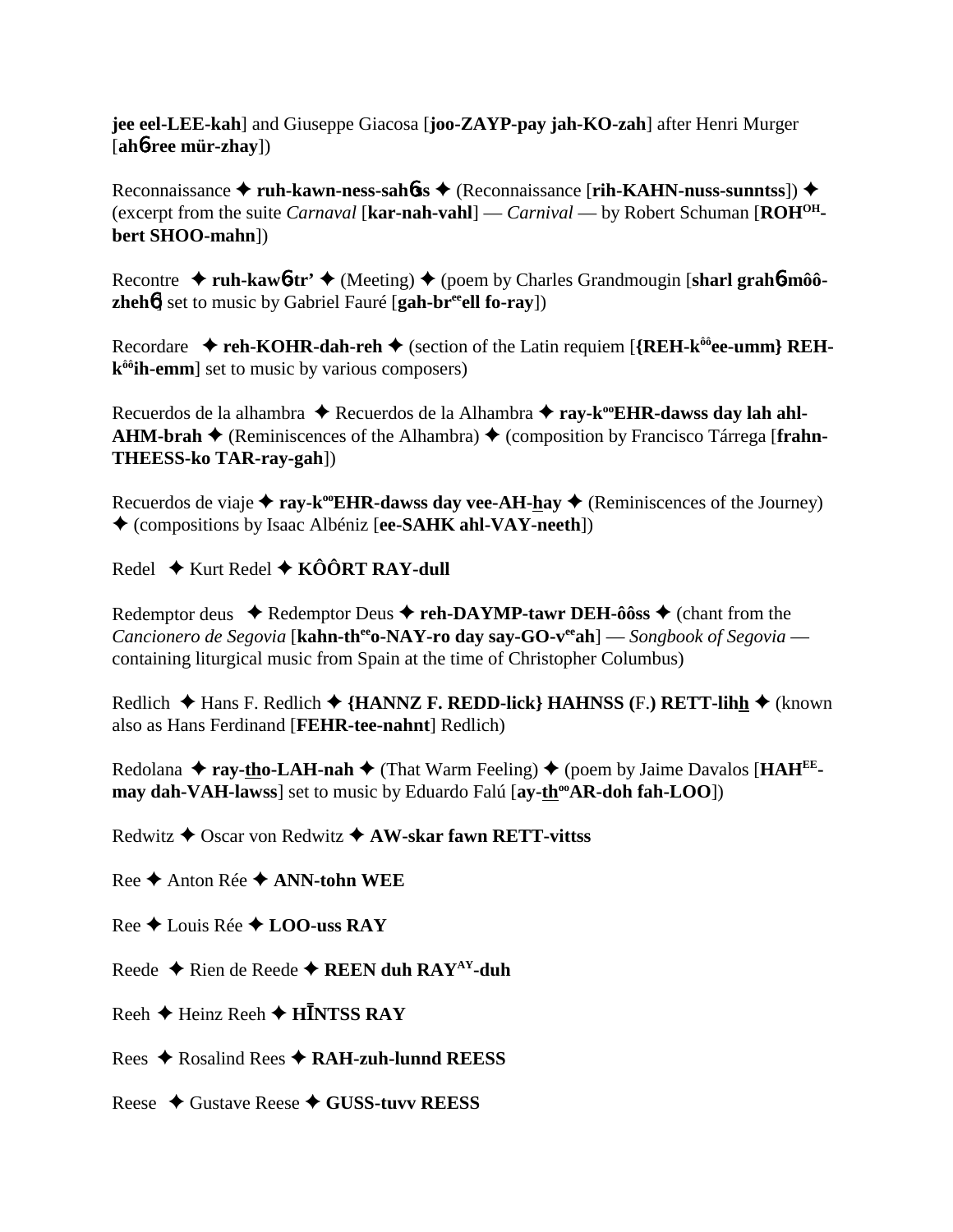**jee eel-LEE-kah**] and Giuseppe Giacosa [**joo-ZAYP-pay jah-KO-zah**] after Henri Murger [**ah6-ree mür-zhay**])

Reconnaissance ✦ **ruh-kawn-ness-sah6ss** ✦ (Reconnaissance [**rih-KAHN-nuss-sunntss**]) ✦ (excerpt from the suite *Carnaval* [**kar-nah-vahl**] — *Carnival* — by Robert Schuman [**ROH$^{OH}$-bert SHOO-mahn**])

Recontre ✦ **ruh-kaw6-tr'** ✦ (Meeting) ✦ (poem by Charles Grandmougin [**sharl grah6-môô-zheh6**] set to music by Gabriel Fauré [**gah-br$^{ee}$ell fo-ray**])

Recordare ✦ **reh-KOHR-dah-reh** ✦ (section of the Latin requiem [**{REH-k$^{ôô}$ee-umm} REH-k$^{ôô}$ih-emm**] set to music by various composers)

Recuerdos de la alhambra ✦ Recuerdos de la Alhambra ✦ **ray-k$^{oo}$EHR-dawss day lah ahl-AHM-brah** ✦ (Reminiscences of the Alhambra) ✦ (composition by Francisco Tárrega [**frahn-THEESS-ko TAR-ray-gah**])

Recuerdos de viaje ✦ **ray-k$^{oo}$EHR-dawss day vee-AH-hay** ✦ (Reminiscences of the Journey) ✦ (compositions by Isaac Albéniz [**ee-SAHK ahl-VAY-neeth**])

Redel ✦ Kurt Redel ✦ **KÔÔRT RAY-dull**

Redemptor deus ✦ Redemptor Deus ✦ **reh-DAYMP-tawr DEH-ôôss** ✦ (chant from the *Cancionero de Segovia* [**kahn-th$^{ee}$o-NAY-ro day say-GO-v$^{ee}$ah**] — *Songbook of Segovia* — containing liturgical music from Spain at the time of Christopher Columbus)

Redlich ✦ Hans F. Redlich ✦ **{HANNZ F. REDD-lick} HAHNSS (**F.**) RETT-lihh** ✦ (known also as Hans Ferdinand [**FEHR-tee-nahnt**] Redlich)

Redolana ✦ **ray-tho-LAH-nah** ✦ (That Warm Feeling) ✦ (poem by Jaime Davalos [**HAH$^{EE}$-may dah-VAH-lawss**] set to music by Eduardo Falú [**ay-th$^{oo}$AR-doh fah-LOO**])

Redwitz ✦ Oscar von Redwitz ✦ **AW-skar fawn RETT-vittss**

Ree ✦ Anton Rée ✦ **ANN-tohn WEE**

Ree ✦ Louis Rée ✦ **LOO-uss RAY**

Reede ✦ Rien de Reede ✦ **REEN duh RAY$^{AY}$-duh**

Reeh ✦ Heinz Reeh ✦ **HĪNTSS RAY**

Rees ✦ Rosalind Rees ✦ **RAH-zuh-lunnd REESS**

Reese ✦ Gustave Reese ✦ **GUSS-tuvv REESS**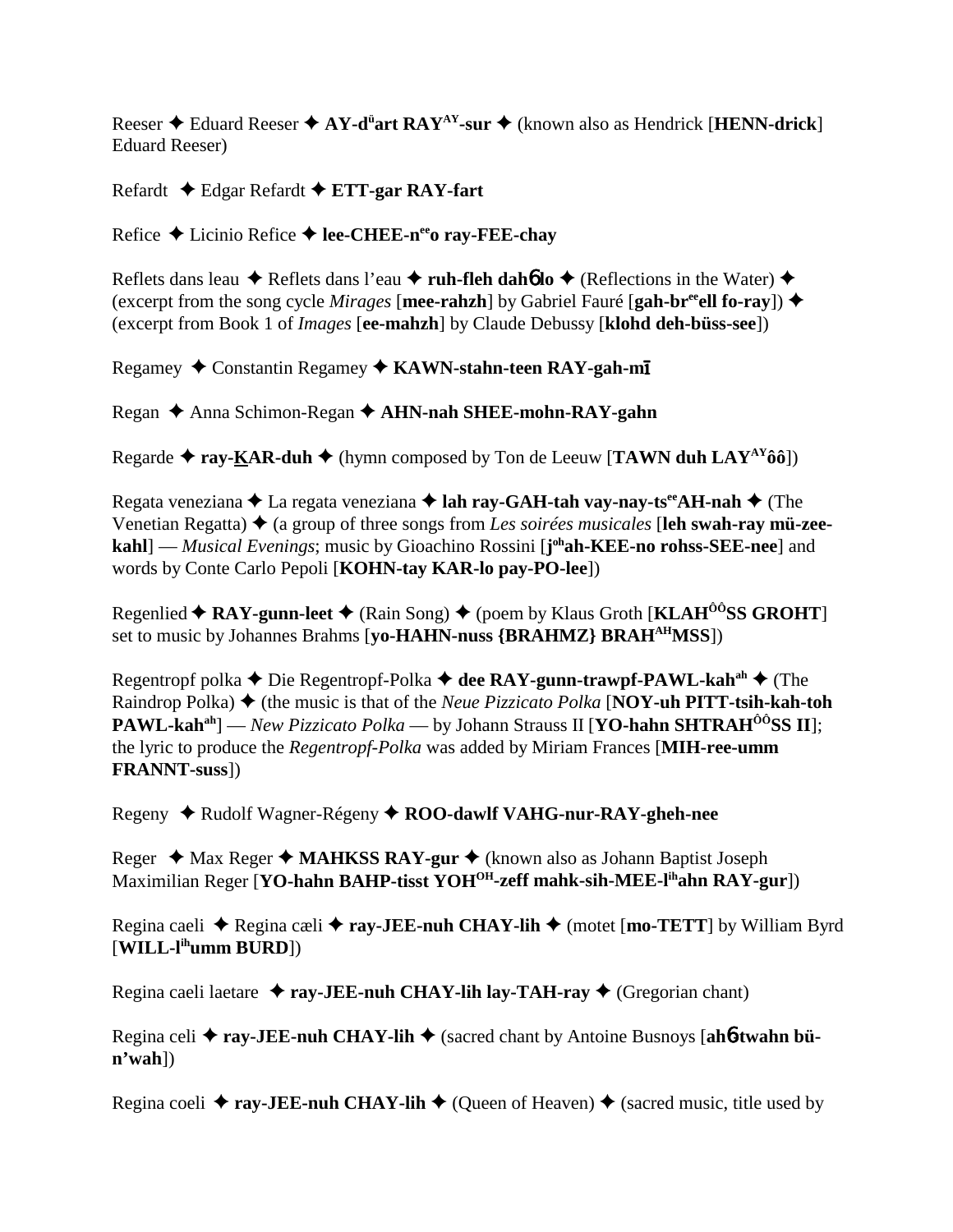Reeser ✦ Eduard Reeser ✦ **AY-düart RAYAY-sur** ✦ (known also as Hendrick [**HENN-drick**] Eduard Reeser)

Refardt ✦ Edgar Refardt ✦ **ETT-gar RAY-fart**

Refice ✦ Licinio Refice ✦ **lee-CHEE-neeo ray-FEE-chay**

Reflets dans leau ✦ Reflets dans l'eau ✦ **ruh-fleh dahɓ lo** ✦ (Reflections in the Water) ✦ (excerpt from the song cycle *Mirages* [**mee-rahzh**] by Gabriel Fauré [**gah-breeell fo-ray**]) ✦ (excerpt from Book 1 of *Images* [**ee-mahzh**] by Claude Debussy [**klohd deh-büss-see**])

Regamey ✦ Constantin Regamey ✦ **KAWN-stahn-teen RAY-gah-mī**

Regan ✦ Anna Schimon-Regan ✦ **AHN-nah SHEE-mohn-RAY-gahn**

Regarde ✦ **ray-KAR-duh** ✦ (hymn composed by Ton de Leeuw [**TAWN duh LAYAYôô**])

Regata veneziana ✦ La regata veneziana ✦ **lah ray-GAH-tah vay-nay-tseeAH-nah** ✦ (The Venetian Regatta) ✦ (a group of three songs from *Les soirées musicales* [**leh swah-ray mü-zee-kahl**] — *Musical Evenings*; music by Gioachino Rossini [**johah-KEE-no rohss-SEE-nee**] and words by Conte Carlo Pepoli [**KOHN-tay KAR-lo pay-PO-lee**])

Regenlied ✦ **RAY-gunn-leet** ✦ (Rain Song) ✦ (poem by Klaus Groth [**KLAHÔÔSS GROHT**] set to music by Johannes Brahms [**yo-HAHN-nuss {BRAHMZ} BRAHAHMSS**])

Regentropf polka ✦ Die Regentropf-Polka ✦ **dee RAY-gunn-trawpf-PAWL-kahah** ✦ (The Raindrop Polka) ✦ (the music is that of the *Neue Pizzicato Polka* [**NOY-uh PITT-tsih-kah-toh PAWL-kahah**] — *New Pizzicato Polka* — by Johann Strauss II [**YO-hahn SHTRAHÔÔSS II**]; the lyric to produce the *Regentropf-Polka* was added by Miriam Frances [**MIH-ree-umm FRANNT-suss**])

Regeny ✦ Rudolf Wagner-Régeny ✦ **ROO-dawlf VAHG-nur-RAY-gheh-nee**

Reger ✦ Max Reger ✦ **MAHKSS RAY-gur** ✦ (known also as Johann Baptist Joseph Maximilian Reger [**YO-hahn BAHP-tisst YOHOH-zeff mahk-sih-MEE-lihahn RAY-gur**])

Regina caeli ✦ Regina cæli ✦ **ray-JEE-nuh CHAY-lih** ✦ (motet [**mo-TETT**] by William Byrd [**WILL-lihumm BURD**])

Regina caeli laetare ✦ **ray-JEE-nuh CHAY-lih lay-TAH-ray** ✦ (Gregorian chant)

Regina celi ✦ **ray-JEE-nuh CHAY-lih** ✦ (sacred chant by Antoine Busnoys [**ahɓ-twahn bü-n'wah**])

Regina coeli ✦ **ray-JEE-nuh CHAY-lih** ✦ (Queen of Heaven) ✦ (sacred music, title used by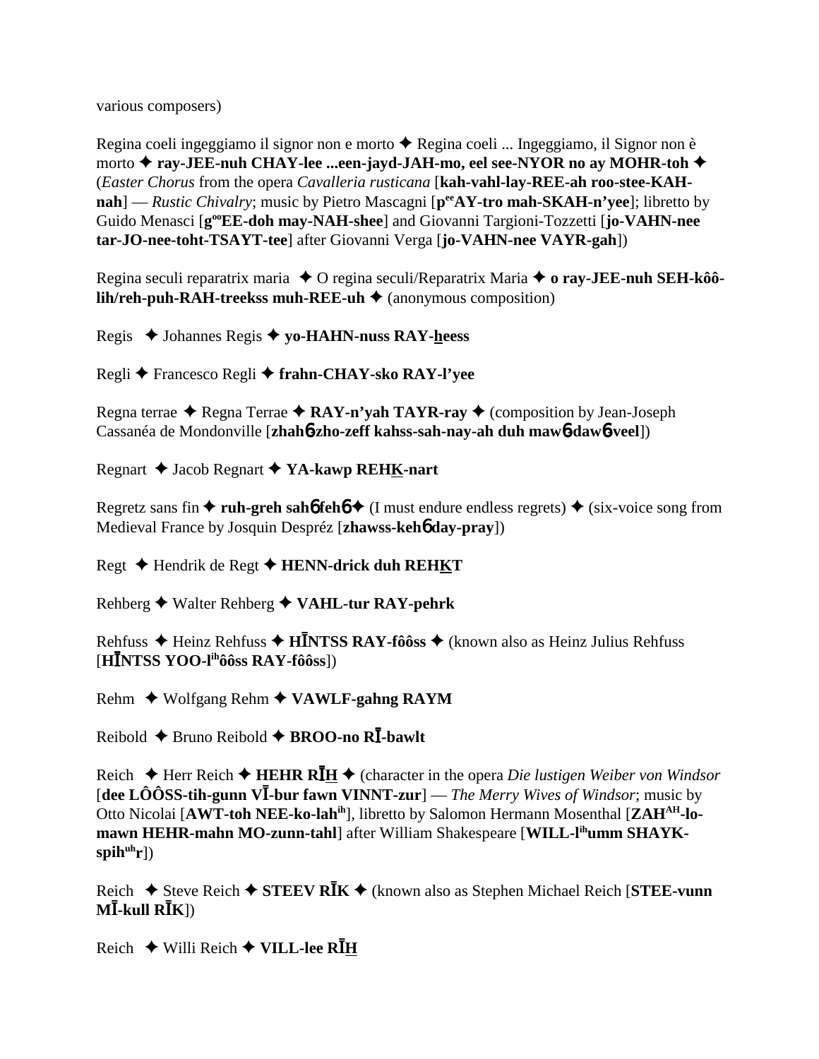various composers)

Regina coeli ingeggiamo il signor non e morto ✦ Regina coeli ... Ingeggiamo, il Signor non è morto ✦ **ray-JEE-nuh CHAY-lee ...een-jayd-JAH-mo, eel see-NYOR no ay MOHR-toh** ✦ (*Easter Chorus* from the opera *Cavalleria rusticana* [**kah-vahl-lay-REE-ah roo-stee-KAH-nah**] — *Rustic Chivalry*; music by Pietro Mascagni [**p$^{ee}$AY-tro mah-SKAH-n'yee**]; libretto by Guido Menasci [**g$^{oo}$EE-doh may-NAH-shee**] and Giovanni Targioni-Tozzetti [**jo-VAHN-nee tar-JO-nee-toht-TSAYT-tee**] after Giovanni Verga [**jo-VAHN-nee VAYR-gah**])

Regina seculi reparatrix maria ✦ O regina seculi/Reparatrix Maria ✦ **o ray-JEE-nuh SEH-kôô-lih/reh-puh-RAH-treekss muh-REE-uh** ✦ (anonymous composition)

Regis ✦ Johannes Regis ✦ **yo-HAHN-nuss RAY-heess**

Regli ✦ Francesco Regli ✦ **frahn-CHAY-sko RAY-l'yee**

Regna terrae ✦ Regna Terrae ✦ **RAY-n'yah TAYR-ray** ✦ (composition by Jean-Joseph Cassanéa de Mondonville [**zhahɓ-zho-zeff kahss-sah-nay-ah duh mawɓ-dawɓ-veel**])

Regnart ✦ Jacob Regnart ✦ **YA-kawp REHK-nart**

Regretz sans fin ✦ **ruh-greh sahɓ fehɓ** ✦ (I must endure endless regrets) ✦ (six-voice song from Medieval France by Josquin Despréz [**zhawss-kehɓ day-pray**])

Regt ✦ Hendrik de Regt ✦ **HENN-drick duh REHKT**

Rehberg ✦ Walter Rehberg ✦ **VAHL-tur RAY-pehrk**

Rehfuss ✦ Heinz Rehfuss ✦ **HĪNTSS RAY-fôôss** ✦ (known also as Heinz Julius Rehfuss [**HĪNTSS YOO-l$^{ih}$ôôss RAY-fôôss**])

Rehm ✦ Wolfgang Rehm ✦ **VAWLF-gahng RAYM**

Reibold ✦ Bruno Reibold ✦ **BROO-no RĪ-bawlt**

Reich ✦ Herr Reich ✦ **HEHR RĪH** ✦ (character in the opera *Die lustigen Weiber von Windsor* [**dee LÔÔSS-tih-gunn VĪ-bur fawn VINNT-zur**] — *The Merry Wives of Windsor*; music by Otto Nicolai [**AWT-toh NEE-ko-lah$^{ih}$**], libretto by Salomon Hermann Mosenthal [**ZAH$^{AH}$-lo-mawn HEHR-mahn MO-zunn-tahl**] after William Shakespeare [**WILL-l$^{ih}$umm SHAYK-spih$^{uh}$r**])

Reich ✦ Steve Reich ✦ **STEEV RĪK** ✦ (known also as Stephen Michael Reich [**STEE-vunn MĪ-kull RĪK**])

Reich ✦ Willi Reich ✦ **VILL-lee RĪH**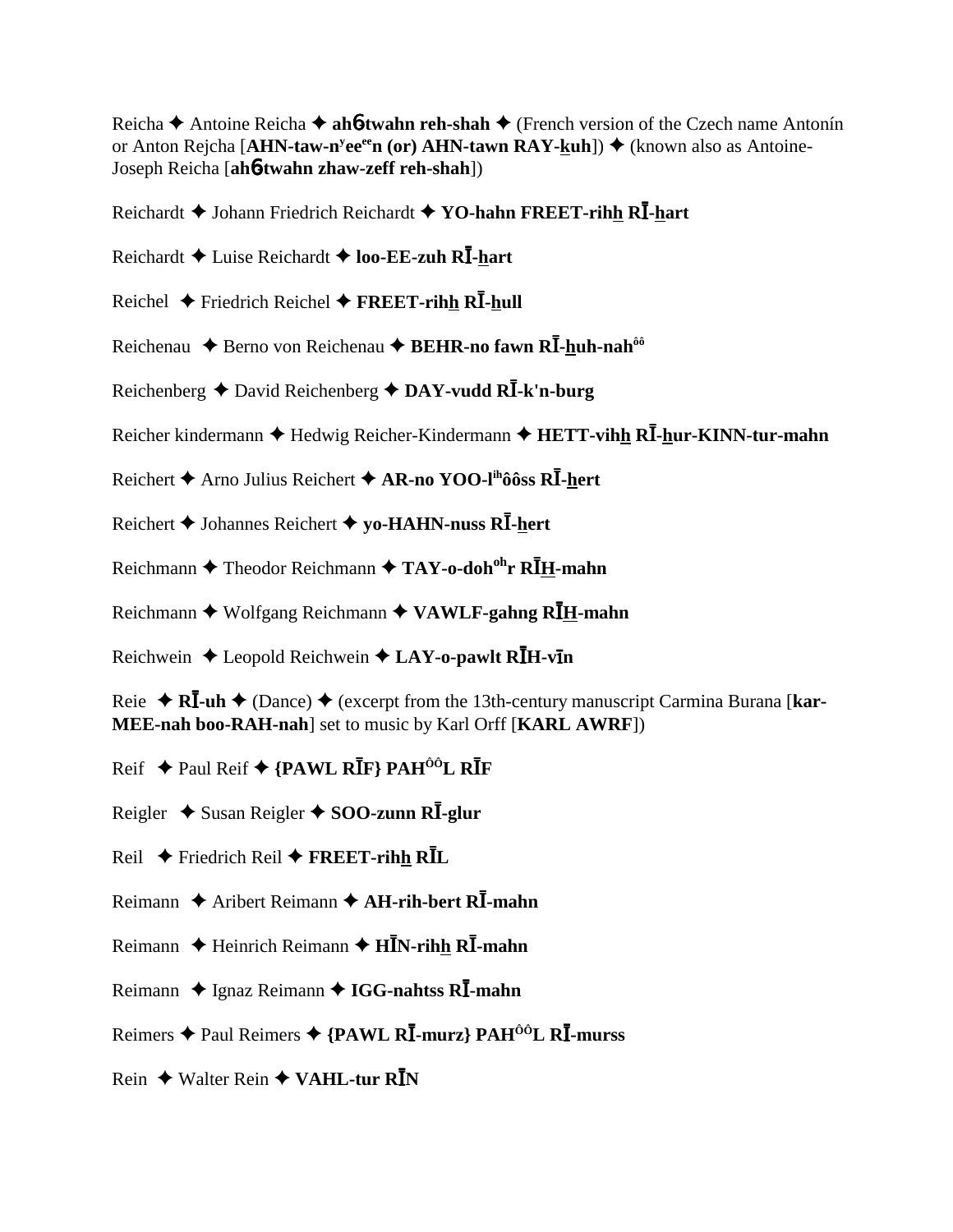Reicha ✦ Antoine Reicha ✦ **ah6twahn reh-shah** ✦ (French version of the Czech name Antonín or Anton Rejcha [**AHN-taw-nʸeeᵉᵉn (or) AHN-tawn RAY-kuh**]) ✦ (known also as Antoine-Joseph Reicha [**ah6twahn zhaw-zeff reh-shah**])

Reichardt ✦ Johann Friedrich Reichardt ✦ **YO-hahn FREET-rihh RĪ-hart**

Reichardt ✦ Luise Reichardt ✦ **loo-EE-zuh RĪ-hart**

Reichel ✦ Friedrich Reichel ✦ **FREET-rihh RĪ-hull**

Reichenau ✦ Berno von Reichenau ✦ **BEHR-no fawn RĪ-huh-nahôô**

Reichenberg ✦ David Reichenberg ✦ **DAY-vudd RĪ-k'n-burg**

Reicher kindermann ✦ Hedwig Reicher-Kindermann ✦ **HETT-vihh RĪ-hur-KINN-tur-mahn**

Reichert ✦ Arno Julius Reichert ✦ **AR-no YOO-lihôôss RĪ-hert**

Reichert ✦ Johannes Reichert ✦ **yo-HAHN-nuss RĪ-hert**

Reichmann ✦ Theodor Reichmann ✦ **TAY-o-dohohr RĪH-mahn**

Reichmann ✦ Wolfgang Reichmann ✦ **VAWLF-gahng RĪH-mahn**

Reichwein ✦ Leopold Reichwein ✦ **LAY-o-pawlt RĪH-vīn**

Reie ✦ **RĪ-uh** ✦ (Dance) ✦ (excerpt from the 13th-century manuscript Carmina Burana [**kar-MEE-nah boo-RAH-nah**] set to music by Karl Orff [**KARL AWRF**])

Reif ✦ Paul Reif ✦ **{PAWL RĪF} PAHÔÔL RĪF**

Reigler ✦ Susan Reigler ✦ **SOO-zunn RĪ-glur**

Reil ✦ Friedrich Reil ✦ **FREET-rihh RĪL**

Reimann ✦ Aribert Reimann ✦ **AH-rih-bert RĪ-mahn**

Reimann ✦ Heinrich Reimann ✦ **HĪN-rihh RĪ-mahn**

Reimann ✦ Ignaz Reimann ✦ **IGG-nahtss RĪ-mahn**

Reimers ✦ Paul Reimers ✦ **{PAWL RĪ-murz} PAHÔÔL RĪ-murss**

Rein ✦ Walter Rein ✦ **VAHL-tur RĪN**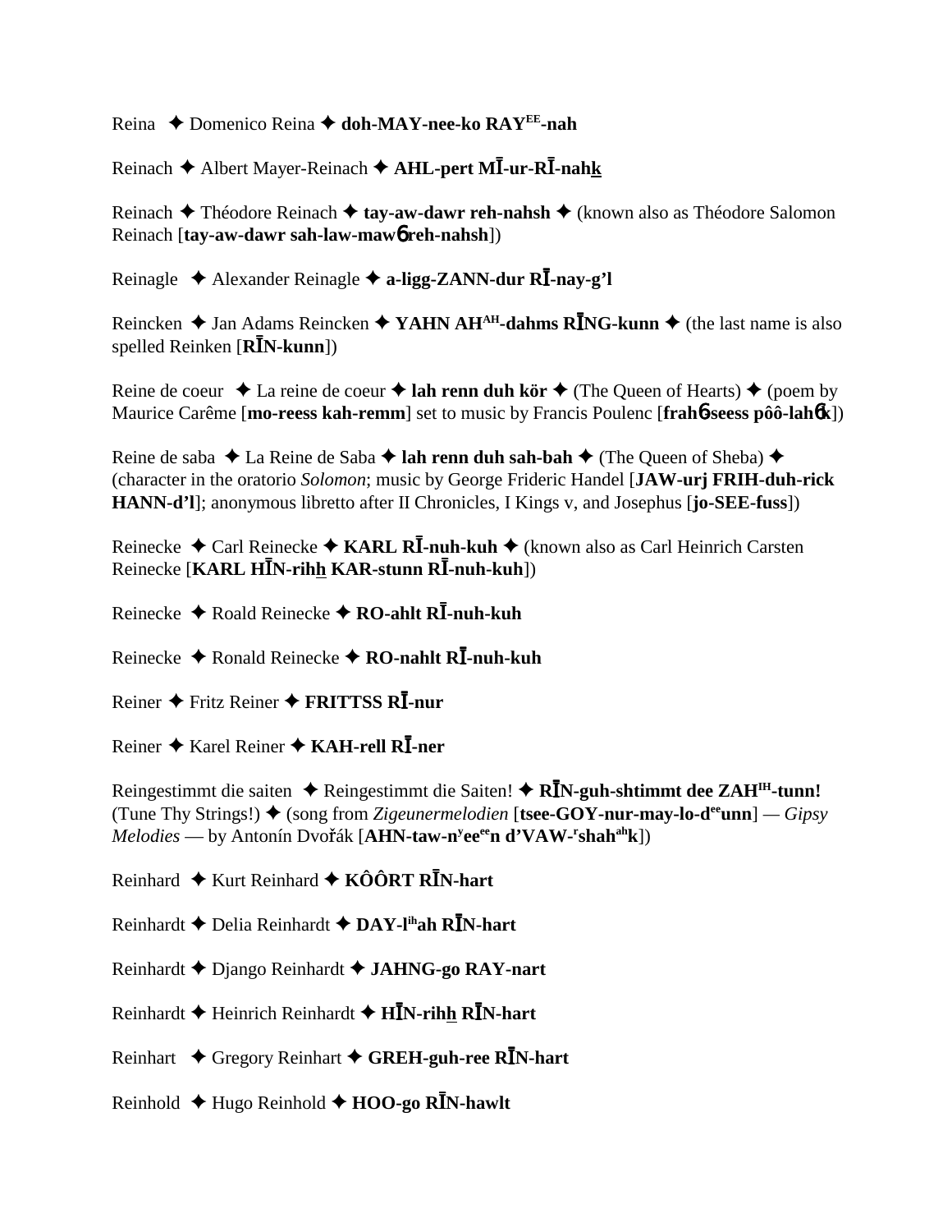Reina ✦ Domenico Reina ✦ **doh-MAY-nee-ko RAY^EE^-nah**

Reinach ✦ Albert Mayer-Reinach ✦ **AHL-pert MĪ-ur-RĪ-nahk**

Reinach ✦ Théodore Reinach ✦ **tay-aw-dawr reh-nahsh** ✦ (known also as Théodore Salomon Reinach [**tay-aw-dawr sah-law-mawɓ reh-nahsh**])

Reinagle ✦ Alexander Reinagle ✦ **a-ligg-ZANN-dur RĪ-nay-g'l**

Reincken ✦ Jan Adams Reincken ✦ **YAHN AH^AH^-dahms RĪNG-kunn** ✦ (the last name is also spelled Reinken [**RĪN-kunn**])

Reine de coeur ✦ La reine de coeur ✦ **lah renn duh kör** ✦ (The Queen of Hearts) ✦ (poem by Maurice Carême [**mo-reess kah-remm**] set to music by Francis Poulenc [**frahɓ-seess pôô-lahɓk**])

Reine de saba ✦ La Reine de Saba ✦ **lah renn duh sah-bah** ✦ (The Queen of Sheba) ✦ (character in the oratorio *Solomon*; music by George Frideric Handel [**JAW-urj FRIH-duh-rick HANN-d'l**]; anonymous libretto after II Chronicles, I Kings v, and Josephus [**jo-SEE-fuss**])

Reinecke ✦ Carl Reinecke ✦ **KARL RĪ-nuh-kuh** ✦ (known also as Carl Heinrich Carsten Reinecke [**KARL HĪN-rihh KAR-stunn RĪ-nuh-kuh**])

Reinecke ✦ Roald Reinecke ✦ **RO-ahlt RĪ-nuh-kuh**

Reinecke ✦ Ronald Reinecke ✦ **RO-nahlt RĪ-nuh-kuh**

Reiner ✦ Fritz Reiner ✦ **FRITTSS RĪ-nur**

Reiner ✦ Karel Reiner ✦ **KAH-rell RĪ-ner**

Reingestimmt die saiten ✦ Reingestimmt die Saiten! ✦ **RĪN-guh-shtimmt dee ZAH^IH^-tunn!** (Tune Thy Strings!) ✦ (song from *Zigeunermelodien* [**tsee-GOY-nur-may-lo-d^ee^unn**] — *Gipsy Melodies* — by Antonín Dvořák [**AHN-taw-n^y^ee^ee^n d'VAW-^r^shah^ah^k**])

Reinhard ✦ Kurt Reinhard ✦ **KÔÔRT RĪN-hart**

Reinhardt ✦ Delia Reinhardt ✦ **DAY-l^ih^ah RĪN-hart**

Reinhardt ✦ Django Reinhardt ✦ **JAHNG-go RAY-nart**

Reinhardt ✦ Heinrich Reinhardt ✦ **HĪN-rihh RĪN-hart**

Reinhart ✦ Gregory Reinhart ✦ **GREH-guh-ree RĪN-hart**

Reinhold ✦ Hugo Reinhold ✦ **HOO-go RĪN-hawlt**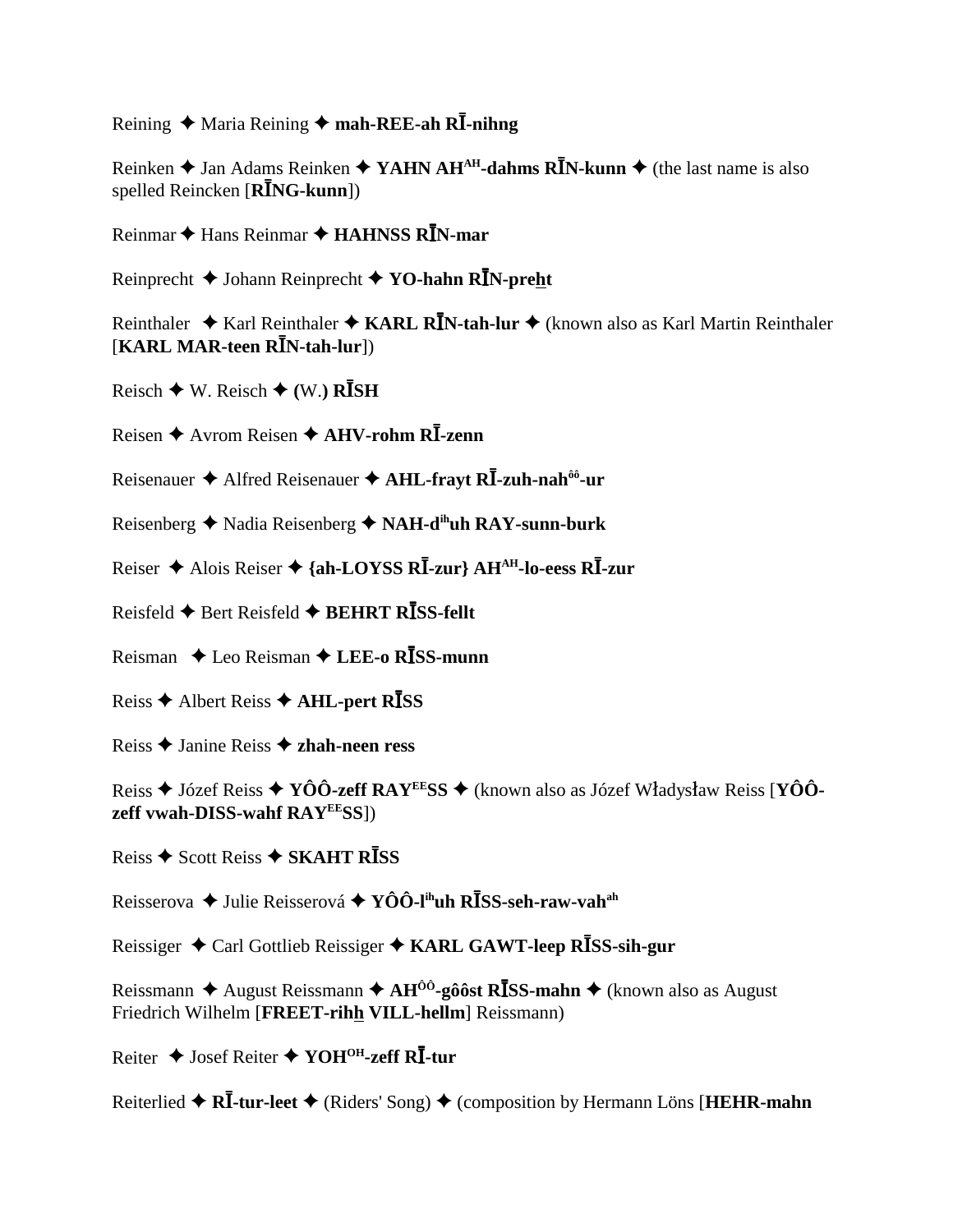Reining ✦ Maria Reining ✦ **mah-REE-ah RĪ-nihng**

Reinken ✦ Jan Adams Reinken ✦ **YAHN AH^AH-dahms RĪN-kunn** ✦ (the last name is also spelled Reincken [**RĪNG-kunn**])

Reinmar ✦ Hans Reinmar ✦ **HAHNSS RĪN-mar**

Reinprecht ✦ Johann Reinprecht ✦ **YO-hahn RĪN-preht**

Reinthaler ✦ Karl Reinthaler ✦ **KARL RĪN-tah-lur** ✦ (known also as Karl Martin Reinthaler [**KARL MAR-teen RĪN-tah-lur**])

Reisch ✦ W. Reisch ✦ **(**W.**) RĪSH**

Reisen ✦ Avrom Reisen ✦ **AHV-rohm RĪ-zenn**

Reisenauer ✦ Alfred Reisenauer ✦ **AHL-frayt RĪ-zuh-nah^ôô-ur**

Reisenberg ✦ Nadia Reisenberg ✦ **NAH-d^ih uh RAY-sunn-burk**

Reiser ✦ Alois Reiser ✦ **{ah-LOYSS RĪ-zur} AH^AH-lo-eess RĪ-zur**

Reisfeld ✦ Bert Reisfeld ✦ **BEHRT RĪSS-fellt**

Reisman ✦ Leo Reisman ✦ **LEE-o RĪSS-munn**

Reiss ✦ Albert Reiss ✦ **AHL-pert RĪSS**

Reiss ✦ Janine Reiss ✦ **zhah-neen ress**

Reiss ✦ Józef Reiss ✦ **YÔÔ-zeff RAY^EE SS** ✦ (known also as Józef Władysław Reiss [**YÔÔ-zeff vwah-DISS-wahf RAY^EE SS**])

Reiss ✦ Scott Reiss ✦ **SKAHT RĪSS**

Reisserova ✦ Julie Reisserová ✦ **YÔÔ-l^ih uh RĪSS-seh-raw-vah^ah**

Reissiger ✦ Carl Gottlieb Reissiger ✦ **KARL GAWT-leep RĪSS-sih-gur**

Reissmann ✦ August Reissmann ✦ **AH^ÔÔ-gôôst RĪSS-mahn** ✦ (known also as August Friedrich Wilhelm [**FREET-rihh VILL-hellm**] Reissmann)

Reiter ✦ Josef Reiter ✦ **YOH^OH-zeff RĪ-tur**

Reiterlied ✦ **RĪ-tur-leet** ✦ (Riders' Song) ✦ (composition by Hermann Löns [**HEHR-mahn**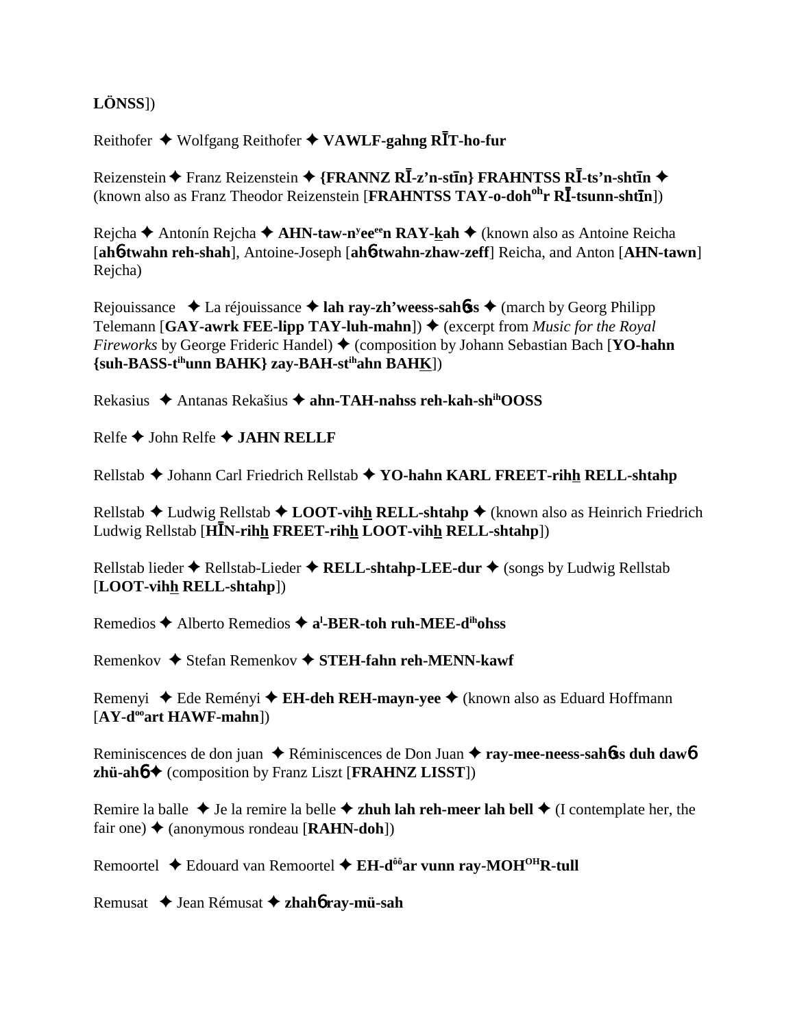**LÖNSS**])

Reithofer ✦ Wolfgang Reithofer ✦ **VAWLF-gahng RĪT-ho-fur**

Reizenstein ✦ Franz Reizenstein ✦ **{FRANNZ RĪ-z'n-stīn} FRAHNTSS RĪ-ts'n-shtīn** ✦ (known also as Franz Theodor Reizenstein [**FRAHNTSS TAY-o-doh**[oh]**r RĪ-tsunn-shtīn**])

Rejcha ✦ Antonín Rejcha ✦ **AHN-taw-n**[y]**ee**[ee]**n RAY-kah** ✦ (known also as Antoine Reicha [**ah**ɓ**-twahn reh-shah**], Antoine-Joseph [**ah**ɓ**-twahn-zhaw-zeff**] Reicha, and Anton [**AHN-tawn**] Rejcha)

Rejouissance ✦ La réjouissance ✦ **lah ray-zh'weess-sah**ɓ**ss** ✦ (march by Georg Philipp Telemann [**GAY-awrk FEE-lipp TAY-luh-mahn**]) ✦ (excerpt from *Music for the Royal Fireworks* by George Frideric Handel) ✦ (composition by Johann Sebastian Bach [**YO-hahn {suh-BASS-t**[ih]**unn BAHK} zay-BAH-st**[ih]**ahn BAHK**])

Rekasius ✦ Antanas Rekašius ✦ **ahn-TAH-nahss reh-kah-sh**[ih]**OOSS**

Relfe ✦ John Relfe ✦ **JAHN RELLF**

Rellstab ✦ Johann Carl Friedrich Rellstab ✦ **YO-hahn KARL FREET-rihh RELL-shtahp**

Rellstab ✦ Ludwig Rellstab ✦ **LOOT-vihh RELL-shtahp** ✦ (known also as Heinrich Friedrich Ludwig Rellstab [**HĪN-rihh FREET-rihh LOOT-vihh RELL-shtahp**])

Rellstab lieder ✦ Rellstab-Lieder ✦ **RELL-shtahp-LEE-dur** ✦ (songs by Ludwig Rellstab [**LOOT-vihh RELL-shtahp**])

Remedios ✦ Alberto Remedios ✦ **a**[l]**-BER-toh ruh-MEE-d**[ih]**ohss**

Remenkov ✦ Stefan Remenkov ✦ **STEH-fahn reh-MENN-kawf**

Remenyi ✦ Ede Reményi ✦ **EH-deh REH-mayn-yee** ✦ (known also as Eduard Hoffmann [**AY-d**[oo]**art HAWF-mahn**])

Reminiscences de don juan ✦ Réminiscences de Don Juan ✦ **ray-mee-neess-sah**ɓ**ss duh daw**ɓ **zhü-ah**ɓ ✦ (composition by Franz Liszt [**FRAHNZ LISST**])

Remire la balle ✦ Je la remire la belle ✦ **zhuh lah reh-meer lah bell** ✦ (I contemplate her, the fair one) ✦ (anonymous rondeau [**RAHN-doh**])

Remoortel ✦ Edouard van Remoortel ✦ **EH-d**[ôô]**ar vunn ray-MOH**[OH]**R-tull**

Remusat ✦ Jean Rémusat ✦ **zhah**ɓ **ray-mü-sah**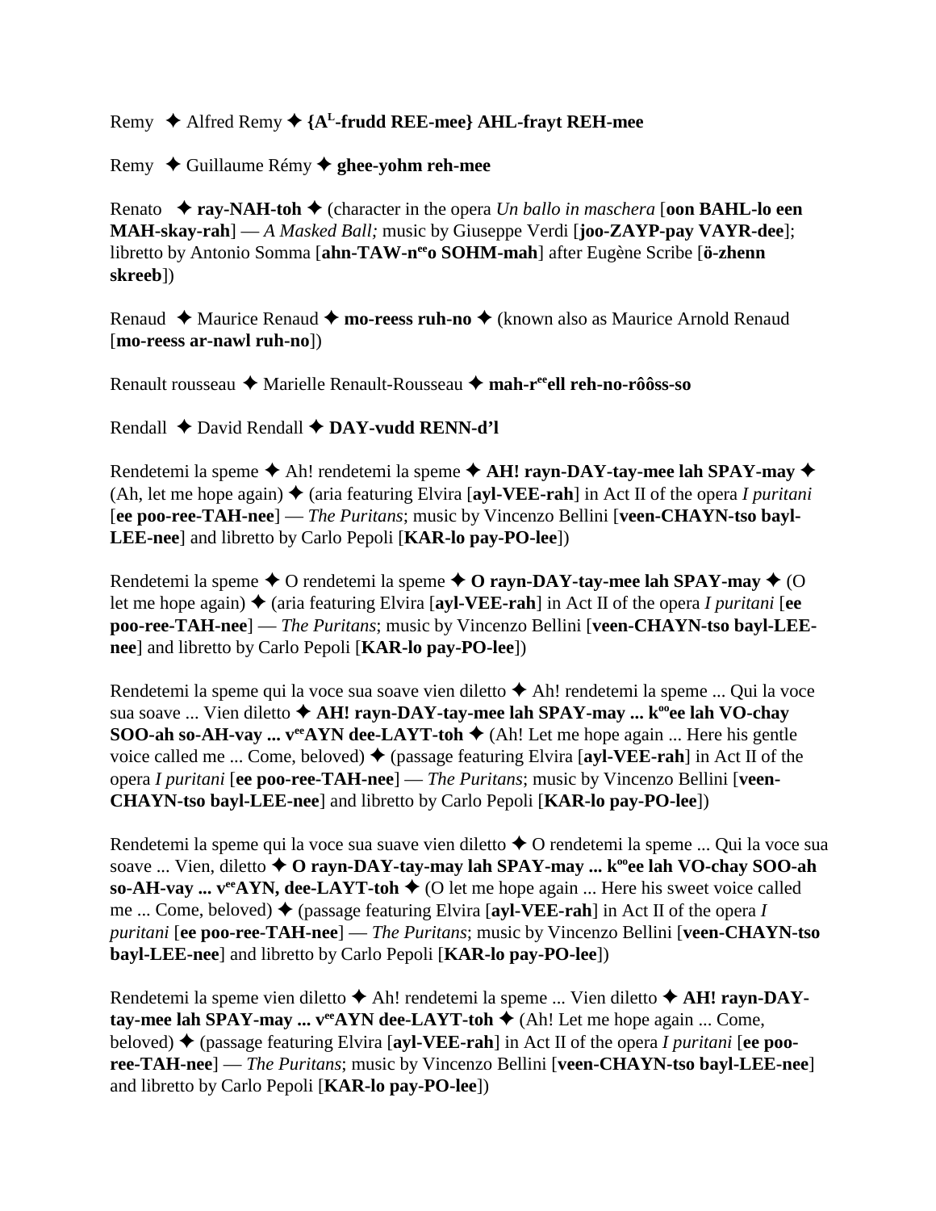Remy ✦ Alfred Remy ✦ **{A[L]-frudd REE-mee} AHL-frayt REH-mee**

Remy ✦ Guillaume Rémy ✦ **ghee-yohm reh-mee**

Renato ✦ **ray-NAH-toh** ✦ (character in the opera *Un ballo in maschera* [**oon BAHL-lo een MAH-skay-rah**] — *A Masked Ball;* music by Giuseppe Verdi [**joo-ZAYP-pay VAYR-dee**]; libretto by Antonio Somma [**ahn-TAW-n[ee]o SOHM-mah**] after Eugène Scribe [**ö-zhenn skreeb**])

Renaud ✦ Maurice Renaud ✦ **mo-reess ruh-no** ✦ (known also as Maurice Arnold Renaud [**mo-reess ar-nawl ruh-no**])

Renault rousseau ✦ Marielle Renault-Rousseau ✦ **mah-r[ee]ell reh-no-rôôss-so**

Rendall ✦ David Rendall ✦ **DAY-vudd RENN-d'l**

Rendetemi la speme ✦ Ah! rendetemi la speme ✦ **AH! rayn-DAY-tay-mee lah SPAY-may** ✦ (Ah, let me hope again) ✦ (aria featuring Elvira [**ayl-VEE-rah**] in Act II of the opera *I puritani* [**ee poo-ree-TAH-nee**] — *The Puritans*; music by Vincenzo Bellini [**veen-CHAYN-tso bayl-LEE-nee**] and libretto by Carlo Pepoli [**KAR-lo pay-PO-lee**])

Rendetemi la speme ✦ O rendetemi la speme ✦ **O rayn-DAY-tay-mee lah SPAY-may** ✦ (O let me hope again) ✦ (aria featuring Elvira [**ayl-VEE-rah**] in Act II of the opera *I puritani* [**ee poo-ree-TAH-nee**] — *The Puritans*; music by Vincenzo Bellini [**veen-CHAYN-tso bayl-LEE-nee**] and libretto by Carlo Pepoli [**KAR-lo pay-PO-lee**])

Rendetemi la speme qui la voce sua soave vien diletto ✦ Ah! rendetemi la speme ... Qui la voce sua soave ... Vien diletto ✦ **AH! rayn-DAY-tay-mee lah SPAY-may ... k[oo]ee lah VO-chay SOO-ah so-AH-vay ... v[ee]AYN dee-LAYT-toh** ✦ (Ah! Let me hope again ... Here his gentle voice called me ... Come, beloved) ✦ (passage featuring Elvira [**ayl-VEE-rah**] in Act II of the opera *I puritani* [**ee poo-ree-TAH-nee**] — *The Puritans*; music by Vincenzo Bellini [**veen-CHAYN-tso bayl-LEE-nee**] and libretto by Carlo Pepoli [**KAR-lo pay-PO-lee**])

Rendetemi la speme qui la voce sua suave vien diletto ✦ O rendetemi la speme ... Qui la voce sua soave ... Vien, diletto ✦ **O rayn-DAY-tay-may lah SPAY-may ... k[oo]ee lah VO-chay SOO-ah so-AH-vay ... v[ee]AYN, dee-LAYT-toh** ✦ (O let me hope again ... Here his sweet voice called me ... Come, beloved) ✦ (passage featuring Elvira [**ayl-VEE-rah**] in Act II of the opera *I puritani* [**ee poo-ree-TAH-nee**] — *The Puritans*; music by Vincenzo Bellini [**veen-CHAYN-tso bayl-LEE-nee**] and libretto by Carlo Pepoli [**KAR-lo pay-PO-lee**])

Rendetemi la speme vien diletto ✦ Ah! rendetemi la speme ... Vien diletto ✦ **AH! rayn-DAY-tay-mee lah SPAY-may ... v[ee]AYN dee-LAYT-toh** ✦ (Ah! Let me hope again ... Come, beloved) ✦ (passage featuring Elvira [**ayl-VEE-rah**] in Act II of the opera *I puritani* [**ee poo-ree-TAH-nee**] — *The Puritans*; music by Vincenzo Bellini [**veen-CHAYN-tso bayl-LEE-nee**] and libretto by Carlo Pepoli [**KAR-lo pay-PO-lee**])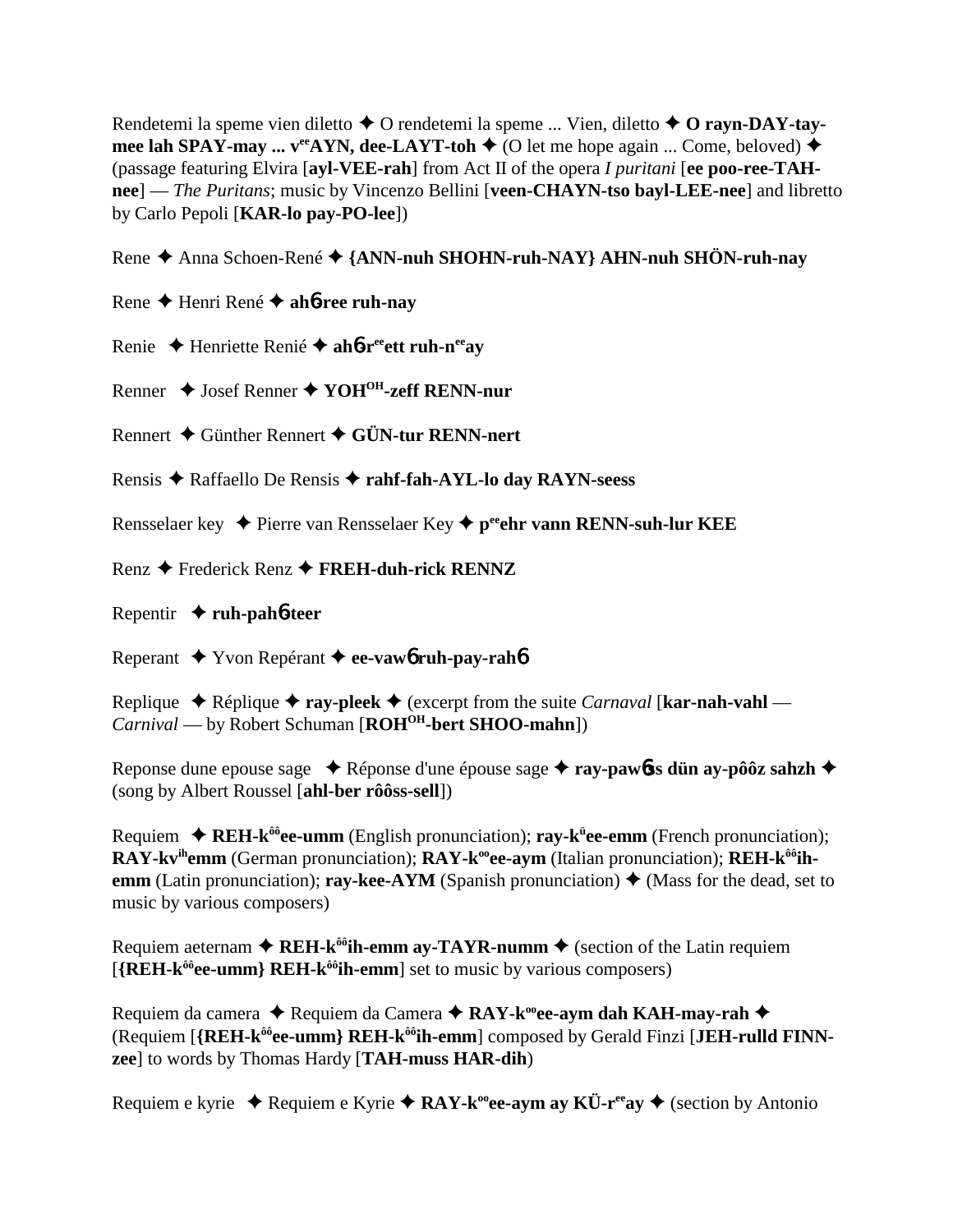Rendetemi la speme vien diletto ✦ O rendetemi la speme ... Vien, diletto ✦ **O rayn-DAY-tay-mee lah SPAY-may ... v[ee]AYN, dee-LAYT-toh** ✦ (O let me hope again ... Come, beloved) ✦ (passage featuring Elvira [**ayl-VEE-rah**] from Act II of the opera *I puritani* [**ee poo-ree-TAH-nee**] — *The Puritans*; music by Vincenzo Bellini [**veen-CHAYN-tso bayl-LEE-nee**] and libretto by Carlo Pepoli [**KAR-lo pay-PO-lee**])

Rene ✦ Anna Schoen-René ✦ **{ANN-nuh SHOHN-ruh-NAY} AHN-nuh SHÖN-ruh-nay**

Rene ✦ Henri René ✦ **ah6-ree ruh-nay**

Renie ✦ Henriette Renié ✦ **ah6-r[ee]ett ruh-n[ee]ay**

Renner ✦ Josef Renner ✦ **YOH[OH]-zeff RENN-nur**

Rennert ✦ Günther Rennert ✦ **GÜN-tur RENN-nert**

Rensis ✦ Raffaello De Rensis ✦ **rahf-fah-AYL-lo day RAYN-seess**

Rensselaer key ✦ Pierre van Rensselaer Key ✦ **p[ee]ehr vann RENN-suh-lur KEE**

Renz ✦ Frederick Renz ✦ **FREH-duh-rick RENNZ**

Repentir ✦ **ruh-pah6-teer**

Reperant ✦ Yvon Repérant ✦ **ee-vaw6 ruh-pay-rah6**

Replique ✦ Réplique ✦ **ray-pleek** ✦ (excerpt from the suite *Carnaval* [**kar-nah-vahl** — *Carnival* — by Robert Schuman [**ROH[OH]-bert SHOO-mahn**])

Reponse dune epouse sage ✦ Réponse d'une épouse sage ✦ **ray-paw6ss dün ay-pôôz sahzh** ✦ (song by Albert Roussel [**ahl-ber rôôss-sell**])

Requiem ✦ **REH-k[ôô]ee-umm** (English pronunciation); **ray-k[ü]ee-emm** (French pronunciation); **RAY-kv[ih]emm** (German pronunciation); **RAY-k[oo]ee-aym** (Italian pronunciation); **REH-k[ôô]ih-emm** (Latin pronunciation); **ray-kee-AYM** (Spanish pronunciation) ✦ (Mass for the dead, set to music by various composers)

Requiem aeternam ✦ **REH-k[ôô]ih-emm ay-TAYR-numm** ✦ (section of the Latin requiem [**{REH-k[ôô]ee-umm} REH-k[ôô]ih-emm**] set to music by various composers)

Requiem da camera ✦ Requiem da Camera ✦ **RAY-k[oo]ee-aym dah KAH-may-rah** ✦ (Requiem [**{REH-k[ôô]ee-umm} REH-k[ôô]ih-emm**] composed by Gerald Finzi [**JEH-rulld FINN-zee**] to words by Thomas Hardy [**TAH-muss HAR-dih**)

Requiem e kyrie ✦ Requiem e Kyrie ✦ **RAY-k[oo]ee-aym ay KÜ-r[ee]ay** ✦ (section by Antonio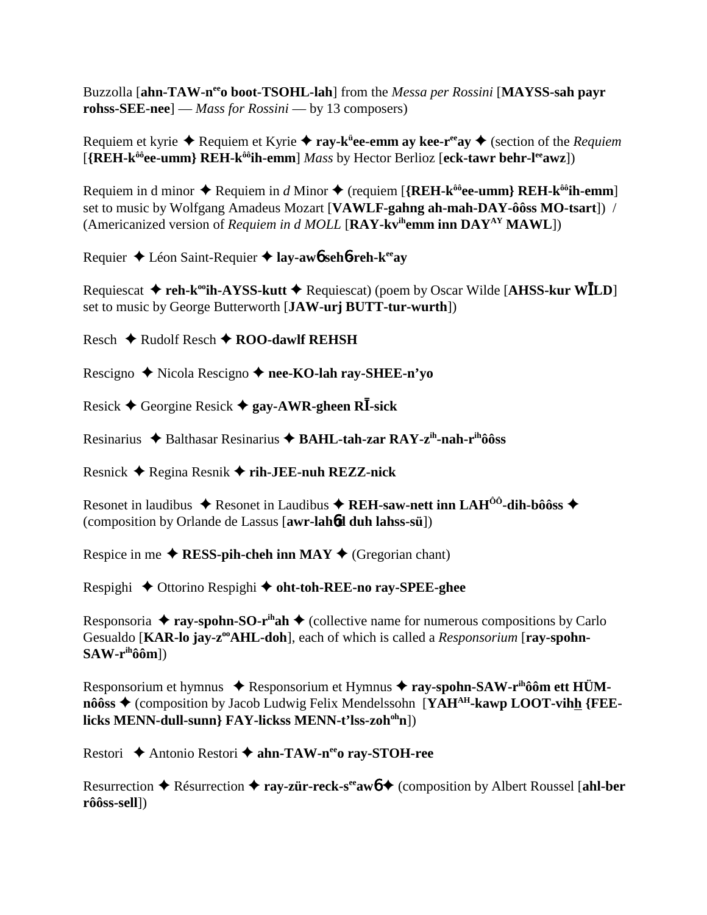Buzzolla [**ahn-TAW-n^ee^o boot-TSOHL-lah**] from the *Messa per Rossini* [**MAYSS-sah payr rohss-SEE-nee**] — *Mass for Rossini* — by 13 composers)

Requiem et kyrie ✦ Requiem et Kyrie ✦ **ray-k^ü^ee-emm ay kee-r^ee^ay** ✦ (section of the *Requiem* [**{REH-k^ôô^ee-umm} REH-k^ôô^ih-emm**] *Mass* by Hector Berlioz [**eck-tawr behr-l^ee^awz**])

Requiem in d minor ✦ Requiem in *d* Minor ✦ (requiem [**{REH-k^ôô^ee-umm} REH-k^ôô^ih-emm**] set to music by Wolfgang Amadeus Mozart [**VAWLF-gahng ah-mah-DAY-ôôss MO-tsart**]) / (Americanized version of *Requiem in d MOLL* [**RAY-kv^ih^emm inn DAY^AY^ MAWL**])

Requier ✦ Léon Saint-Requier ✦ **lay-awɓ sehɓ-reh-k^ee^ay**

Requiescat ✦ **reh-k^oo^ih-AYSS-kutt** ✦ Requiescat) (poem by Oscar Wilde [**AHSS-kur WĪLD**] set to music by George Butterworth [**JAW-urj BUTT-tur-wurth**])

Resch ✦ Rudolf Resch ✦ **ROO-dawlf REHSH**

Rescigno ✦ Nicola Rescigno ✦ **nee-KO-lah ray-SHEE-n'yo**

Resick ✦ Georgine Resick ✦ **gay-AWR-gheen RĪ-sick**

Resinarius ✦ Balthasar Resinarius ✦ **BAHL-tah-zar RAY-z^ih^-nah-r^ih^ôôss**

Resnick ✦ Regina Resnik ✦ **rih-JEE-nuh REZZ-nick**

Resonet in laudibus ✦ Resonet in Laudibus ✦ **REH-saw-nett inn LAH^ÔÔ^-dih-bôôss** ✦ (composition by Orlande de Lassus [**awr-lahɓd duh lahss-sü**])

Respice in me ✦ **RESS-pih-cheh inn MAY** ✦ (Gregorian chant)

Respighi ✦ Ottorino Respighi ✦ **oht-toh-REE-no ray-SPEE-ghee**

Responsoria ✦ **ray-spohn-SO-r^ih^ah** ✦ (collective name for numerous compositions by Carlo Gesualdo [**KAR-lo jay-z^oo^AHL-doh**], each of which is called a *Responsorium* [**ray-spohn-SAW-r^ih^ôôm**])

Responsorium et hymnus ✦ Responsorium et Hymnus ✦ **ray-spohn-SAW-r^ih^ôôm ett HÜM-nôôss** ✦ (composition by Jacob Ludwig Felix Mendelssohn [**YAH^AH^-kawp LOOT-vihh {FEE-licks MENN-dull-sunn} FAY-lickss MENN-t'lss-zoh^oh^n**])

Restori ✦ Antonio Restori ✦ **ahn-TAW-n^ee^o ray-STOH-ree**

Resurrection ✦ Résurrection ✦ **ray-zür-reck-s^ee^awɓ** ✦ (composition by Albert Roussel [**ahl-ber rôôss-sell**])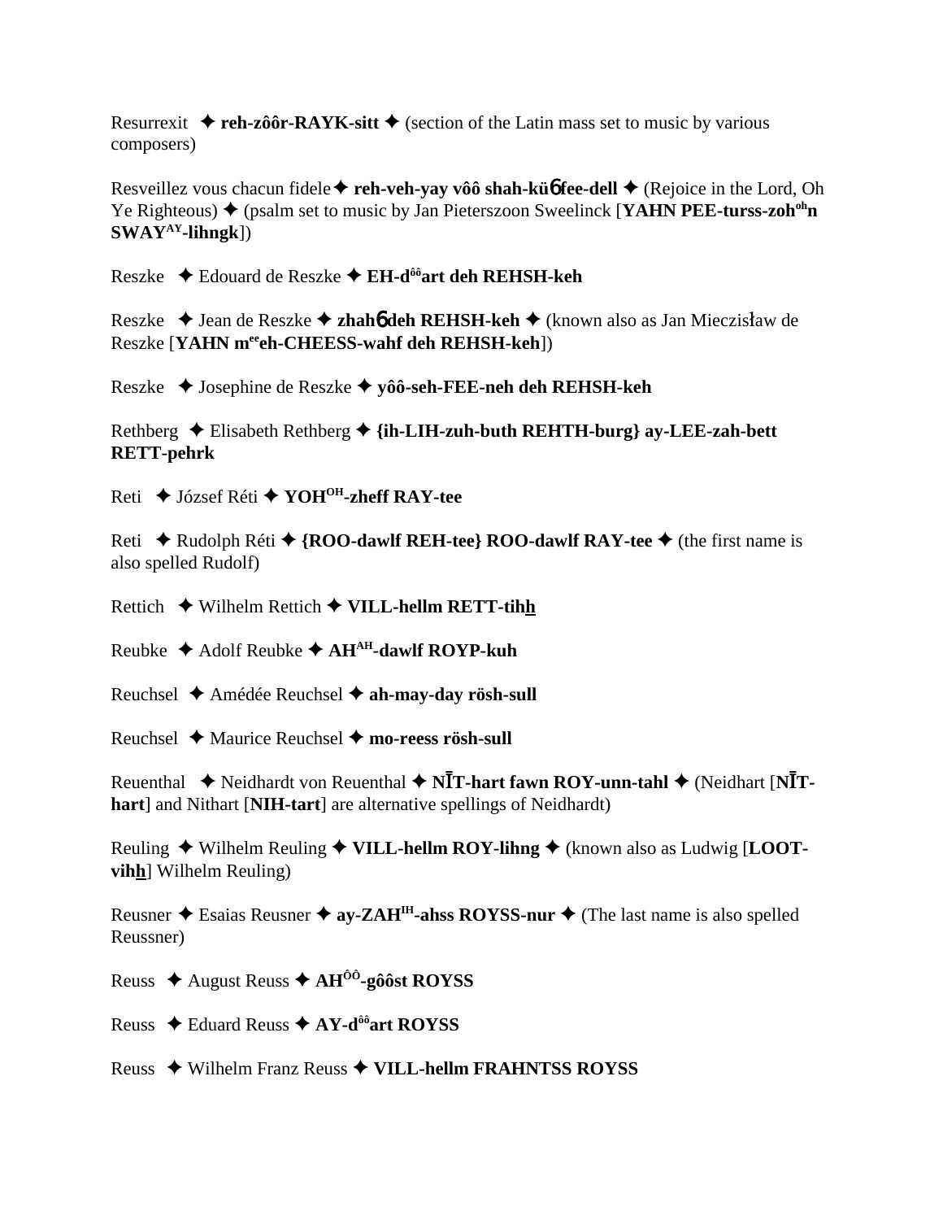Resurrexit ✦ **reh-zôôr-RAYK-sitt** ✦ (section of the Latin mass set to music by various composers)

Resveillez vous chacun fidele ✦ **reh-veh-yay vôô shah-küɓ fee-dell** ✦ (Rejoice in the Lord, Oh Ye Righteous) ✦ (psalm set to music by Jan Pieterszoon Sweelinck [**YAHN PEE-turss-zoh**[oh]**n SWAY**[AY]**-lihngk**])

Reszke ✦ Edouard de Reszke ✦ **EH-d**[ôô]**art deh REHSH-keh**

Reszke ✦ Jean de Reszke ✦ **zhahɓ deh REHSH-keh** ✦ (known also as Jan Mieczisław de Reszke [**YAHN m**[ee]**eh-CHEESS-wahf deh REHSH-keh**])

Reszke ✦ Josephine de Reszke ✦ **yôô-seh-FEE-neh deh REHSH-keh**

Rethberg ✦ Elisabeth Rethberg ✦ **{ih-LIH-zuh-buth REHTH-burg} ay-LEE-zah-bett RETT-pehrk**

Reti ✦ József Réti ✦ **YOH**[OH]**-zheff RAY-tee**

Reti ✦ Rudolph Réti ✦ **{ROO-dawlf REH-tee} ROO-dawlf RAY-tee** ✦ (the first name is also spelled Rudolf)

Rettich ✦ Wilhelm Rettich ✦ **VILL-hellm RETT-tihh**

Reubke ✦ Adolf Reubke ✦ **AH**[AH]**-dawlf ROYP-kuh**

Reuchsel ✦ Amédée Reuchsel ✦ **ah-may-day rösh-sull**

Reuchsel ✦ Maurice Reuchsel ✦ **mo-reess rösh-sull**

Reuenthal ✦ Neidhardt von Reuenthal ✦ **NĪT-hart fawn ROY-unn-tahl** ✦ (Neidhart [**NĪT-hart**] and Nithart [**NIH-tart**] are alternative spellings of Neidhardt)

Reuling ✦ Wilhelm Reuling ✦ **VILL-hellm ROY-lihng** ✦ (known also as Ludwig [**LOOT-vihh**] Wilhelm Reuling)

Reusner ✦ Esaias Reusner ✦ **ay-ZAH**[IH]**-ahss ROYSS-nur** ✦ (The last name is also spelled Reussner)

Reuss ✦ August Reuss ✦ **AH**[ÔÔ]**-gôôst ROYSS**

Reuss ✦ Eduard Reuss ✦ **AY-d**[ôô]**art ROYSS**

Reuss ✦ Wilhelm Franz Reuss ✦ **VILL-hellm FRAHNTSS ROYSS**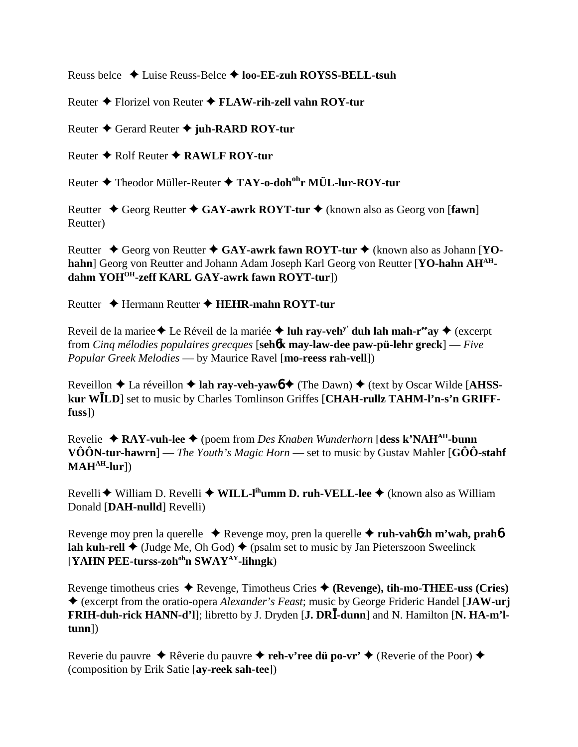Reuss belce ✦ Luise Reuss-Belce ✦ **loo-EE-zuh ROYSS-BELL-tsuh**

Reuter ✦ Florizel von Reuter ✦ **FLAW-rih-zell vahn ROY-tur**

Reuter ✦ Gerard Reuter ✦ **juh-RARD ROY-tur**

Reuter ✦ Rolf Reuter ✦ **RAWLF ROY-tur**

Reuter ✦ Theodor Müller-Reuter ✦ **TAY-o-doh^oh^r MÜL-lur-ROY-tur**

Reutter ✦ Georg Reutter ✦ **GAY-awrk ROYT-tur** ✦ (known also as Georg von [**fawn**] Reutter)

Reutter ✦ Georg von Reutter ✦ **GAY-awrk fawn ROYT-tur** ✦ (known also as Johann [**YO-hahn**] Georg von Reutter and Johann Adam Joseph Karl Georg von Reutter [**YO-hahn AH^AH^-dahm YOH^OH^-zeff KARL GAY-awrk fawn ROYT-tur**])

Reutter ✦ Hermann Reutter ✦ **HEHR-mahn ROYT-tur**

Reveil de la mariee ✦ Le Réveil de la mariée ✦ **luh ray-veh^y'^ duh lah mah-r^ee^ay** ✦ (excerpt from *Cinq mélodies populaires grecques* [**sehɲk may-law-dee paw-pü-lehr greck**] — *Five Popular Greek Melodies* — by Maurice Ravel [**mo-reess rah-vell**])

Reveillon ✦ La réveillon ✦ **lah ray-veh-yawɲ** ✦ (The Dawn) ✦ (text by Oscar Wilde [**AHSS-kur WĪLD**] set to music by Charles Tomlinson Griffes [**CHAH-rullz TAHM-l'n-s'n GRIFF-fuss**])

Revelie ✦ **RAY-vuh-lee** ✦ (poem from *Des Knaben Wunderhorn* [**dess k'NAH^AH^-bunn VÔÔN-tur-hawrn**] — *The Youth's Magic Horn* — set to music by Gustav Mahler [**GÔÔ-stahf MAH^AH^-lur**])

Revelli ✦ William D. Revelli ✦ **WILL-l^ih^umm D. ruh-VELL-lee** ✦ (known also as William Donald [**DAH-nulld**] Revelli)

Revenge moy pren la querelle ✦ Revenge moy, pren la querelle ✦ **ruh-vahɲzh m'wah, prahɲ lah kuh-rell** ✦ (Judge Me, Oh God) ✦ (psalm set to music by Jan Pieterszoon Sweelinck [**YAHN PEE-turss-zoh^oh^n SWAY^AY^-lihngk**)

Revenge timotheus cries ✦ Revenge, Timotheus Cries ✦ **(Revenge), tih-mo-THEE-uss (Cries)** ✦ (excerpt from the oratio-opera *Alexander's Feast*; music by George Frideric Handel [**JAW-urj FRIH-duh-rick HANN-d'l**]; libretto by J. Dryden [**J. DRĪ-dunn**] and N. Hamilton [**N. HA-m'l-tunn**])

Reverie du pauvre ✦ Rêverie du pauvre ✦ **reh-v'ree dü po-vr'** ✦ (Reverie of the Poor) ✦ (composition by Erik Satie [**ay-reek sah-tee**])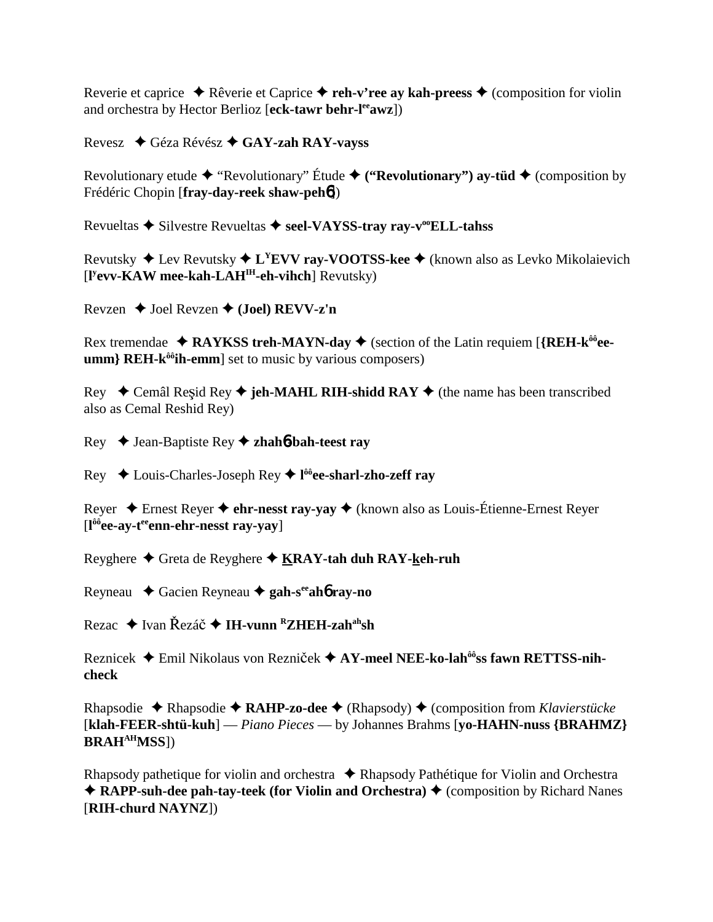Reverie et caprice ✦ Rêverie et Caprice ✦ **reh-v'ree ay kah-preess** ✦ (composition for violin and orchestra by Hector Berlioz [**eck-tawr behr-l**[ee]**awz**])

Revesz ✦ Géza Révész ✦ **GAY-zah RAY-vayss**

Revolutionary etude ✦ "Revolutionary" Étude ✦ **("Revolutionary") ay-tüd** ✦ (composition by Frédéric Chopin [**fray-day-reek shaw-peh**ɓ])

Revueltas ✦ Silvestre Revueltas ✦ **seel-VAYSS-tray ray-v**[oo]**ELL-tahss**

Revutsky ✦ Lev Revutsky ✦ **L**[Y]**EVV ray-VOOTSS-kee** ✦ (known also as Levko Mikolaievich [**l**[y]**evv-KAW mee-kah-LAH**[IH]**-eh-vihch**] Revutsky)

Revzen ✦ Joel Revzen ✦ **(Joel) REVV-z'n**

Rex tremendae ✦ **RAYKSS treh-MAYN-day** ✦ (section of the Latin requiem [**{REH-k**[ôô]**ee-umm} REH-k**[ôô]**ih-emm**] set to music by various composers)

Rey ✦ Cemâl Reşid Rey ✦ **jeh-MAHL RIH-shidd RAY** ✦ (the name has been transcribed also as Cemal Reshid Rey)

Rey ✦ Jean-Baptiste Rey ✦ **zhah**ɓ**-bah-teest ray**

Rey ✦ Louis-Charles-Joseph Rey ✦ **l**[ôô]**ee-sharl-zho-zeff ray**

Reyer ✦ Ernest Reyer ✦ **ehr-nesst ray-yay** ✦ (known also as Louis-Étienne-Ernest Reyer [**l**[ôô]**ee-ay-t**[ee]**enn-ehr-nesst ray-yay**]

Reyghere ✦ Greta de Reyghere ✦ **KRAY-tah duh RAY-keh-ruh**

Reyneau ✦ Gacien Reyneau ✦ **gah-s**[ee]**ah**ɓ **ray-no**

Rezac ✦ Ivan Řezáč ✦ **IH-vunn** [R]**ZHEH-zah**[ah]**sh**

Reznicek ✦ Emil Nikolaus von Rezniček ✦ **AY-meel NEE-ko-lah**[ôô]**ss fawn RETTSS-nih-check**

Rhapsodie ✦ Rhapsodie ✦ **RAHP-zo-dee** ✦ (Rhapsody) ✦ (composition from *Klavierstücke* [**klah-FEER-shtü-kuh**] — *Piano Pieces* — by Johannes Brahms [**yo-HAHN-nuss {BRAHMZ} BRAH**[AH]**MSS**])

Rhapsody pathetique for violin and orchestra ✦ Rhapsody Pathétique for Violin and Orchestra ✦ **RAPP-suh-dee pah-tay-teek (for Violin and Orchestra)** ✦ (composition by Richard Nanes [**RIH-churd NAYNZ**])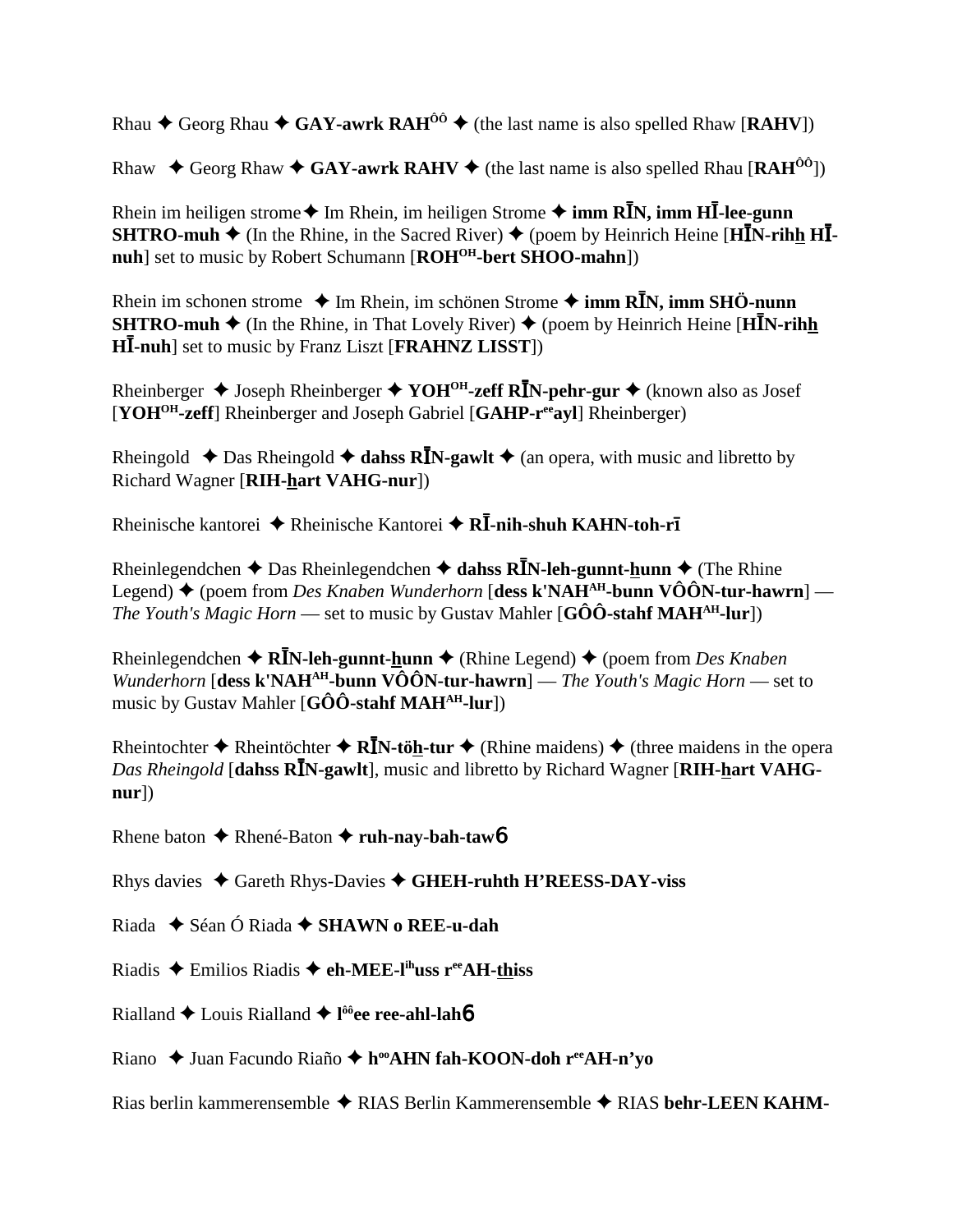Rhau ✦ Georg Rhau ✦ **GAY-awrk RAH$^{ÔÔ}$** ✦ (the last name is also spelled Rhaw [**RAHV**])

Rhaw ✦ Georg Rhaw ✦ **GAY-awrk RAHV** ✦ (the last name is also spelled Rhau [**RAH$^{ÔÔ}$**])

Rhein im heiligen strome ✦ Im Rhein, im heiligen Strome ✦ **imm RĪN, imm HĪ-lee-gunn SHTRO-muh** ✦ (In the Rhine, in the Sacred River) ✦ (poem by Heinrich Heine [**HĪN-rihh HĪ-nuh**] set to music by Robert Schumann [**ROH$^{OH}$-bert SHOO-mahn**])

Rhein im schonen strome ✦ Im Rhein, im schönen Strome ✦ **imm RĪN, imm SHÖ-nunn SHTRO-muh** ✦ (In the Rhine, in That Lovely River) ✦ (poem by Heinrich Heine [**HĪN-rihh HĪ-nuh**] set to music by Franz Liszt [**FRAHNZ LISST**])

Rheinberger ✦ Joseph Rheinberger ✦ **YOH$^{OH}$-zeff RĪN-pehr-gur** ✦ (known also as Josef [**YOH$^{OH}$-zeff**] Rheinberger and Joseph Gabriel [**GAHP-r$^{ee}$ayl**] Rheinberger)

Rheingold ✦ Das Rheingold ✦ **dahss RĪN-gawlt** ✦ (an opera, with music and libretto by Richard Wagner [**RIH-hart VAHG-nur**])

Rheinische kantorei ✦ Rheinische Kantorei ✦ **RĪ-nih-shuh KAHN-toh-rī**

Rheinlegendchen ✦ Das Rheinlegendchen ✦ **dahss RĪN-leh-gunnt-hunn** ✦ (The Rhine Legend) ✦ (poem from *Des Knaben Wunderhorn* [**dess k'NAH$^{AH}$-bunn VÔÔN-tur-hawrn**] — *The Youth's Magic Horn* — set to music by Gustav Mahler [**GÔÔ-stahf MAH$^{AH}$-lur**])

Rheinlegendchen ✦ **RĪN-leh-gunnt-hunn** ✦ (Rhine Legend) ✦ (poem from *Des Knaben Wunderhorn* [**dess k'NAH$^{AH}$-bunn VÔÔN-tur-hawrn**] — *The Youth's Magic Horn* — set to music by Gustav Mahler [**GÔÔ-stahf MAH$^{AH}$-lur**])

Rheintochter ✦ Rheintöchter ✦ **RĪN-töh-tur** ✦ (Rhine maidens) ✦ (three maidens in the opera *Das Rheingold* [**dahss RĪN-gawlt**], music and libretto by Richard Wagner [**RIH-hart VAHG-nur**])

Rhene baton ✦ Rhené-Baton ✦ **ruh-nay-bah-tawɓ**

Rhys davies ✦ Gareth Rhys-Davies ✦ **GHEH-ruhth H'REESS-DAY-viss**

Riada ✦ Séan Ó Riada ✦ **SHAWN o REE-u-dah**

Riadis ✦ Emilios Riadis ✦ **eh-MEE-l$^{ih}$uss r$^{ee}$AH-thiss**

Rialland ✦ Louis Rialland ✦ **l$^{ôô}$ee ree-ahl-lahɓ**

Riano ✦ Juan Facundo Riaño ✦ **h$^{oo}$AHN fah-KOON-doh r$^{ee}$AH-n'yo**

Rias berlin kammerensemble ✦ RIAS Berlin Kammerensemble ✦ RIAS **behr-LEEN KAHM-**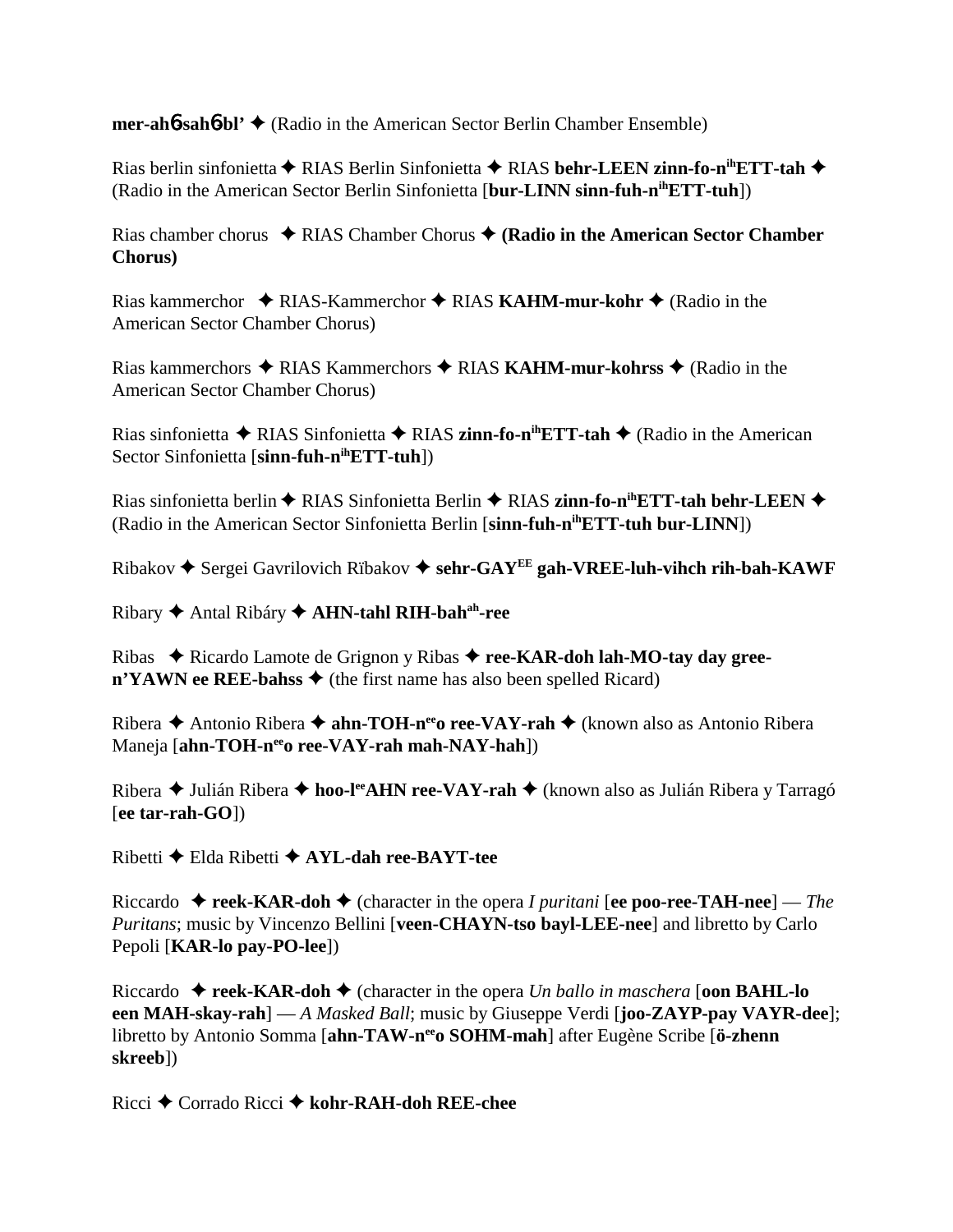**mer-ah6sah6bl'** ✦ (Radio in the American Sector Berlin Chamber Ensemble)

Rias berlin sinfonietta ✦ RIAS Berlin Sinfonietta ✦ RIAS **behr-LEEN zinn-fo-n[ih]ETT-tah** ✦ (Radio in the American Sector Berlin Sinfonietta [**bur-LINN sinn-fuh-n[ih]ETT-tuh**])

Rias chamber chorus ✦ RIAS Chamber Chorus ✦ **(Radio in the American Sector Chamber Chorus)**

Rias kammerchor ✦ RIAS-Kammerchor ✦ RIAS **KAHM-mur-kohr** ✦ (Radio in the American Sector Chamber Chorus)

Rias kammerchors ✦ RIAS Kammerchors ✦ RIAS **KAHM-mur-kohrss** ✦ (Radio in the American Sector Chamber Chorus)

Rias sinfonietta ✦ RIAS Sinfonietta ✦ RIAS **zinn-fo-n[ih]ETT-tah** ✦ (Radio in the American Sector Sinfonietta [**sinn-fuh-n[ih]ETT-tuh**])

Rias sinfonietta berlin ✦ RIAS Sinfonietta Berlin ✦ RIAS **zinn-fo-n[ih]ETT-tah behr-LEEN** ✦ (Radio in the American Sector Sinfonietta Berlin [**sinn-fuh-n[ih]ETT-tuh bur-LINN**])

Ribakov ✦ Sergei Gavrilovich Rïbakov ✦ **sehr-GAY[EE] gah-VREE-luh-vihch rih-bah-KAWF**

Ribary ✦ Antal Ribáry ✦ **AHN-tahl RIH-bah[ah]-ree**

Ribas ✦ Ricardo Lamote de Grignon y Ribas ✦ **ree-KAR-doh lah-MO-tay day gree-n'YAWN ee REE-bahss** ✦ (the first name has also been spelled Ricard)

Ribera ✦ Antonio Ribera ✦ **ahn-TOH-n[ee]o ree-VAY-rah** ✦ (known also as Antonio Ribera Maneja [**ahn-TOH-n[ee]o ree-VAY-rah mah-NAY-hah**])

Ribera ✦ Julián Ribera ✦ **hoo-l[ee]AHN ree-VAY-rah** ✦ (known also as Julián Ribera y Tarragó [**ee tar-rah-GO**])

Ribetti ✦ Elda Ribetti ✦ **AYL-dah ree-BAYT-tee**

Riccardo ✦ **reek-KAR-doh** ✦ (character in the opera *I puritani* [**ee poo-ree-TAH-nee**] — *The Puritans*; music by Vincenzo Bellini [**veen-CHAYN-tso bayl-LEE-nee**] and libretto by Carlo Pepoli [**KAR-lo pay-PO-lee**])

Riccardo ✦ **reek-KAR-doh** ✦ (character in the opera *Un ballo in maschera* [**oon BAHL-lo een MAH-skay-rah**] — *A Masked Ball*; music by Giuseppe Verdi [**joo-ZAYP-pay VAYR-dee**]; libretto by Antonio Somma [**ahn-TAW-n[ee]o SOHM-mah**] after Eugène Scribe [**ö-zhenn skreeb**])

Ricci ✦ Corrado Ricci ✦ **kohr-RAH-doh REE-chee**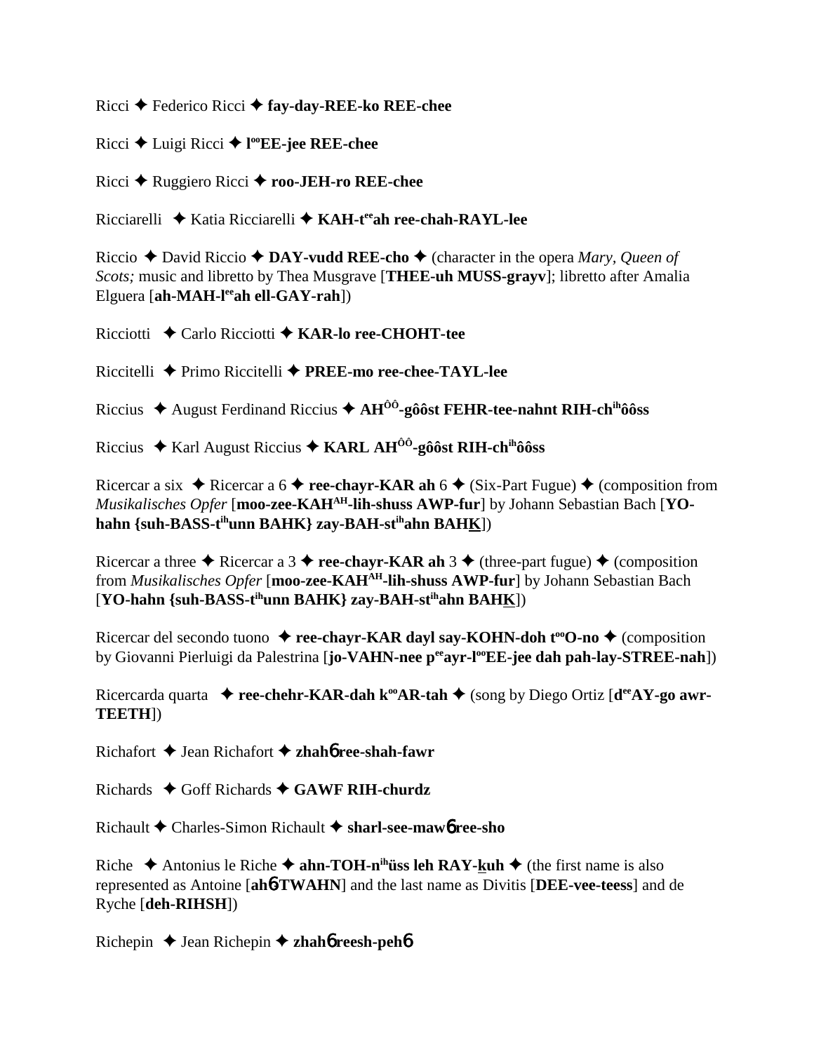Ricci ✦ Federico Ricci ✦ **fay-day-REE-ko REE-chee**

Ricci ✦ Luigi Ricci ✦ **l<sup>oo</sup>EE-jee REE-chee**

Ricci ✦ Ruggiero Ricci ✦ **roo-JEH-ro REE-chee**

Ricciarelli ✦ Katia Ricciarelli ✦ **KAH-t<sup>ee</sup>ah ree-chah-RAYL-lee**

Riccio ✦ David Riccio ✦ **DAY-vudd REE-cho** ✦ (character in the opera *Mary, Queen of Scots;* music and libretto by Thea Musgrave [**THEE-uh MUSS-grayv**]; libretto after Amalia Elguera [**ah-MAH-l<sup>ee</sup>ah ell-GAY-rah**])

Ricciotti ✦ Carlo Ricciotti ✦ **KAR-lo ree-CHOHT-tee**

Riccitelli ✦ Primo Riccitelli ✦ **PREE-mo ree-chee-TAYL-lee**

Riccius ✦ August Ferdinand Riccius ✦ **AH<sup>ÔÔ</sup>-gôôst FEHR-tee-nahnt RIH-ch<sup>ih</sup>ôôss**

Riccius ✦ Karl August Riccius ✦ **KARL AH<sup>ÔÔ</sup>-gôôst RIH-ch<sup>ih</sup>ôôss**

Ricercar a six ✦ Ricercar a 6 ✦ **ree-chayr-KAR ah** 6 ✦ (Six-Part Fugue) ✦ (composition from *Musikalisches Opfer* [**moo-zee-KAH<sup>AH</sup>-lih-shuss AWP-fur**] by Johann Sebastian Bach [**YO-hahn {suh-BASS-t<sup>ih</sup>unn BAHK} zay-BAH-st<sup>ih</sup>ahn BAHK**])

Ricercar a three ✦ Ricercar a 3 ✦ **ree-chayr-KAR ah** 3 ✦ (three-part fugue) ✦ (composition from *Musikalisches Opfer* [**moo-zee-KAH<sup>AH</sup>-lih-shuss AWP-fur**] by Johann Sebastian Bach [**YO-hahn {suh-BASS-t<sup>ih</sup>unn BAHK} zay-BAH-st<sup>ih</sup>ahn BAHK**])

Ricercar del secondo tuono ✦ **ree-chayr-KAR dayl say-KOHN-doh t<sup>oo</sup>O-no** ✦ (composition by Giovanni Pierluigi da Palestrina [**jo-VAHN-nee p<sup>ee</sup>ayr-l<sup>oo</sup>EE-jee dah pah-lay-STREE-nah**])

Ricercarda quarta ✦ **ree-chehr-KAR-dah k<sup>oo</sup>AR-tah** ✦ (song by Diego Ortiz [**d<sup>ee</sup>AY-go awr-TEETH**])

Richafort ✦ Jean Richafort ✦ **zhahɓ ree-shah-fawr**

Richards ✦ Goff Richards ✦ **GAWF RIH-churdz**

Richault ✦ Charles-Simon Richault ✦ **sharl-see-mawɓ ree-sho**

Riche ✦ Antonius le Riche ✦ **ahn-TOH-n<sup>ih</sup>üss leh RAY-kuh** ✦ (the first name is also represented as Antoine [**ahɓ-TWAHN**] and the last name as Divitis [**DEE-vee-teess**] and de Ryche [**deh-RIHSH**])

Richepin ✦ Jean Richepin ✦ **zhahɓ reesh-pehɓ**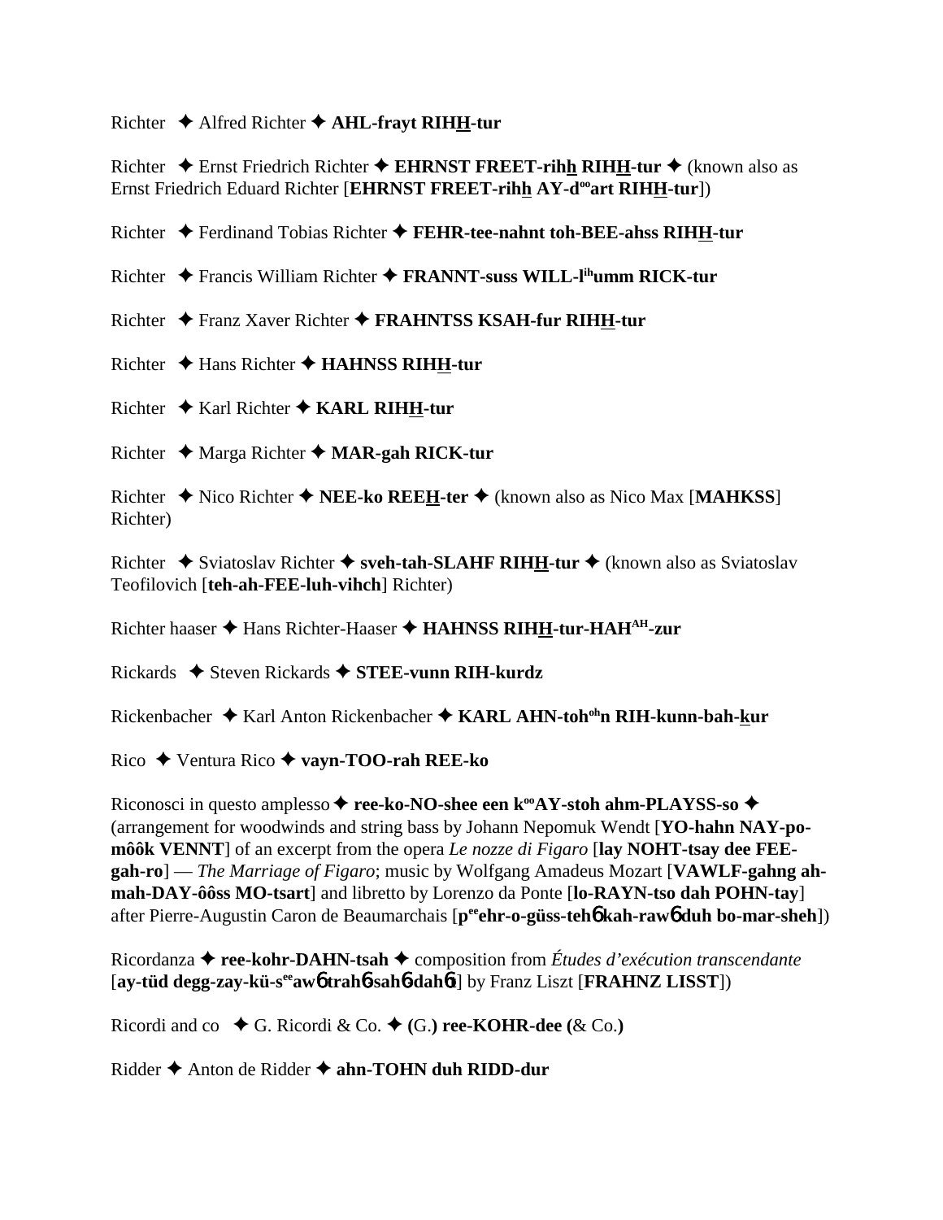Richter ✦ Alfred Richter ✦ **AHL-frayt RIHH-tur**

Richter ✦ Ernst Friedrich Richter ✦ **EHRNST FREET-rihh RIHH-tur** ✦ (known also as Ernst Friedrich Eduard Richter [**EHRNST FREET-rihh AY-d[oo]art RIHH-tur**])

Richter ✦ Ferdinand Tobias Richter ✦ **FEHR-tee-nahnt toh-BEE-ahss RIHH-tur**

Richter ✦ Francis William Richter ✦ **FRANNT-suss WILL-l[ih]umm RICK-tur**

Richter ✦ Franz Xaver Richter ✦ **FRAHNTSS KSAH-fur RIHH-tur**

Richter ✦ Hans Richter ✦ **HAHNSS RIHH-tur**

Richter ✦ Karl Richter ✦ **KARL RIHH-tur**

Richter ✦ Marga Richter ✦ **MAR-gah RICK-tur**

Richter ✦ Nico Richter ✦ **NEE-ko REEH-ter** ✦ (known also as Nico Max [**MAHKSS**] Richter)

Richter ✦ Sviatoslav Richter ✦ **sveh-tah-SLAHF RIHH-tur** ✦ (known also as Sviatoslav Teofilovich [**teh-ah-FEE-luh-vihch**] Richter)

Richter haaser ✦ Hans Richter-Haaser ✦ **HAHNSS RIHH-tur-HAH[AH]-zur**

Rickards ✦ Steven Rickards ✦ **STEE-vunn RIH-kurdz**

Rickenbacher ✦ Karl Anton Rickenbacher ✦ **KARL AHN-toh[oh]n RIH-kunn-bah-kur**

Rico ✦ Ventura Rico ✦ **vayn-TOO-rah REE-ko**

Riconosci in questo amplesso ✦ **ree-ko-NO-shee een k[oo]AY-stoh ahm-PLAYSS-so** ✦ (arrangement for woodwinds and string bass by Johann Nepomuk Wendt [**YO-hahn NAY-po-môôk VENNT**] of an excerpt from the opera *Le nozze di Figaro* [**lay NOHT-tsay dee FEE-gah-ro**] — *The Marriage of Figaro*; music by Wolfgang Amadeus Mozart [**VAWLF-gahng ah-mah-DAY-ôôss MO-tsart**] and libretto by Lorenzo da Ponte [**lo-RAYN-tso dah POHN-tay**] after Pierre-Augustin Caron de Beaumarchais [**p[ee]ehr-o-güss-tehɴ kah-rawɴ duh bo-mar-sheh**])

Ricordanza ✦ **ree-kohr-DAHN-tsah** ✦ composition from *Études d'exécution transcendante* [**ay-tüd degg-zay-kü-s[ee]awɴ trahɴ-sahɴ-dahɴt**] by Franz Liszt [**FRAHNZ LISST**])

Ricordi and co ✦ G. Ricordi & Co. ✦ **(**G.**) ree-KOHR-dee (**& Co.**)**

Ridder ✦ Anton de Ridder ✦ **ahn-TOHN duh RIDD-dur**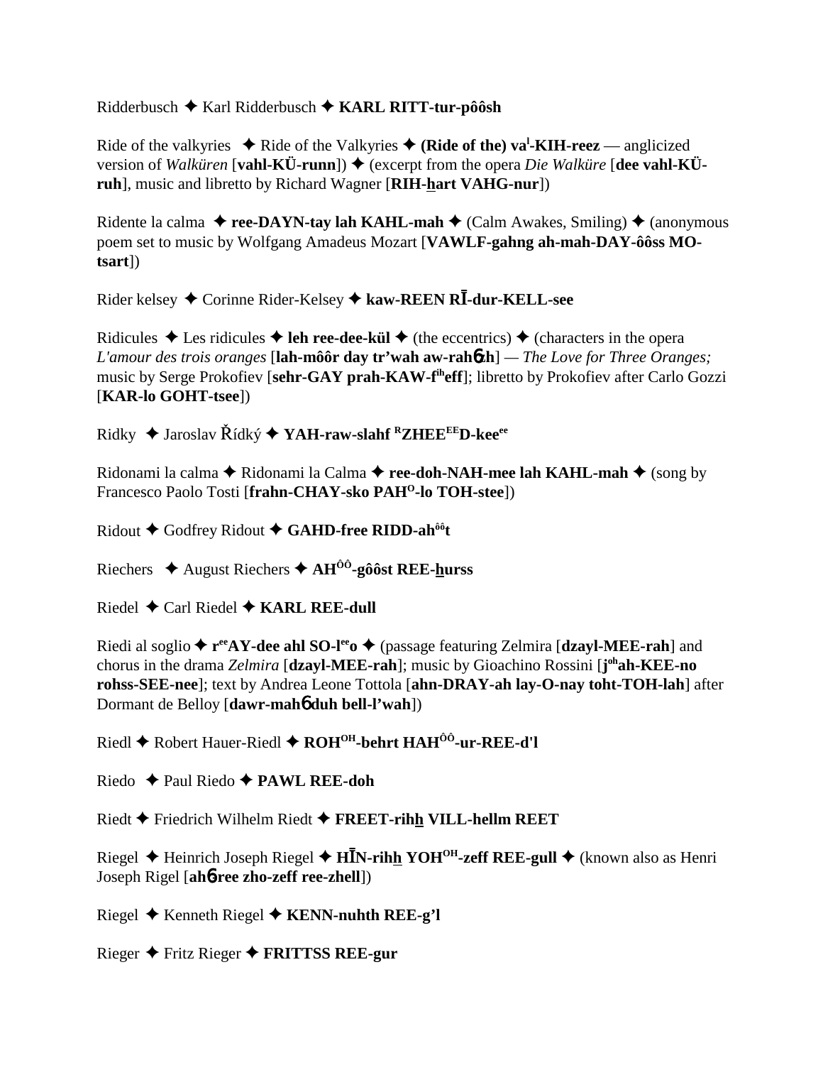Ridderbusch ✦ Karl Ridderbusch ✦ **KARL RITT-tur-pôôsh**

Ride of the valkyries ✦ Ride of the Valkyries ✦ **(Ride of the) va$^{l}$-KIH-reez** — anglicized version of *Walküren* [**vahl-KÜ-runn**]) ✦ (excerpt from the opera *Die Walküre* [**dee vahl-KÜ-ruh**], music and libretto by Richard Wagner [**RIH-hart VAHG-nur**])

Ridente la calma ✦ **ree-DAYN-tay lah KAHL-mah** ✦ (Calm Awakes, Smiling) ✦ (anonymous poem set to music by Wolfgang Amadeus Mozart [**VAWLF-gahng ah-mah-DAY-ôôss MO-tsart**])

Rider kelsey ✦ Corinne Rider-Kelsey ✦ **kaw-REEN RĪ-dur-KELL-see**

Ridicules ✦ Les ridicules ✦ **leh ree-dee-kül** ✦ (the eccentrics) ✦ (characters in the opera *L'amour des trois oranges* [**lah-môôr day tr'wah aw-rahɲzh**] — *The Love for Three Oranges;* music by Serge Prokofiev [**sehr-GAY prah-KAW-f$^{ih}$eff**]; libretto by Prokofiev after Carlo Gozzi [**KAR-lo GOHT-tsee**])

Ridky ✦ Jaroslav Řídký ✦ **YAH-raw-slahf $^{R}$ZHEE$^{EE}$D-kee$^{ee}$**

Ridonami la calma ✦ Ridonami la Calma ✦ **ree-doh-NAH-mee lah KAHL-mah** ✦ (song by Francesco Paolo Tosti [**frahn-CHAY-sko PAH$^{O}$-lo TOH-stee**])

Ridout ✦ Godfrey Ridout ✦ **GAHD-free RIDD-ah$^{ôô}$t**

Riechers ✦ August Riechers ✦ **AH$^{ÔÔ}$-gôôst REE-hurss**

Riedel ✦ Carl Riedel ✦ **KARL REE-dull**

Riedi al soglio ✦ **r$^{ee}$AY-dee ahl SO-l$^{ee}$o** ✦ (passage featuring Zelmira [**dzayl-MEE-rah**] and chorus in the drama *Zelmira* [**dzayl-MEE-rah**]; music by Gioachino Rossini [**j$^{oh}$ah-KEE-no rohss-SEE-nee**]; text by Andrea Leone Tottola [**ahn-DRAY-ah lay-O-nay toht-TOH-lah**] after Dormant de Belloy [**dawr-mahɲ duh bell-l'wah**])

Riedl ✦ Robert Hauer-Riedl ✦ **ROH$^{OH}$-behrt HAH$^{ÔÔ}$-ur-REE-d'l**

Riedo ✦ Paul Riedo ✦ **PAWL REE-doh**

Riedt ✦ Friedrich Wilhelm Riedt ✦ **FREET-rihh VILL-hellm REET**

Riegel ✦ Heinrich Joseph Riegel ✦ **HĪN-rihh YOH$^{OH}$-zeff REE-gull** ✦ (known also as Henri Joseph Rigel [**ahɲ-ree zho-zeff ree-zhell**])

Riegel ✦ Kenneth Riegel ✦ **KENN-nuhth REE-g'l**

Rieger ✦ Fritz Rieger ✦ **FRITTSS REE-gur**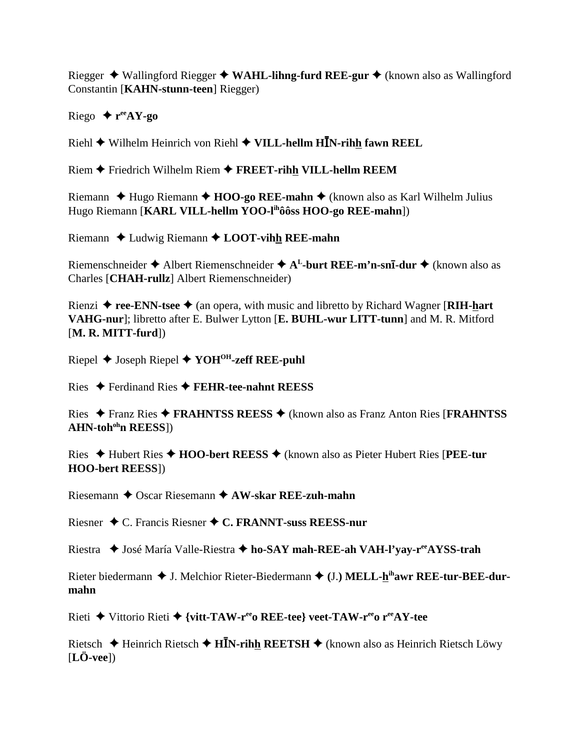Riegger ✦ Wallingford Riegger ✦ **WAHL-lihng-furd REE-gur** ✦ (known also as Wallingford Constantin [**KAHN-stunn-teen**] Riegger)

Riego ✦ **r**ee**AY-go**

Riehl ✦ Wilhelm Heinrich von Riehl ✦ **VILL-hellm HĪN-rihh fawn REEL**

Riem ✦ Friedrich Wilhelm Riem ✦ **FREET-rihh VILL-hellm REEM**

Riemann ✦ Hugo Riemann ✦ **HOO-go REE-mahn** ✦ (known also as Karl Wilhelm Julius Hugo Riemann [**KARL VILL-hellm YOO-l**ih**ôôss HOO-go REE-mahn**])

Riemann ✦ Ludwig Riemann ✦ **LOOT-vihh REE-mahn**

Riemenschneider ✦ Albert Riemenschneider ✦ **A**L**-burt REE-m'n-snī-dur** ✦ (known also as Charles [**CHAH-rullz**] Albert Riemenschneider)

Rienzi ✦ **ree-ENN-tsee** ✦ (an opera, with music and libretto by Richard Wagner [**RIH-hart VAHG-nur**]; libretto after E. Bulwer Lytton [**E. BUHL-wur LITT-tunn**] and M. R. Mitford [**M. R. MITT-furd**])

Riepel ✦ Joseph Riepel ✦ **YOH**OH**-zeff REE-puhl**

Ries ✦ Ferdinand Ries ✦ **FEHR-tee-nahnt REESS**

Ries ✦ Franz Ries ✦ **FRAHNTSS REESS** ✦ (known also as Franz Anton Ries [**FRAHNTSS AHN-toh**oh**n REESS**])

Ries ✦ Hubert Ries ✦ **HOO-bert REESS** ✦ (known also as Pieter Hubert Ries [**PEE-tur HOO-bert REESS**])

Riesemann ✦ Oscar Riesemann ✦ **AW-skar REE-zuh-mahn**

Riesner ✦ C. Francis Riesner ✦ **C. FRANNT-suss REESS-nur**

Riestra ✦ José María Valle-Riestra ✦ **ho-SAY mah-REE-ah VAH-l'yay-r**ee**AYSS-trah**

Rieter biedermann ✦ J. Melchior Rieter-Biedermann ✦ **(**J.**) MELL-h**ih**awr REE-tur-BEE-dur-mahn**

Rieti ✦ Vittorio Rieti ✦ **{vitt-TAW-r**ee**o REE-tee} veet-TAW-r**ee**o r**ee**AY-tee**

Rietsch ✦ Heinrich Rietsch ✦ **HĪN-rihh REETSH** ✦ (known also as Heinrich Rietsch Löwy [**LÖ-vee**])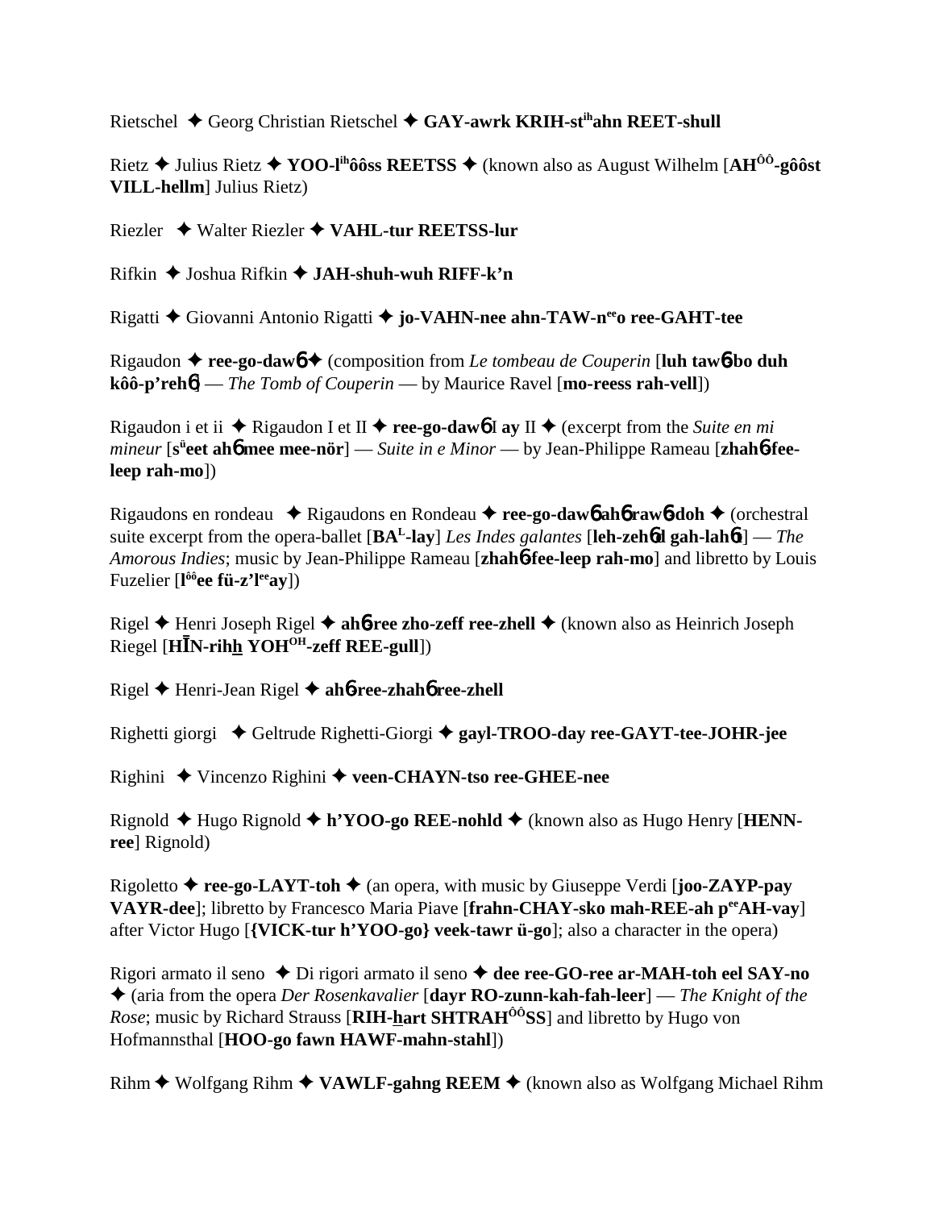Rietschel ✦ Georg Christian Rietschel ✦ **GAY-awrk KRIH-st^ih^ahn REET-shull**

Rietz ✦ Julius Rietz ✦ **YOO-l^ih^ôôss REETSS** ✦ (known also as August Wilhelm [**AH^ÔÔ^-gôôst VILL-hellm**] Julius Rietz)

Riezler ✦ Walter Riezler ✦ **VAHL-tur REETSS-lur**

Rifkin ✦ Joshua Rifkin ✦ **JAH-shuh-wuh RIFF-k'n**

Rigatti ✦ Giovanni Antonio Rigatti ✦ **jo-VAHN-nee ahn-TAW-n^ee^o ree-GAHT-tee**

Rigaudon ✦ **ree-go-dawɓ** ✦ (composition from *Le tombeau de Couperin* [**luh tawɓ-bo duh kôô-p'rehɓ**] — *The Tomb of Couperin* — by Maurice Ravel [**mo-reess rah-vell**])

Rigaudon i et ii ✦ Rigaudon I et II ✦ **ree-go-dawɓ** I **ay** II ✦ (excerpt from the *Suite en mi mineur* [**s^ü^eet ahɓ mee mee-nör**] — *Suite in e Minor* — by Jean-Philippe Rameau [**zhahɓ-fee-leep rah-mo**])

Rigaudons en rondeau ✦ Rigaudons en Rondeau ✦ **ree-go-dawɓ ahɓ rawɓ-doh** ✦ (orchestral suite excerpt from the opera-ballet [**BA^L^-lay**] *Les Indes galantes* [**leh-zehɓd gah-lahɓt**] — *The Amorous Indies*; music by Jean-Philippe Rameau [**zhahɓ-fee-leep rah-mo**] and libretto by Louis Fuzelier [**l^ôô^ee fü-z'l^ee^ay**])

Rigel ✦ Henri Joseph Rigel ✦ **ahɓ-ree zho-zeff ree-zhell** ✦ (known also as Heinrich Joseph Riegel [**HĪN-rihh YOH^OH^-zeff REE-gull**])

Rigel ✦ Henri-Jean Rigel ✦ **ahɓ-ree-zhahɓ ree-zhell**

Righetti giorgi ✦ Geltrude Righetti-Giorgi ✦ **gayl-TROO-day ree-GAYT-tee-JOHR-jee**

Righini ✦ Vincenzo Righini ✦ **veen-CHAYN-tso ree-GHEE-nee**

Rignold ✦ Hugo Rignold ✦ **h'YOO-go REE-nohld** ✦ (known also as Hugo Henry [**HENN-ree**] Rignold)

Rigoletto ✦ **ree-go-LAYT-toh** ✦ (an opera, with music by Giuseppe Verdi [**joo-ZAYP-pay VAYR-dee**]; libretto by Francesco Maria Piave [**frahn-CHAY-sko mah-REE-ah p^ee^AH-vay**] after Victor Hugo [**{VICK-tur h'YOO-go} veek-tawr ü-go**]; also a character in the opera)

Rigori armato il seno ✦ Di rigori armato il seno ✦ **dee ree-GO-ree ar-MAH-toh eel SAY-no** ✦ (aria from the opera *Der Rosenkavalier* [**dayr RO-zunn-kah-fah-leer**] — *The Knight of the Rose*; music by Richard Strauss [**RIH-hart SHTRAH^ÔÔ^SS**] and libretto by Hugo von Hofmannsthal [**HOO-go fawn HAWF-mahn-stahl**])

Rihm ✦ Wolfgang Rihm ✦ **VAWLF-gahng REEM** ✦ (known also as Wolfgang Michael Rihm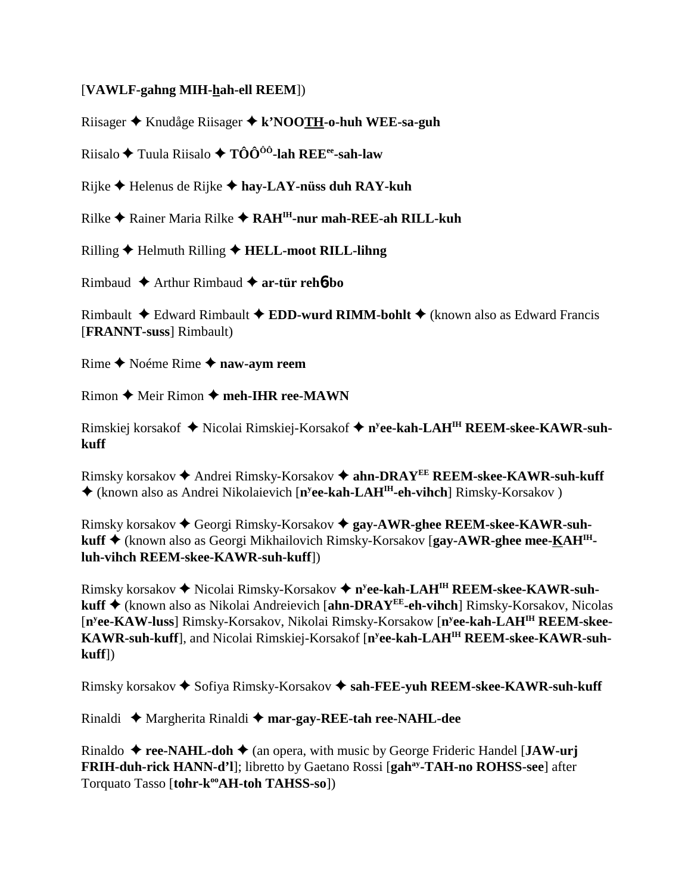[**VAWLF-gahng MIH-hah-ell REEM**])

Riisager ✦ Knudåge Riisager ✦ **k'NOOTH-o-huh WEE-sa-guh**

Riisalo ✦ Tuula Riisalo ✦ **TÔÔ[ôô]-lah REE[ee]-sah-law**

Rijke ✦ Helenus de Rijke ✦ **hay-LAY-nüss duh RAY-kuh**

Rilke ✦ Rainer Maria Rilke ✦ **RAH[IH]-nur mah-REE-ah RILL-kuh**

Rilling ✦ Helmuth Rilling ✦ **HELL-moot RILL-lihng**

Rimbaud ✦ Arthur Rimbaud ✦ **ar-tür rehɓbo**

Rimbault ✦ Edward Rimbault ✦ **EDD-wurd RIMM-bohlt** ✦ (known also as Edward Francis [**FRANNT-suss**] Rimbault)

Rime ✦ Noéme Rime ✦ **naw-aym reem**

Rimon ✦ Meir Rimon ✦ **meh-IHR ree-MAWN**

Rimskiej korsakof ✦ Nicolai Rimskiej-Korsakof ✦ **n[y]ee-kah-LAH[IH] REEM-skee-KAWR-suh-kuff**

Rimsky korsakov ✦ Andrei Rimsky-Korsakov ✦ **ahn-DRAY[EE] REEM-skee-KAWR-suh-kuff** ✦ (known also as Andrei Nikolaievich [**n[y]ee-kah-LAH[IH]-eh-vihch**] Rimsky-Korsakov )

Rimsky korsakov ✦ Georgi Rimsky-Korsakov ✦ **gay-AWR-ghee REEM-skee-KAWR-suh-kuff** ✦ (known also as Georgi Mikhailovich Rimsky-Korsakov [**gay-AWR-ghee mee-KAH[IH]-luh-vihch REEM-skee-KAWR-suh-kuff**])

Rimsky korsakov ✦ Nicolai Rimsky-Korsakov ✦ **n[y]ee-kah-LAH[IH] REEM-skee-KAWR-suh-kuff** ✦ (known also as Nikolai Andreievich [**ahn-DRAY[EE]-eh-vihch**] Rimsky-Korsakov, Nicolas [**n[y]ee-KAW-luss**] Rimsky-Korsakov, Nikolai Rimsky-Korsakow [**n[y]ee-kah-LAH[IH] REEM-skee-KAWR-suh-kuff**], and Nicolai Rimskiej-Korsakof [**n[y]ee-kah-LAH[IH] REEM-skee-KAWR-suh-kuff**])

Rimsky korsakov ✦ Sofiya Rimsky-Korsakov ✦ **sah-FEE-yuh REEM-skee-KAWR-suh-kuff**

Rinaldi ✦ Margherita Rinaldi ✦ **mar-gay-REE-tah ree-NAHL-dee**

Rinaldo ✦ **ree-NAHL-doh** ✦ (an opera, with music by George Frideric Handel [**JAW-urj FRIH-duh-rick HANN-d'l**]; libretto by Gaetano Rossi [**gah[ay]-TAH-no ROHSS-see**] after Torquato Tasso [**tohr-k[oo]AH-toh TAHSS-so**])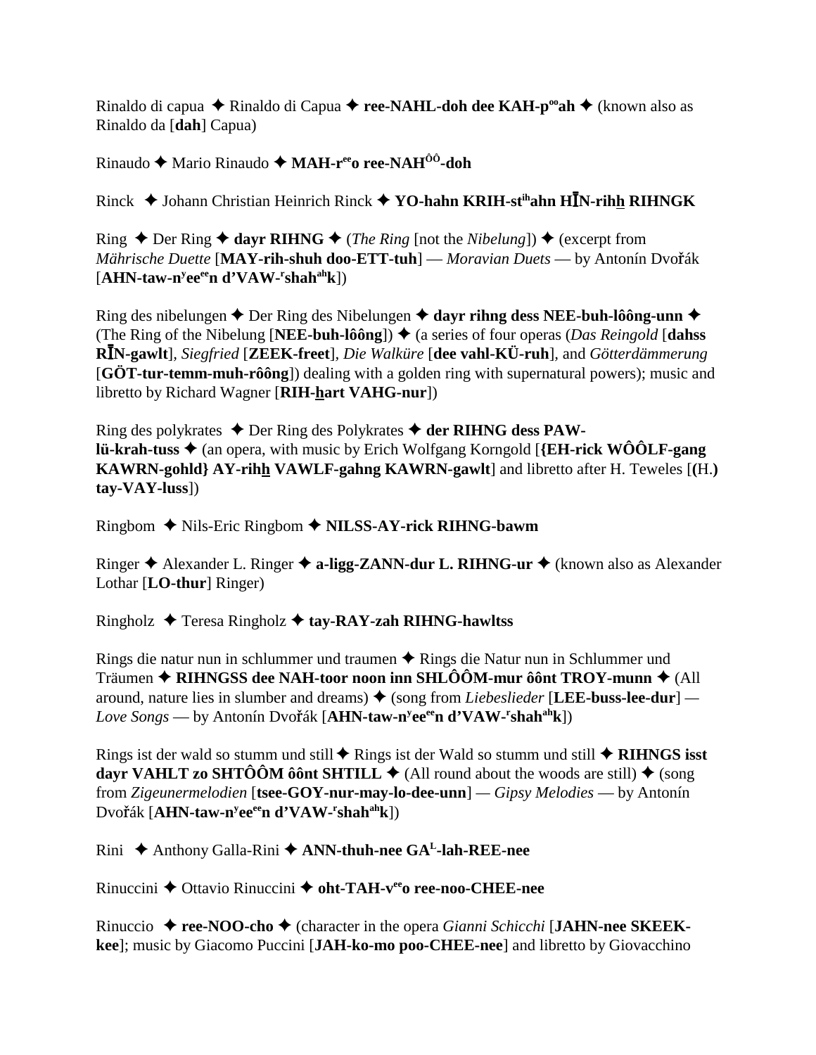Rinaldo di capua ✦ Rinaldo di Capua ✦ **ree-NAHL-doh dee KAH-p**[oo]**ah** ✦ (known also as Rinaldo da [**dah**] Capua)

Rinaudo ✦ Mario Rinaudo ✦ **MAH-r**[ee]**o ree-NAH**[ÔÔ]**-doh**

Rinck ✦ Johann Christian Heinrich Rinck ✦ **YO-hahn KRIH-st**[ih]**ahn HĪN-rihh RIHNGK**

Ring ✦ Der Ring ✦ **dayr RIHNG** ✦ (*The Ring* [not the *Nibelung*]) ✦ (excerpt from *Mährische Duette* [**MAY-rih-shuh doo-ETT-tuh**] — *Moravian Duets* — by Antonín Dvořák [**AHN-taw-n**[y]**ee**[ee]**n d'VAW-**[r]**shah**[ah]**k**])

Ring des nibelungen ✦ Der Ring des Nibelungen ✦ **dayr rihng dess NEE-buh-lôông-unn** ✦ (The Ring of the Nibelung [**NEE-buh-lôông**]) ✦ (a series of four operas (*Das Reingold* [**dahss RĪN-gawlt**], *Siegfried* [**ZEEK-freet**], *Die Walküre* [**dee vahl-KÜ-ruh**], and *Götterdämmerung* [**GÖT-tur-temm-muh-rôông**]) dealing with a golden ring with supernatural powers); music and libretto by Richard Wagner [**RIH-hart VAHG-nur**])

Ring des polykrates ✦ Der Ring des Polykrates ✦ **der RIHNG dess PAW-lü-krah-tuss** ✦ (an opera, with music by Erich Wolfgang Korngold [**{EH-rick WÔÔLF-gang KAWRN-gohld} AY-rihh VAWLF-gahng KAWRN-gawlt**] and libretto after H. Teweles [**(**H.**) tay-VAY-luss**])

Ringbom ✦ Nils-Eric Ringbom ✦ **NILSS-AY-rick RIHNG-bawm**

Ringer ✦ Alexander L. Ringer ✦ **a-ligg-ZANN-dur L. RIHNG-ur** ✦ (known also as Alexander Lothar [**LO-thur**] Ringer)

Ringholz ✦ Teresa Ringholz ✦ **tay-RAY-zah RIHNG-hawltss**

Rings die natur nun in schlummer und traumen ✦ Rings die Natur nun in Schlummer und Träumen ✦ **RIHNGSS dee NAH-toor noon inn SHLÔÔM-mur ôônt TROY-munn** ✦ (All around, nature lies in slumber and dreams) ✦ (song from *Liebeslieder* [**LEE-buss-lee-dur**] — *Love Songs* — by Antonín Dvořák [**AHN-taw-n**[y]**ee**[ee]**n d'VAW-**[r]**shah**[ah]**k**])

Rings ist der wald so stumm und still ✦ Rings ist der Wald so stumm und still ✦ **RIHNGS isst dayr VAHLT zo SHTÔÔM ôônt SHTILL** ✦ (All round about the woods are still) ✦ (song from *Zigeunermelodien* [**tsee-GOY-nur-may-lo-dee-unn**] — *Gipsy Melodies* — by Antonín Dvořák [**AHN-taw-n**[y]**ee**[ee]**n d'VAW-**[r]**shah**[ah]**k**])

Rini ✦ Anthony Galla-Rini ✦ **ANN-thuh-nee GA**[L]**-lah-REE-nee**

Rinuccini ✦ Ottavio Rinuccini ✦ **oht-TAH-v**[ee]**o ree-noo-CHEE-nee**

Rinuccio ✦ **ree-NOO-cho** ✦ (character in the opera *Gianni Schicchi* [**JAHN-nee SKEEK-kee**]; music by Giacomo Puccini [**JAH-ko-mo poo-CHEE-nee**] and libretto by Giovacchino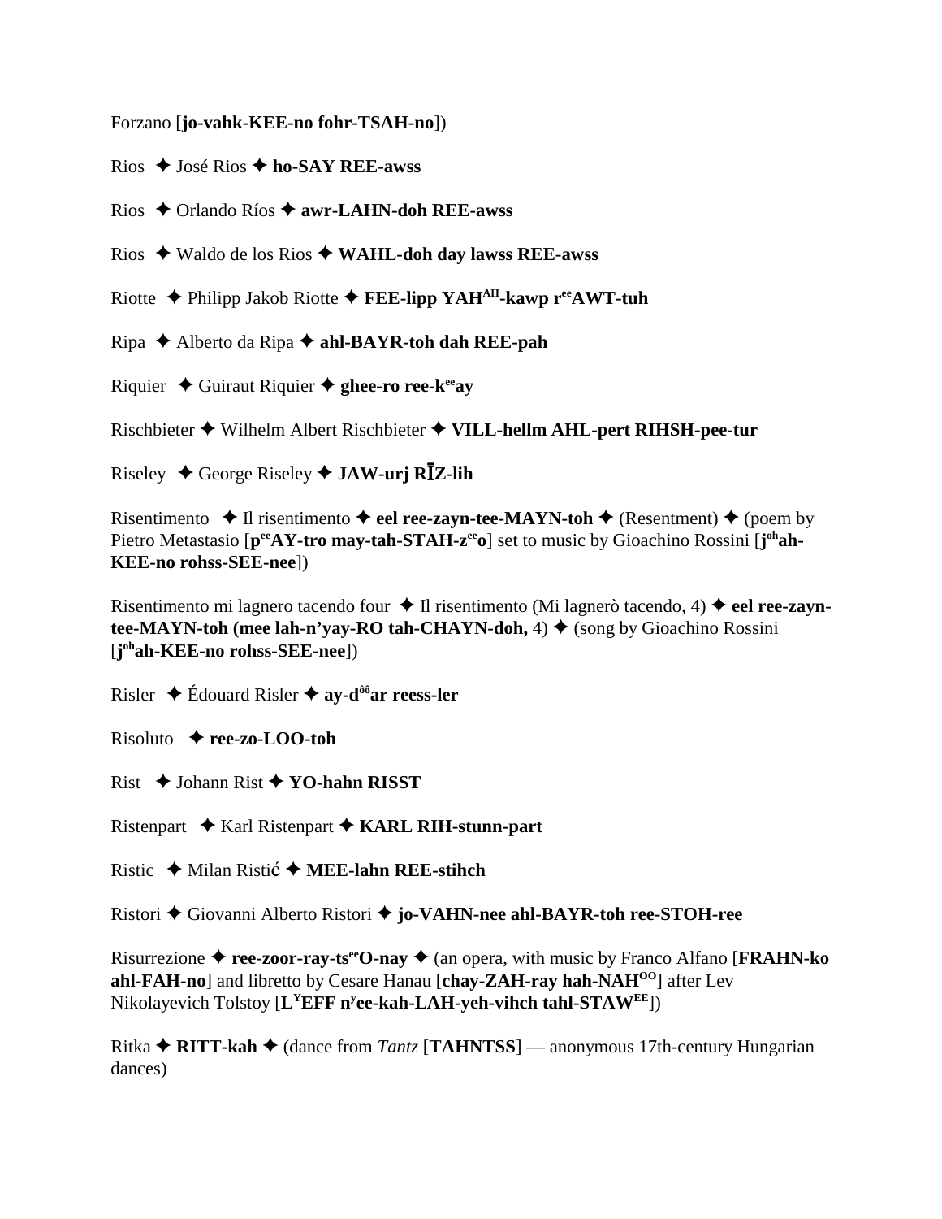Forzano [**jo-vahk-KEE-no fohr-TSAH-no**])

Rios ✦ José Rios ✦ **ho-SAY REE-awss**

Rios ✦ Orlando Ríos ✦ **awr-LAHN-doh REE-awss**

Rios ✦ Waldo de los Rios ✦ **WAHL-doh day lawss REE-awss**

Riotte ✦ Philipp Jakob Riotte ✦ **FEE-lipp YAH[AH]-kawp r[ee]AWT-tuh**

Ripa ✦ Alberto da Ripa ✦ **ahl-BAYR-toh dah REE-pah**

Riquier ✦ Guiraut Riquier ✦ **ghee-ro ree-k[ee]ay**

Rischbieter ✦ Wilhelm Albert Rischbieter ✦ **VILL-hellm AHL-pert RIHSH-pee-tur**

Riseley ✦ George Riseley ✦ **JAW-urj RĪZ-lih**

Risentimento ✦ Il risentimento ✦ **eel ree-zayn-tee-MAYN-toh** ✦ (Resentment) ✦ (poem by Pietro Metastasio [**p[ee]AY-tro may-tah-STAH-z[ee]o**] set to music by Gioachino Rossini [**j[oh]ah-KEE-no rohss-SEE-nee**])

Risentimento mi lagnero tacendo four ✦ Il risentimento (Mi lagnerò tacendo, 4) ✦ **eel ree-zayn-tee-MAYN-toh (mee lah-n'yay-RO tah-CHAYN-doh,** 4) ✦ (song by Gioachino Rossini [**j[oh]ah-KEE-no rohss-SEE-nee**])

Risler ✦ Édouard Risler ✦ **ay-d[ôô]ar reess-ler**

Risoluto ✦ **ree-zo-LOO-toh**

Rist ✦ Johann Rist ✦ **YO-hahn RISST**

Ristenpart ✦ Karl Ristenpart ✦ **KARL RIH-stunn-part**

Ristic ✦ Milan Ristić ✦ **MEE-lahn REE-stihch**

Ristori ✦ Giovanni Alberto Ristori ✦ **jo-VAHN-nee ahl-BAYR-toh ree-STOH-ree**

Risurrezione ✦ **ree-zoor-ray-ts[ee]O-nay** ✦ (an opera, with music by Franco Alfano [**FRAHN-ko ahl-FAH-no**] and libretto by Cesare Hanau [**chay-ZAH-ray hah-NAH[OO]**] after Lev Nikolayevich Tolstoy [**L[Y]EFF n[y]ee-kah-LAH-yeh-vihch tahl-STAW[EE]**])

Ritka ✦ **RITT-kah** ✦ (dance from *Tantz* [**TAHNTSS**] — anonymous 17th-century Hungarian dances)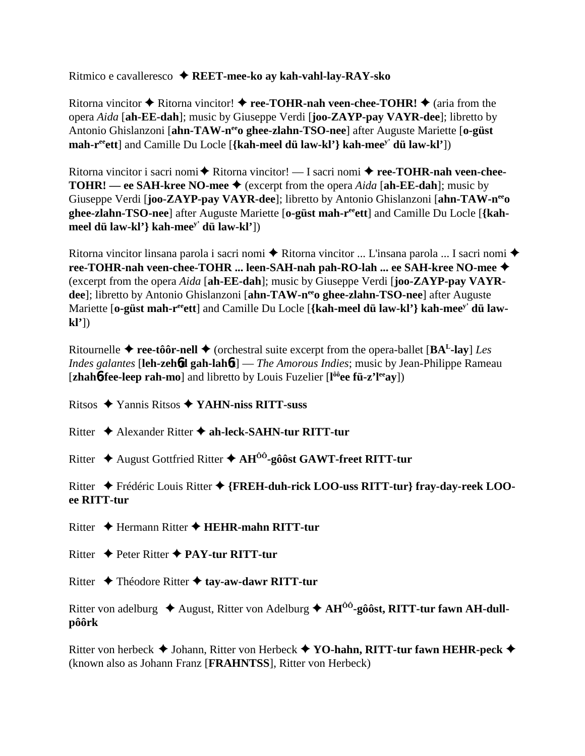Ritmico e cavalleresco ✦ **REET-mee-ko ay kah-vahl-lay-RAY-sko**

Ritorna vincitor ✦ Ritorna vincitor! ✦ **ree-TOHR-nah veen-chee-TOHR!** ✦ (aria from the opera *Aida* [**ah-EE-dah**]; music by Giuseppe Verdi [**joo-ZAYP-pay VAYR-dee**]; libretto by Antonio Ghislanzoni [**ahn-TAW-n**ee**o ghee-zlahn-TSO-nee**] after Auguste Mariette [**o-güst mah-r**ee**ett**] and Camille Du Locle [**{kah-meel dü law-kl'} kah-mee**y' **dü law-kl'**])

Ritorna vincitor i sacri nomi ✦ Ritorna vincitor! — I sacri nomi ✦ **ree-TOHR-nah veen-chee-TOHR! — ee SAH-kree NO-mee** ✦ (excerpt from the opera *Aida* [**ah-EE-dah**]; music by Giuseppe Verdi [**joo-ZAYP-pay VAYR-dee**]; libretto by Antonio Ghislanzoni [**ahn-TAW-n**ee**o ghee-zlahn-TSO-nee**] after Auguste Mariette [**o-güst mah-r**ee**ett**] and Camille Du Locle [**{kah-meel dü law-kl'} kah-mee**y' **dü law-kl'**])

Ritorna vincitor linsana parola i sacri nomi ✦ Ritorna vincitor ... L'insana parola ... I sacri nomi ✦ **ree-TOHR-nah veen-chee-TOHR ... leen-SAH-nah pah-RO-lah ... ee SAH-kree NO-mee** ✦ (excerpt from the opera *Aida* [**ah-EE-dah**]; music by Giuseppe Verdi [**joo-ZAYP-pay VAYR-dee**]; libretto by Antonio Ghislanzoni [**ahn-TAW-n**ee**o ghee-zlahn-TSO-nee**] after Auguste Mariette [**o-güst mah-r**ee**ett**] and Camille Du Locle [**{kah-meel dü law-kl'} kah-mee**y' **dü law-kl'**])

Ritournelle ✦ **ree-tôôr-nell** ✦ (orchestral suite excerpt from the opera-ballet [**BA**L**-lay**] *Les Indes galantes* [**leh-zehɲd gah-lahɲt**] — *The Amorous Indies*; music by Jean-Philippe Rameau [**zhahɲ-fee-leep rah-mo**] and libretto by Louis Fuzelier [**l**ôô**ee fü-z'l**ee**ay**])

Ritsos ✦ Yannis Ritsos ✦ **YAHN-niss RITT-suss**

Ritter ✦ Alexander Ritter ✦ **ah-leck-SAHN-tur RITT-tur**

Ritter ✦ August Gottfried Ritter ✦ **AH**ÔÔ**-gôôst GAWT-freet RITT-tur**

Ritter ✦ Frédéric Louis Ritter ✦ **{FREH-duh-rick LOO-uss RITT-tur} fray-day-reek LOO-ee RITT-tur**

Ritter ✦ Hermann Ritter ✦ **HEHR-mahn RITT-tur**

Ritter ✦ Peter Ritter ✦ **PAY-tur RITT-tur**

Ritter ✦ Théodore Ritter ✦ **tay-aw-dawr RITT-tur**

Ritter von adelburg ✦ August, Ritter von Adelburg ✦ **AH**ÔÔ**-gôôst, RITT-tur fawn AH-dull-pôôrk**

Ritter von herbeck ✦ Johann, Ritter von Herbeck ✦ **YO-hahn, RITT-tur fawn HEHR-peck** ✦ (known also as Johann Franz [**FRAHNTSS**], Ritter von Herbeck)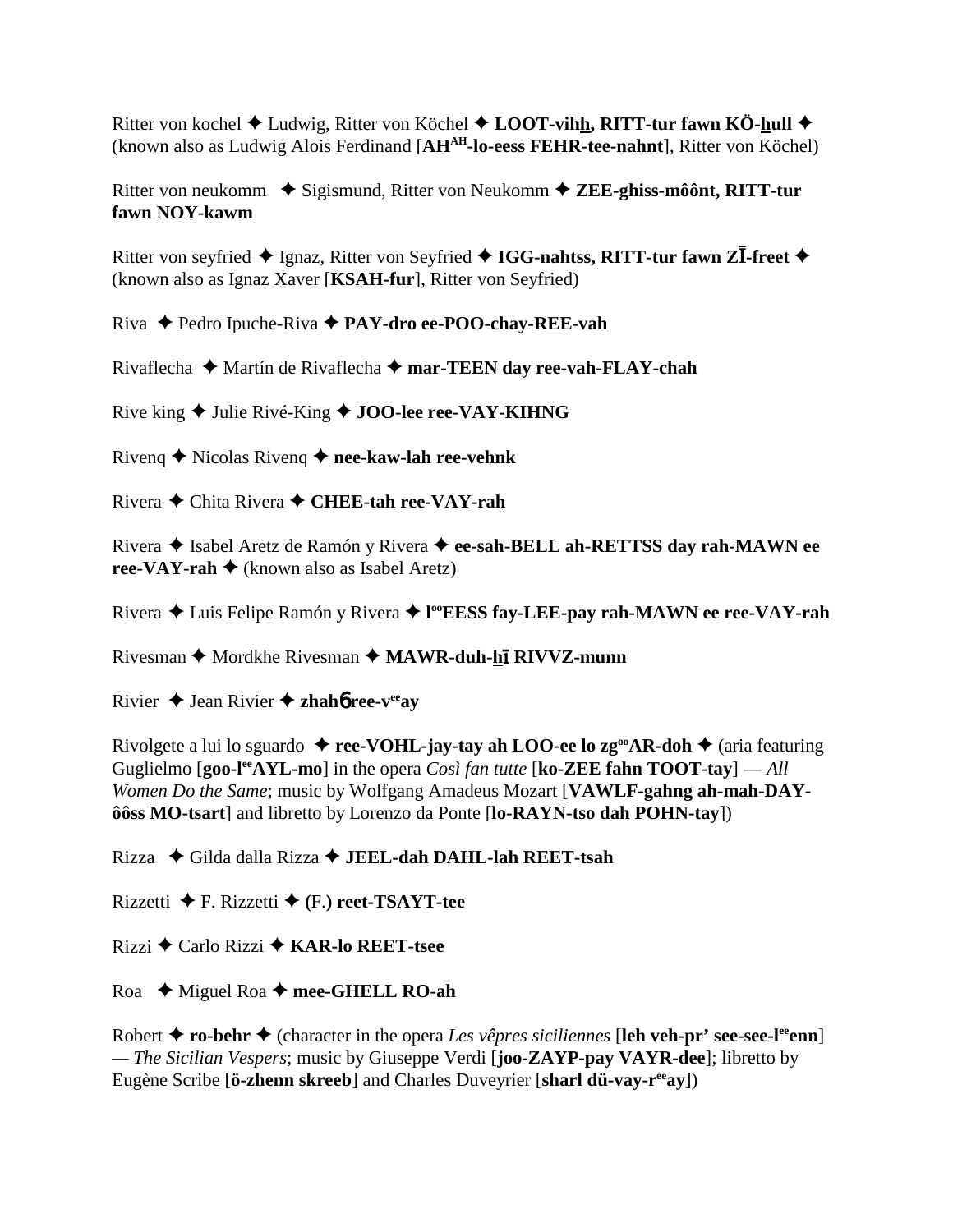Ritter von kochel ✦ Ludwig, Ritter von Köchel ✦ **LOOT-vihh, RITT-tur fawn KÖ-hull** ✦ (known also as Ludwig Alois Ferdinand [**AH$^{AH}$-lo-eess FEHR-tee-nahnt**], Ritter von Köchel)

Ritter von neukomm ✦ Sigismund, Ritter von Neukomm ✦ **ZEE-ghiss-môônt, RITT-tur fawn NOY-kawm**

Ritter von seyfried ✦ Ignaz, Ritter von Seyfried ✦ **IGG-nahtss, RITT-tur fawn ZĪ-freet** ✦ (known also as Ignaz Xaver [**KSAH-fur**], Ritter von Seyfried)

Riva ✦ Pedro Ipuche-Riva ✦ **PAY-dro ee-POO-chay-REE-vah**

Rivaflecha ✦ Martín de Rivaflecha ✦ **mar-TEEN day ree-vah-FLAY-chah**

Rive king ✦ Julie Rivé-King ✦ **JOO-lee ree-VAY-KIHNG**

Rivenq ✦ Nicolas Rivenq ✦ **nee-kaw-lah ree-vehnk**

Rivera ✦ Chita Rivera ✦ **CHEE-tah ree-VAY-rah**

Rivera ✦ Isabel Aretz de Ramón y Rivera ✦ **ee-sah-BELL ah-RETTSS day rah-MAWN ee ree-VAY-rah** ✦ (known also as Isabel Aretz)

Rivera ✦ Luis Felipe Ramón y Rivera ✦ **l$^{oo}$EESS fay-LEE-pay rah-MAWN ee ree-VAY-rah**

Rivesman ✦ Mordkhe Rivesman ✦ **MAWR-duh-hī RIVVZ-munn**

Rivier ✦ Jean Rivier ✦ **zhahɓ ree-v$^{ee}$ay**

Rivolgete a lui lo sguardo ✦ **ree-VOHL-jay-tay ah LOO-ee lo zg$^{oo}$AR-doh** ✦ (aria featuring Guglielmo [**goo-l$^{ee}$AYL-mo**] in the opera *Così fan tutte* [**ko-ZEE fahn TOOT-tay**] — *All Women Do the Same*; music by Wolfgang Amadeus Mozart [**VAWLF-gahng ah-mah-DAY-ôôss MO-tsart**] and libretto by Lorenzo da Ponte [**lo-RAYN-tso dah POHN-tay**])

Rizza ✦ Gilda dalla Rizza ✦ **JEEL-dah DAHL-lah REET-tsah**

Rizzetti ✦ F. Rizzetti ✦ (F.) **reet-TSAYT-tee**

Rizzi ✦ Carlo Rizzi ✦ **KAR-lo REET-tsee**

Roa ✦ Miguel Roa ✦ **mee-GHELL RO-ah**

Robert ✦ **ro-behr** ✦ (character in the opera *Les vêpres siciliennes* [**leh veh-pr' see-see-l$^{ee}$enn**] — *The Sicilian Vespers*; music by Giuseppe Verdi [**joo-ZAYP-pay VAYR-dee**]; libretto by Eugène Scribe [**ö-zhenn skreeb**] and Charles Duveyrier [**sharl dü-vay-r$^{ee}$ay**])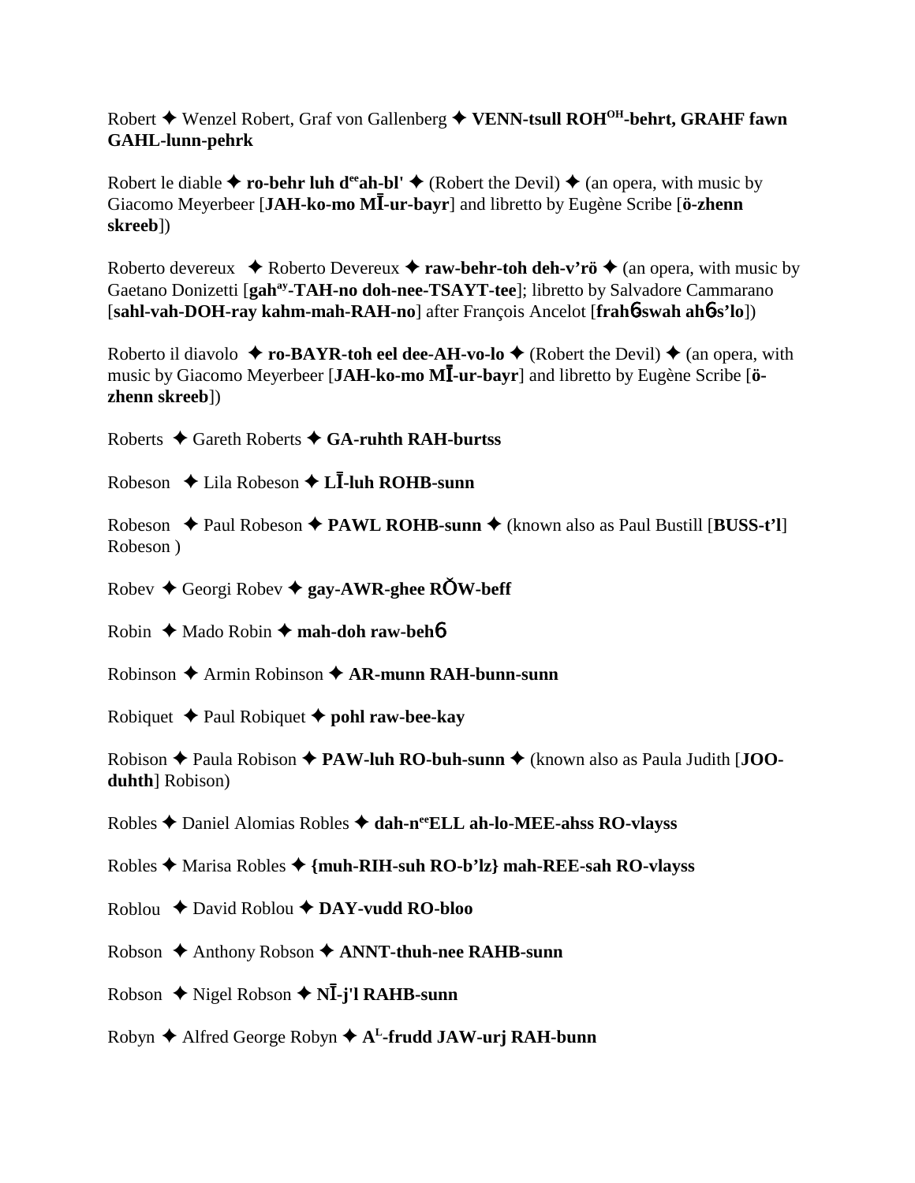Robert ✦ Wenzel Robert, Graf von Gallenberg ✦ **VENN-tsull ROH^OH-behrt, GRAHF fawn GAHL-lunn-pehrk**

Robert le diable ✦ **ro-behr luh d^ee ah-bl'** ✦ (Robert the Devil) ✦ (an opera, with music by Giacomo Meyerbeer [**JAH-ko-mo MĪ-ur-bayr**] and libretto by Eugène Scribe [**ö-zhenn skreeb**])

Roberto devereux ✦ Roberto Devereux ✦ **raw-behr-toh deh-v'rö** ✦ (an opera, with music by Gaetano Donizetti [**gah^ay-TAH-no doh-nee-TSAYT-tee**]; libretto by Salvadore Cammarano [**sahl-vah-DOH-ray kahm-mah-RAH-no**] after François Ancelot [**frahɓ-swah ahɓ-s'lo**])

Roberto il diavolo ✦ **ro-BAYR-toh eel dee-AH-vo-lo** ✦ (Robert the Devil) ✦ (an opera, with music by Giacomo Meyerbeer [**JAH-ko-mo MĪ-ur-bayr**] and libretto by Eugène Scribe [**ö-zhenn skreeb**])

Roberts ✦ Gareth Roberts ✦ **GA-ruhth RAH-burtss**

Robeson ✦ Lila Robeson ✦ **LĪ-luh ROHB-sunn**

Robeson ✦ Paul Robeson ✦ **PAWL ROHB-sunn** ✦ (known also as Paul Bustill [**BUSS-t'l**] Robeson )

Robev ✦ Georgi Robev ✦ **gay-AWR-ghee RŎW-beff**

Robin ✦ Mado Robin ✦ **mah-doh raw-behɓ**

Robinson ✦ Armin Robinson ✦ **AR-munn RAH-bunn-sunn**

Robiquet ✦ Paul Robiquet ✦ **pohl raw-bee-kay**

Robison ✦ Paula Robison ✦ **PAW-luh RO-buh-sunn** ✦ (known also as Paula Judith [**JOO-duhth**] Robison)

Robles ✦ Daniel Alomias Robles ✦ **dah-n^ee ELL ah-lo-MEE-ahss RO-vlayss**

Robles ✦ Marisa Robles ✦ **{muh-RIH-suh RO-b'lz} mah-REE-sah RO-vlayss**

Roblou ✦ David Roblou ✦ **DAY-vudd RO-bloo**

Robson ✦ Anthony Robson ✦ **ANNT-thuh-nee RAHB-sunn**

Robson ✦ Nigel Robson ✦ **NĪ-j'l RAHB-sunn**

Robyn ✦ Alfred George Robyn ✦ **A^L-frudd JAW-urj RAH-bunn**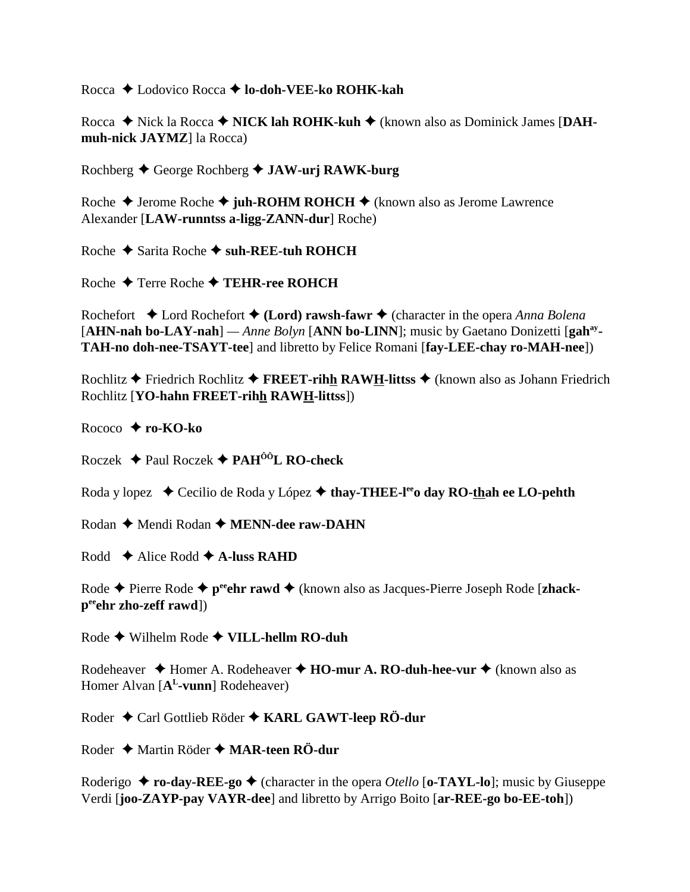Rocca ✦ Lodovico Rocca ✦ **lo-doh-VEE-ko ROHK-kah**

Rocca ✦ Nick la Rocca ✦ **NICK lah ROHK-kuh** ✦ (known also as Dominick James [**DAH-muh-nick JAYMZ**] la Rocca)

Rochberg ✦ George Rochberg ✦ **JAW-urj RAWK-burg**

Roche ✦ Jerome Roche ✦ **juh-ROHM ROHCH** ✦ (known also as Jerome Lawrence Alexander [**LAW-runntss a-ligg-ZANN-dur**] Roche)

Roche ✦ Sarita Roche ✦ **suh-REE-tuh ROHCH**

Roche ✦ Terre Roche ✦ **TEHR-ree ROHCH**

Rochefort ✦ Lord Rochefort ✦ **(Lord) rawsh-fawr** ✦ (character in the opera *Anna Bolena* [**AHN-nah bo-LAY-nah**] — *Anne Bolyn* [**ANN bo-LINN**]; music by Gaetano Donizetti [**gah**[ay]**-TAH-no doh-nee-TSAYT-tee**] and libretto by Felice Romani [**fay-LEE-chay ro-MAH-nee**])

Rochlitz ✦ Friedrich Rochlitz ✦ **FREET-rihh RAWH-littss** ✦ (known also as Johann Friedrich Rochlitz [**YO-hahn FREET-rihh RAWH-littss**])

Rococo ✦ **ro-KO-ko**

Roczek ✦ Paul Roczek ✦ **PAH**[ÔÔ]**L RO-check**

Roda y lopez ✦ Cecilio de Roda y López ✦ **thay-THEE-l**[ee]**o day RO-thah ee LO-pehth**

Rodan ✦ Mendi Rodan ✦ **MENN-dee raw-DAHN**

Rodd ✦ Alice Rodd ✦ **A-luss RAHD**

Rode ✦ Pierre Rode ✦ **p**[ee]**ehr rawd** ✦ (known also as Jacques-Pierre Joseph Rode [**zhack-p**[ee]**ehr zho-zeff rawd**])

Rode ✦ Wilhelm Rode ✦ **VILL-hellm RO-duh**

Rodeheaver ✦ Homer A. Rodeheaver ✦ **HO-mur A. RO-duh-hee-vur** ✦ (known also as Homer Alvan [**A**[L]**-vunn**] Rodeheaver)

Roder ✦ Carl Gottlieb Röder ✦ **KARL GAWT-leep RÖ-dur**

Roder ✦ Martin Röder ✦ **MAR-teen RÖ-dur**

Roderigo ✦ **ro-day-REE-go** ✦ (character in the opera *Otello* [**o-TAYL-lo**]; music by Giuseppe Verdi [**joo-ZAYP-pay VAYR-dee**] and libretto by Arrigo Boito [**ar-REE-go bo-EE-toh**])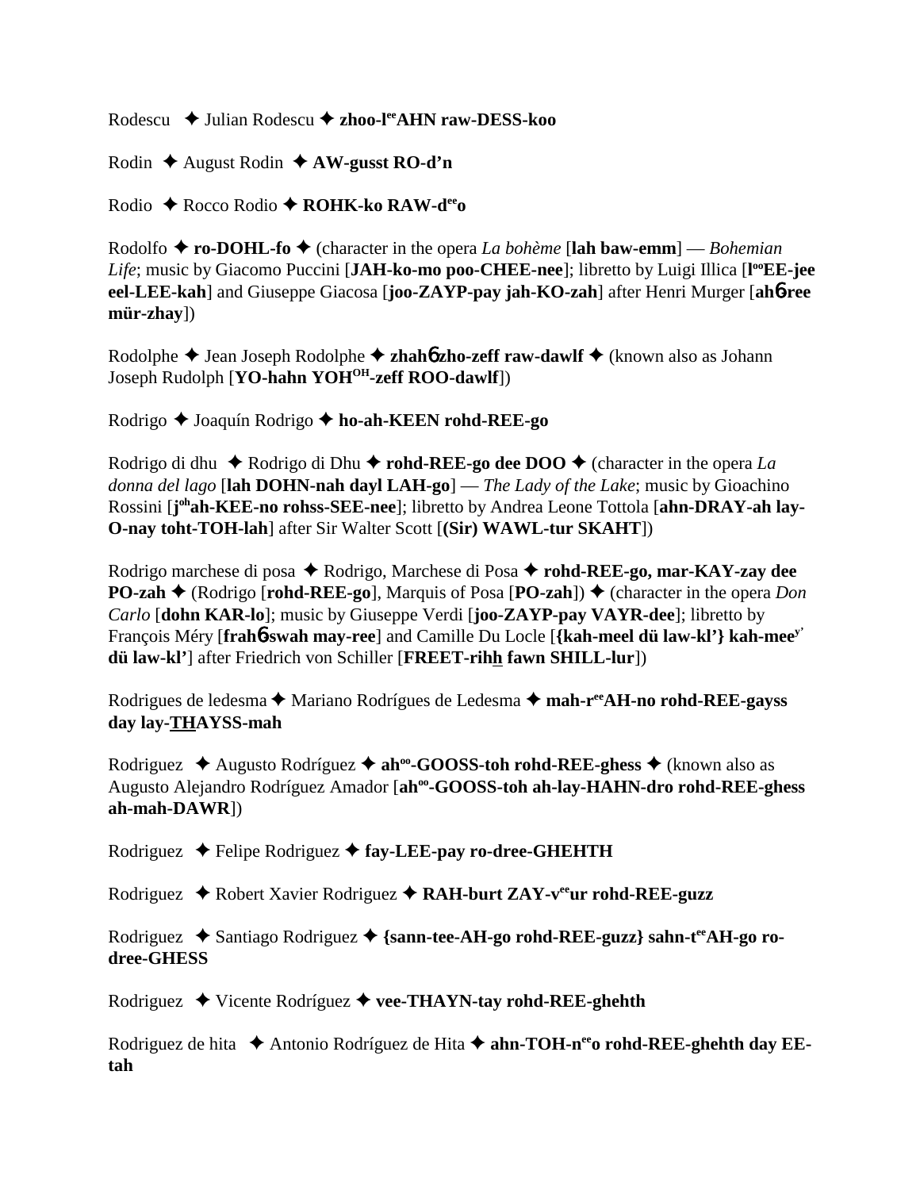Rodescu ✦ Julian Rodescu ✦ **zhoo-l**[ee]**AHN raw-DESS-koo**

Rodin ✦ August Rodin ✦ **AW-gusst RO-d'n**

Rodio ✦ Rocco Rodio ✦ **ROHK-ko RAW-d**[ee]**o**

Rodolfo ✦ **ro-DOHL-fo** ✦ (character in the opera *La bohème* [**lah baw-emm**] — *Bohemian Life*; music by Giacomo Puccini [**JAH-ko-mo poo-CHEE-nee**]; libretto by Luigi Illica [**l**[oo]**EE-jee eel-LEE-kah**] and Giuseppe Giacosa [**joo-ZAYP-pay jah-KO-zah**] after Henri Murger [**ah**6 **ree mür-zhay**])

Rodolphe ✦ Jean Joseph Rodolphe ✦ **zhah**6 **zho-zeff raw-dawlf** ✦ (known also as Johann Joseph Rudolph [**YO-hahn YOH**[OH]**-zeff ROO-dawlf**])

Rodrigo ✦ Joaquín Rodrigo ✦ **ho-ah-KEEN rohd-REE-go**

Rodrigo di dhu ✦ Rodrigo di Dhu ✦ **rohd-REE-go dee DOO** ✦ (character in the opera *La donna del lago* [**lah DOHN-nah dayl LAH-go**] — *The Lady of the Lake*; music by Gioachino Rossini [**j**[oh]**ah-KEE-no rohss-SEE-nee**]; libretto by Andrea Leone Tottola [**ahn-DRAY-ah lay-O-nay toht-TOH-lah**] after Sir Walter Scott [**(Sir) WAWL-tur SKAHT**])

Rodrigo marchese di posa ✦ Rodrigo, Marchese di Posa ✦ **rohd-REE-go, mar-KAY-zay dee PO-zah** ✦ (Rodrigo [**rohd-REE-go**], Marquis of Posa [**PO-zah**]) ✦ (character in the opera *Don Carlo* [**dohn KAR-lo**]; music by Giuseppe Verdi [**joo-ZAYP-pay VAYR-dee**]; libretto by François Méry [**frah**6 **swah may-ree**] and Camille Du Locle [**{kah-meel dü law-kl'} kah-mee**[y'] **dü law-kl'**] after Friedrich von Schiller [**FREET-rihh fawn SHILL-lur**])

Rodrigues de ledesma ✦ Mariano Rodrígues de Ledesma ✦ **mah-r**[ee]**AH-no rohd-REE-gayss day lay-THAYSS-mah**

Rodriguez ✦ Augusto Rodríguez ✦ **ah**[oo]**-GOOSS-toh rohd-REE-ghess** ✦ (known also as Augusto Alejandro Rodríguez Amador [**ah**[oo]**-GOOSS-toh ah-lay-HAHN-dro rohd-REE-ghess ah-mah-DAWR**])

Rodriguez ✦ Felipe Rodriguez ✦ **fay-LEE-pay ro-dree-GHEHTH**

Rodriguez ✦ Robert Xavier Rodriguez ✦ **RAH-burt ZAY-v**[ee]**ur rohd-REE-guzz**

Rodriguez ✦ Santiago Rodriguez ✦ **{sann-tee-AH-go rohd-REE-guzz} sahn-t**[ee]**AH-go ro-dree-GHESS**

Rodriguez ✦ Vicente Rodríguez ✦ **vee-THAYN-tay rohd-REE-ghehth**

Rodriguez de hita ✦ Antonio Rodríguez de Hita ✦ **ahn-TOH-n**[ee]**o rohd-REE-ghehth day EE-tah**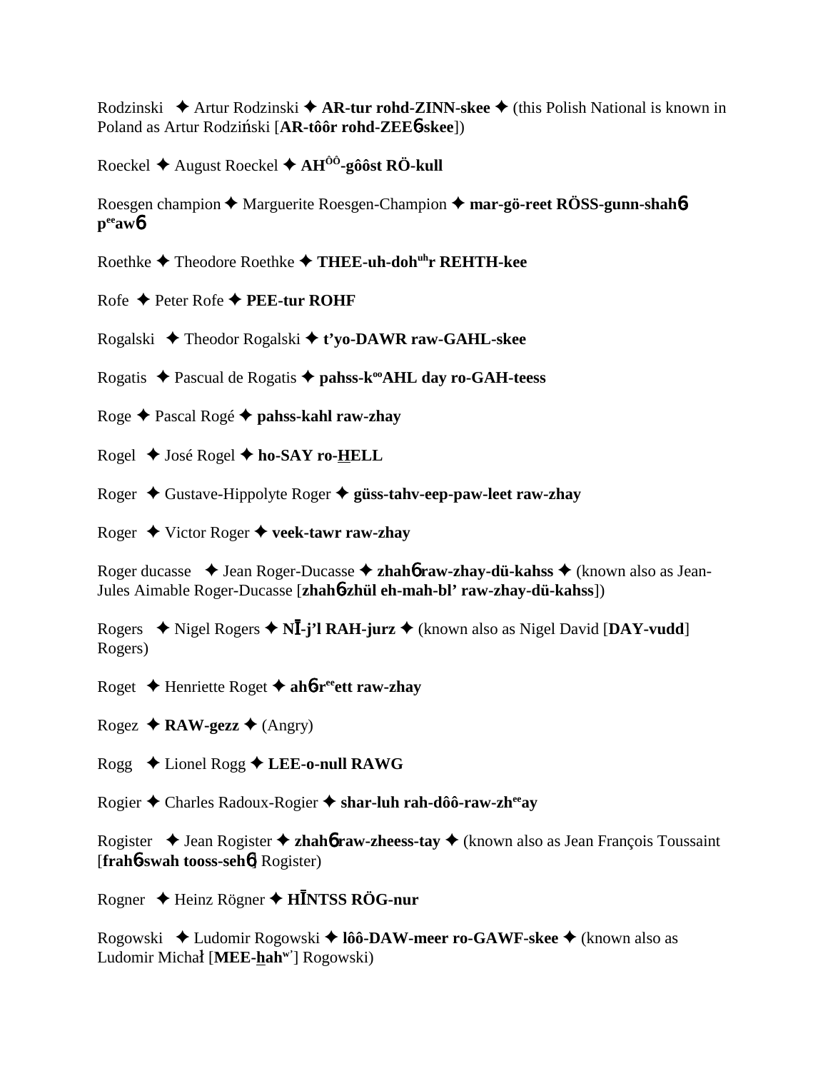Rodzinski ✦ Artur Rodzinski ✦ **AR-tur rohd-ZINN-skee** ✦ (this Polish National is known in Poland as Artur Rodziński [**AR-tôôr rohd-ZEE6-skee**])

Roeckel ✦ August Roeckel ✦ **AH<sup>ÔÔ</sup>-gôôst RÖ-kull**

Roesgen champion ✦ Marguerite Roesgen-Champion ✦ **mar-gö-reet RÖSS-gunn-shah6 p<sup>ee</sup>aw6**

Roethke ✦ Theodore Roethke ✦ **THEE-uh-doh<sup>uh</sup>r REHTH-kee**

Rofe ✦ Peter Rofe ✦ **PEE-tur ROHF**

Rogalski ✦ Theodor Rogalski ✦ **t'yo-DAWR raw-GAHL-skee**

Rogatis ✦ Pascual de Rogatis ✦ **pahss-k<sup>oo</sup>AHL day ro-GAH-teess**

Roge ✦ Pascal Rogé ✦ **pahss-kahl raw-zhay**

Rogel ✦ José Rogel ✦ **ho-SAY ro-HELL**

Roger ✦ Gustave-Hippolyte Roger ✦ **güss-tahv-eep-paw-leet raw-zhay**

Roger ✦ Victor Roger ✦ **veek-tawr raw-zhay**

Roger ducasse ✦ Jean Roger-Ducasse ✦ **zhah6 raw-zhay-dü-kahss** ✦ (known also as Jean-Jules Aimable Roger-Ducasse [**zhah6-zhül eh-mah-bl' raw-zhay-dü-kahss**])

Rogers ✦ Nigel Rogers ✦ **NĪ-j'l RAH-jurz** ✦ (known also as Nigel David [**DAY-vudd**] Rogers)

Roget ✦ Henriette Roget ✦ **ah6-r<sup>ee</sup>ett raw-zhay**

Rogez ✦ **RAW-gezz** ✦ (Angry)

Rogg ✦ Lionel Rogg ✦ **LEE-o-null RAWG**

Rogier ✦ Charles Radoux-Rogier ✦ **shar-luh rah-dôô-raw-zh<sup>ee</sup>ay**

Rogister ✦ Jean Rogister ✦ **zhah6 raw-zheess-tay** ✦ (known also as Jean François Toussaint [**frah6-swah tooss-seh6**] Rogister)

Rogner ✦ Heinz Rögner ✦ **HĪNTSS RÖG-nur**

Rogowski ✦ Ludomir Rogowski ✦ **lôô-DAW-meer ro-GAWF-skee** ✦ (known also as Ludomir Michał [**MEE-hah<sup>w'</sup>**] Rogowski)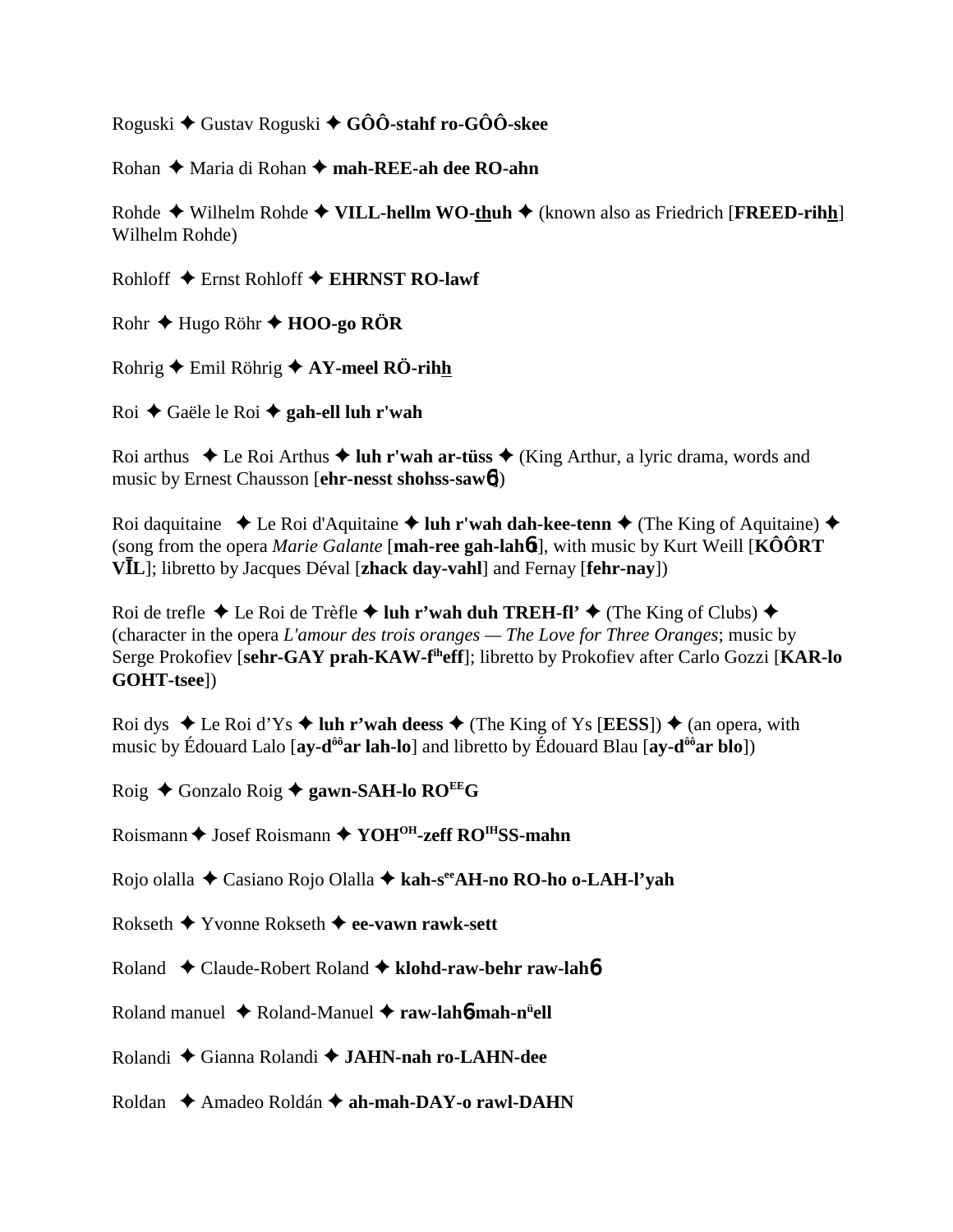Roguski ✦ Gustav Roguski ✦ **GÔÔ-stahf ro-GÔÔ-skee**

Rohan ✦ Maria di Rohan ✦ **mah-REE-ah dee RO-ahn**

Rohde ✦ Wilhelm Rohde ✦ **VILL-hellm WO-thuh** ✦ (known also as Friedrich [**FREED-rihh**] Wilhelm Rohde)

Rohloff ✦ Ernst Rohloff ✦ **EHRNST RO-lawf**

Rohr ✦ Hugo Röhr ✦ **HOO-go RÖR**

Rohrig ✦ Emil Röhrig ✦ **AY-meel RÖ-rihh**

Roi ✦ Gaële le Roi ✦ **gah-ell luh r'wah**

Roi arthus ✦ Le Roi Arthus ✦ **luh r'wah ar-tüss** ✦ (King Arthur, a lyric drama, words and music by Ernest Chausson [**ehr-nesst shohss-sawɓ**])

Roi daquitaine ✦ Le Roi d'Aquitaine ✦ **luh r'wah dah-kee-tenn** ✦ (The King of Aquitaine) ✦ (song from the opera *Marie Galante* [**mah-ree gah-lahɓt**], with music by Kurt Weill [**KÔÔRT VĪL**]; libretto by Jacques Déval [**zhack day-vahl**] and Fernay [**fehr-nay**])

Roi de trefle ✦ Le Roi de Trèfle ✦ **luh r'wah duh TREH-fl'** ✦ (The King of Clubs) ✦ (character in the opera *L'amour des trois oranges — The Love for Three Oranges*; music by Serge Prokofiev [**sehr-GAY prah-KAW-f^ih eff**]; libretto by Prokofiev after Carlo Gozzi [**KAR-lo GOHT-tsee**])

Roi dys ✦ Le Roi d'Ys ✦ **luh r'wah deess** ✦ (The King of Ys [**EESS**]) ✦ (an opera, with music by Édouard Lalo [**ay-d^ôô ar lah-lo**] and libretto by Édouard Blau [**ay-d^ôô ar blo**])

Roig ✦ Gonzalo Roig ✦ **gawn-SAH-lo RO^EE G**

Roismann ✦ Josef Roismann ✦ **YOH^OH-zeff RO^IH SS-mahn**

Rojo olalla ✦ Casiano Rojo Olalla ✦ **kah-s^ee AH-no RO-ho o-LAH-l'yah**

Rokseth ✦ Yvonne Rokseth ✦ **ee-vawn rawk-sett**

Roland ✦ Claude-Robert Roland ✦ **klohd-raw-behr raw-lahɓ**

Roland manuel ✦ Roland-Manuel ✦ **raw-lahɓ-mah-n^ü ell**

Rolandi ✦ Gianna Rolandi ✦ **JAHN-nah ro-LAHN-dee**

Roldan ✦ Amadeo Roldán ✦ **ah-mah-DAY-o rawl-DAHN**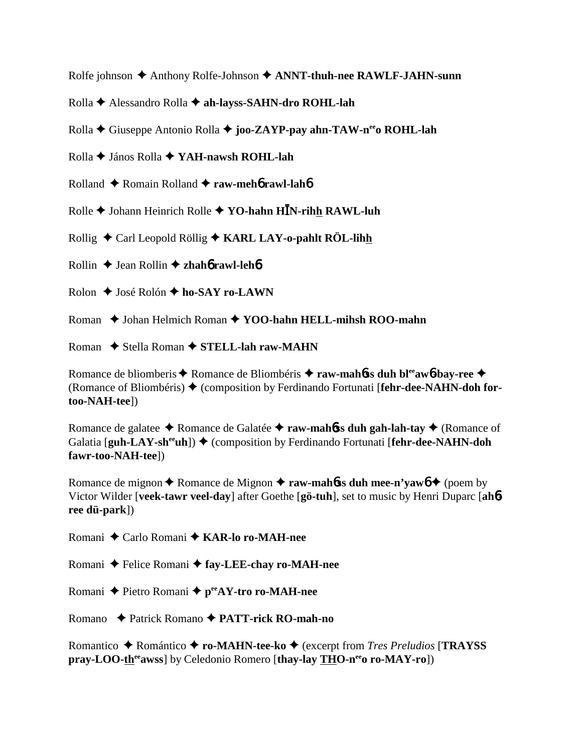Rolfe johnson ✦ Anthony Rolfe-Johnson ✦ **ANNT-thuh-nee RAWLF-JAHN-sunn**

Rolla ✦ Alessandro Rolla ✦ **ah-layss-SAHN-dro ROHL-lah**

Rolla ✦ Giuseppe Antonio Rolla ✦ **joo-ZAYP-pay ahn-TAW-n^ee^o ROHL-lah**

Rolla ✦ János Rolla ✦ **YAH-nawsh ROHL-lah**

Rolland ✦ Romain Rolland ✦ **raw-mehɓ rawl-lahɓ**

Rolle ✦ Johann Heinrich Rolle ✦ **YO-hahn HĪN-rihh RAWL-luh**

Rollig ✦ Carl Leopold Röllig ✦ **KARL LAY-o-pahlt RÖL-lihh**

Rollin ✦ Jean Rollin ✦ **zhahɓ rawl-lehɓ**

Rolon ✦ José Rolón ✦ **ho-SAY ro-LAWN**

Roman ✦ Johan Helmich Roman ✦ **YOO-hahn HELL-mihsh ROO-mahn**

Roman ✦ Stella Roman ✦ **STELL-lah raw-MAHN**

Romance de bliomberis ✦ Romance de Bliombéris ✦ **raw-mahɓss duh bl^ee^awɓ-bay-ree** ✦ (Romance of Bliombéris) ✦ (composition by Ferdinando Fortunati [**fehr-dee-NAHN-doh for-too-NAH-tee**])

Romance de galatee ✦ Romance de Galatée ✦ **raw-mahɓss duh gah-lah-tay** ✦ (Romance of Galatia [**guh-LAY-sh^ee^uh**]) ✦ (composition by Ferdinando Fortunati [**fehr-dee-NAHN-doh fawr-too-NAH-tee**])

Romance de mignon ✦ Romance de Mignon ✦ **raw-mahɓss duh mee-n'yawɓ** ✦ (poem by Victor Wilder [**veek-tawr veel-day**] after Goethe [**gö-tuh**], set to music by Henri Duparc [**ahɓ ree dü-park**])

Romani ✦ Carlo Romani ✦ **KAR-lo ro-MAH-nee**

Romani ✦ Felice Romani ✦ **fay-LEE-chay ro-MAH-nee**

Romani ✦ Pietro Romani ✦ **p^ee^AY-tro ro-MAH-nee**

Romano ✦ Patrick Romano ✦ **PATT-rick RO-mah-no**

Romantico ✦ Romántico ✦ **ro-MAHN-tee-ko** ✦ (excerpt from *Tres Preludios* [**TRAYSS pray-LOO-th^ee^awss**] by Celedonio Romero [**thay-lay THO-n^ee^o ro-MAY-ro**])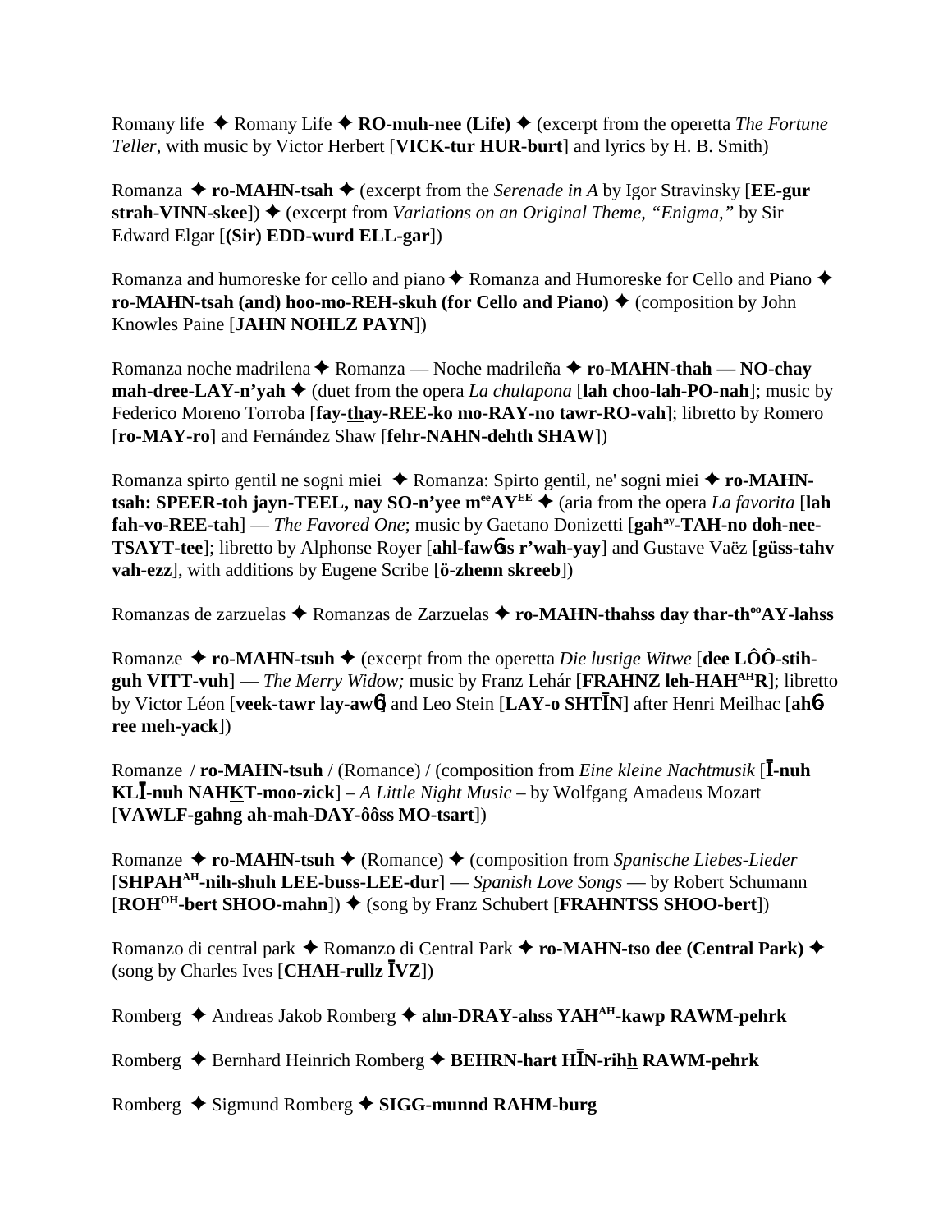Romany life ✦ Romany Life ✦ **RO-muh-nee (Life)** ✦ (excerpt from the operetta *The Fortune Teller*, with music by Victor Herbert [**VICK-tur HUR-burt**] and lyrics by H. B. Smith)

Romanza ✦ **ro-MAHN-tsah** ✦ (excerpt from the *Serenade in A* by Igor Stravinsky [**EE-gur strah-VINN-skee**]) ✦ (excerpt from *Variations on an Original Theme, "Enigma,"* by Sir Edward Elgar [**(Sir) EDD-wurd ELL-gar**])

Romanza and humoreske for cello and piano ✦ Romanza and Humoreske for Cello and Piano ✦ **ro-MAHN-tsah (and) hoo-mo-REH-skuh (for Cello and Piano)** ✦ (composition by John Knowles Paine [**JAHN NOHLZ PAYN**])

Romanza noche madrilena ✦ Romanza — Noche madrileña ✦ **ro-MAHN-thah — NO-chay mah-dree-LAY-n'yah** ✦ (duet from the opera *La chulapona* [**lah choo-lah-PO-nah**]; music by Federico Moreno Torroba [**fay-thay-REE-ko mo-RAY-no tawr-RO-vah**]; libretto by Romero [**ro-MAY-ro**] and Fernández Shaw [**fehr-NAHN-dehth SHAW**])

Romanza spirto gentil ne sogni miei ✦ Romanza: Spirto gentil, ne' sogni miei ✦ **ro-MAHN-tsah: SPEER-toh jayn-TEEL, nay SO-n'yee m$^{ee}$AY$^{EE}$** ✦ (aria from the opera *La favorita* [**lah fah-vo-REE-tah**] — *The Favored One*; music by Gaetano Donizetti [**gah$^{ay}$-TAH-no doh-nee-TSAYT-tee**]; libretto by Alphonse Royer [**ahl-fawss r'wah-yay**] and Gustave Vaëz [**güss-tahv vah-ezz**], with additions by Eugene Scribe [**ö-zhenn skreeb**])

Romanzas de zarzuelas ✦ Romanzas de Zarzuelas ✦ **ro-MAHN-thahss day thar-th$^{oo}$AY-lahss**

Romanze ✦ **ro-MAHN-tsuh** ✦ (excerpt from the operetta *Die lustige Witwe* [**dee LÔÔ-stih-guh VITT-vuh**] — *The Merry Widow;* music by Franz Lehár [**FRAHNZ leh-HAH$^{AH}$R**]; libretto by Victor Léon [**veek-tawr lay-awn**] and Leo Stein [**LAY-o SHTĪN**] after Henri Meilhac [**ahn-ree meh-yack**])

Romanze / **ro-MAHN-tsuh** / (Romance) / (composition from *Eine kleine Nachtmusik* [**Ī-nuh KLĪ-nuh NAHKT-moo-zick**] – *A Little Night Music* – by Wolfgang Amadeus Mozart [**VAWLF-gahng ah-mah-DAY-ôôss MO-tsart**])

Romanze ✦ **ro-MAHN-tsuh** ✦ (Romance) ✦ (composition from *Spanische Liebes-Lieder* [**SHPAH$^{AH}$-nih-shuh LEE-buss-LEE-dur**] — *Spanish Love Songs* — by Robert Schumann [**ROH$^{OH}$-bert SHOO-mahn**]) ✦ (song by Franz Schubert [**FRAHNTSS SHOO-bert**])

Romanzo di central park ✦ Romanzo di Central Park ✦ **ro-MAHN-tso dee (Central Park)** ✦ (song by Charles Ives [**CHAH-rullz ĪVZ**])

Romberg ✦ Andreas Jakob Romberg ✦ **ahn-DRAY-ahss YAH$^{AH}$-kawp RAWM-pehrk**

Romberg ✦ Bernhard Heinrich Romberg ✦ **BEHRN-hart HĪN-rihh RAWM-pehrk**

Romberg ✦ Sigmund Romberg ✦ **SIGG-munnd RAHM-burg**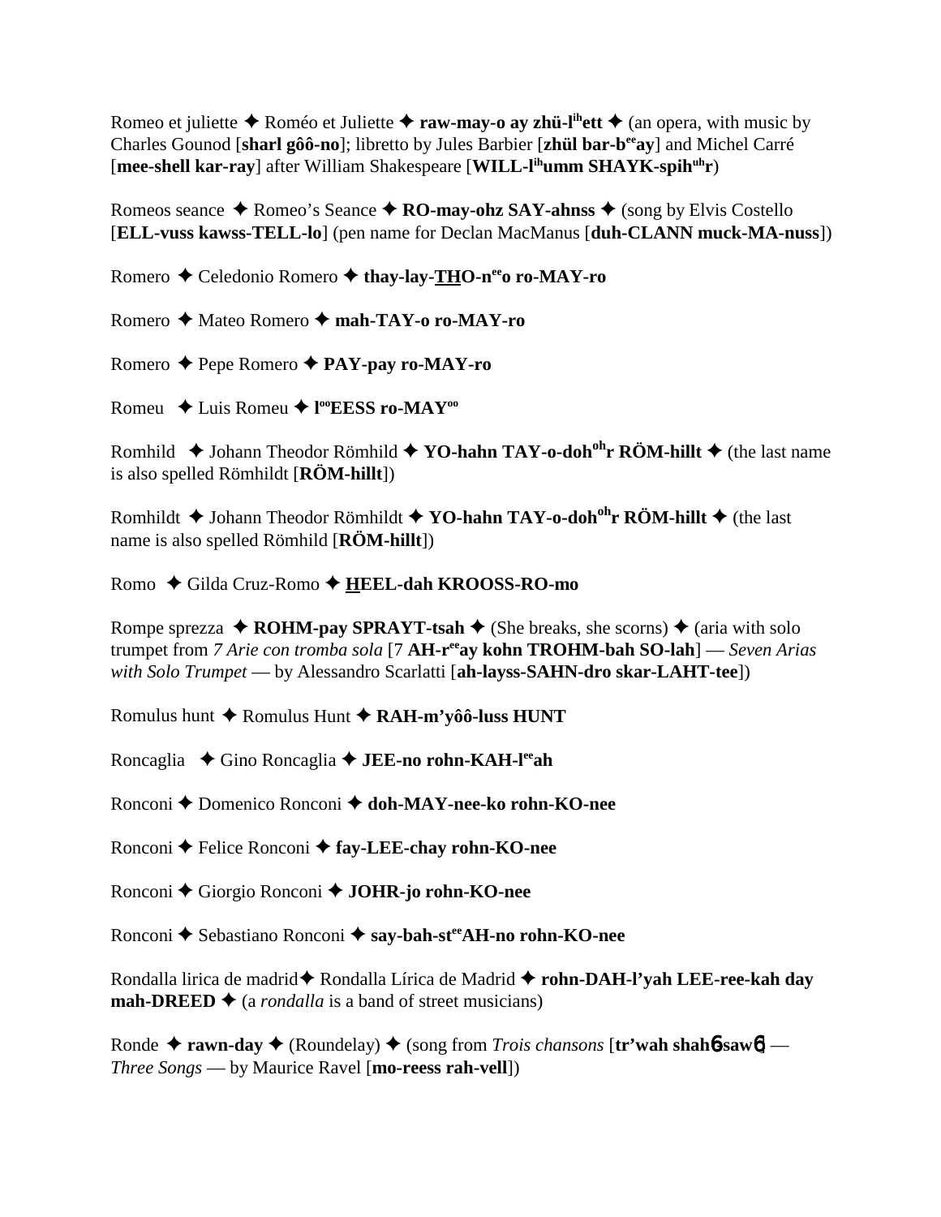Romeo et juliette ✦ Roméo et Juliette ✦ **raw-may-o ay zhü-l^ih^ett** ✦ (an opera, with music by Charles Gounod [**sharl gôô-no**]; libretto by Jules Barbier [**zhül bar-b^ee^ay**] and Michel Carré [**mee-shell kar-ray**] after William Shakespeare [**WILL-l^ih^umm SHAYK-spih^uh^r**)

Romeos seance ✦ Romeo's Seance ✦ **RO-may-ohz SAY-ahnss** ✦ (song by Elvis Costello [**ELL-vuss kawss-TELL-lo**] (pen name for Declan MacManus [**duh-CLANN muck-MA-nuss**])

Romero ✦ Celedonio Romero ✦ **thay-lay-THO-n^ee^o ro-MAY-ro**

Romero ✦ Mateo Romero ✦ **mah-TAY-o ro-MAY-ro**

Romero ✦ Pepe Romero ✦ **PAY-pay ro-MAY-ro**

Romeu ✦ Luis Romeu ✦ **l^oo^EESS ro-MAY^oo^**

Romhild ✦ Johann Theodor Römhild ✦ **YO-hahn TAY-o-doh^oh^r RÖM-hillt** ✦ (the last name is also spelled Römhildt [**RÖM-hillt**])

Romhildt ✦ Johann Theodor Römhildt ✦ **YO-hahn TAY-o-doh^oh^r RÖM-hillt** ✦ (the last name is also spelled Römhild [**RÖM-hillt**])

Romo ✦ Gilda Cruz-Romo ✦ **HEEL-dah KROOSS-RO-mo**

Rompe sprezza ✦ **ROHM-pay SPRAYT-tsah** ✦ (She breaks, she scorns) ✦ (aria with solo trumpet from *7 Arie con tromba sola* [7 **AH-r^ee^ay kohn TROHM-bah SO-lah**] — *Seven Arias with Solo Trumpet* — by Alessandro Scarlatti [**ah-layss-SAHN-dro skar-LAHT-tee**])

Romulus hunt ✦ Romulus Hunt ✦ **RAH-m'yôô-luss HUNT**

Roncaglia ✦ Gino Roncaglia ✦ **JEE-no rohn-KAH-l^ee^ah**

Ronconi ✦ Domenico Ronconi ✦ **doh-MAY-nee-ko rohn-KO-nee**

Ronconi ✦ Felice Ronconi ✦ **fay-LEE-chay rohn-KO-nee**

Ronconi ✦ Giorgio Ronconi ✦ **JOHR-jo rohn-KO-nee**

Ronconi ✦ Sebastiano Ronconi ✦ **say-bah-st^ee^AH-no rohn-KO-nee**

Rondalla lirica de madrid ✦ Rondalla Lírica de Madrid ✦ **rohn-DAH-l'yah LEE-ree-kah day mah-DREED** ✦ (a *rondalla* is a band of street musicians)

Ronde ✦ **rawn-day** ✦ (Roundelay) ✦ (song from *Trois chansons* [**tr'wah shahn-sawn**] — *Three Songs* — by Maurice Ravel [**mo-reess rah-vell**])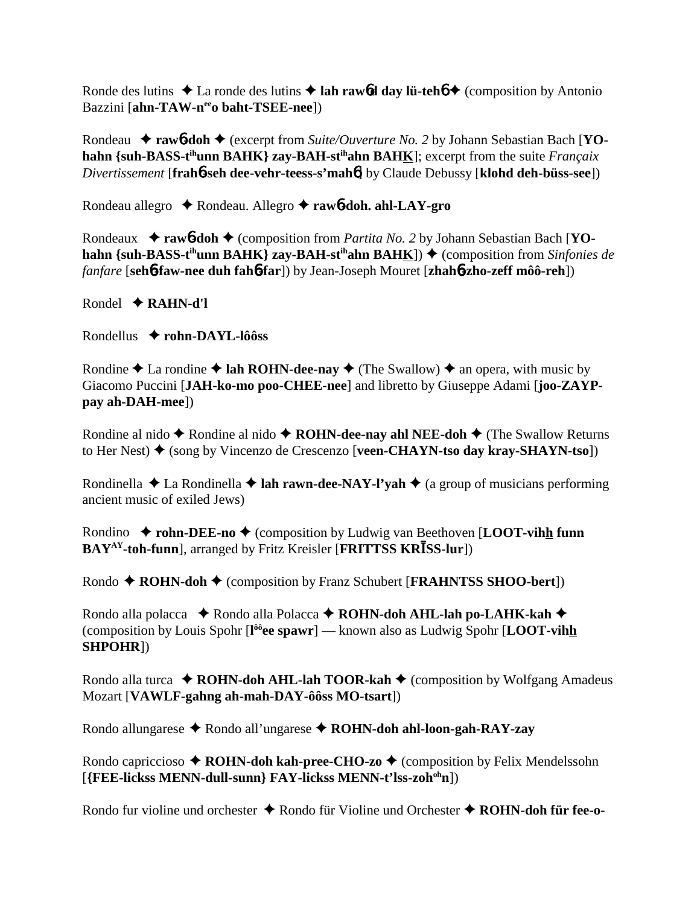Ronde des lutins ✦ La ronde des lutins ✦ **lah raw6d day lü-teh6** ✦ (composition by Antonio Bazzini [**ahn-TAW-n**[ee]**o baht-TSEE-nee**])

Rondeau ✦ **raw6-doh** ✦ (excerpt from *Suite/Ouverture No. 2* by Johann Sebastian Bach [**YO-hahn {suh-BASS-t**[ih]**unn BAHK} zay-BAH-st**[ih]**ahn BAHK**]; excerpt from the suite *Françaix Divertissement* [**frah6-seh dee-vehr-teess-s'mah6**] by Claude Debussy [**klohd deh-büss-see**])

Rondeau allegro ✦ Rondeau. Allegro ✦ **raw6-doh. ahl-LAY-gro**

Rondeaux ✦ **raw6-doh** ✦ (composition from *Partita No. 2* by Johann Sebastian Bach [**YO-hahn {suh-BASS-t**[ih]**unn BAHK} zay-BAH-st**[ih]**ahn BAHK**]) ✦ (composition from *Sinfonies de fanfare* [**seh6-faw-nee duh fah6-far**]) by Jean-Joseph Mouret [**zhah6-zho-zeff môô-reh**])

Rondel ✦ **RAHN-d'l**

Rondellus ✦ **rohn-DAYL-lôôss**

Rondine ✦ La rondine ✦ **lah ROHN-dee-nay** ✦ (The Swallow) ✦ an opera, with music by Giacomo Puccini [**JAH-ko-mo poo-CHEE-nee**] and libretto by Giuseppe Adami [**joo-ZAYP-pay ah-DAH-mee**])

Rondine al nido ✦ Rondine al nido ✦ **ROHN-dee-nay ahl NEE-doh** ✦ (The Swallow Returns to Her Nest) ✦ (song by Vincenzo de Crescenzo [**veen-CHAYN-tso day kray-SHAYN-tso**])

Rondinella ✦ La Rondinella ✦ **lah rawn-dee-NAY-l'yah** ✦ (a group of musicians performing ancient music of exiled Jews)

Rondino ✦ **rohn-DEE-no** ✦ (composition by Ludwig van Beethoven [**LOOT-vihh funn BAY**[AY]**-toh-funn**], arranged by Fritz Kreisler [**FRITTSS KRĪSS-lur**])

Rondo ✦ **ROHN-doh** ✦ (composition by Franz Schubert [**FRAHNTSS SHOO-bert**])

Rondo alla polacca ✦ Rondo alla Polacca ✦ **ROHN-doh AHL-lah po-LAHK-kah** ✦ (composition by Louis Spohr [**l**[ôô]**ee spawr**] — known also as Ludwig Spohr [**LOOT-vihh SHPOHR**])

Rondo alla turca ✦ **ROHN-doh AHL-lah TOOR-kah** ✦ (composition by Wolfgang Amadeus Mozart [**VAWLF-gahng ah-mah-DAY-ôôss MO-tsart**])

Rondo allungarese ✦ Rondo all'ungarese ✦ **ROHN-doh ahl-loon-gah-RAY-zay**

Rondo capriccioso ✦ **ROHN-doh kah-pree-CHO-zo** ✦ (composition by Felix Mendelssohn [**{FEE-lickss MENN-dull-sunn} FAY-lickss MENN-t'lss-zoh**[oh]**n**])

Rondo fur violine und orchester ✦ Rondo für Violine und Orchester ✦ **ROHN-doh für fee-o-**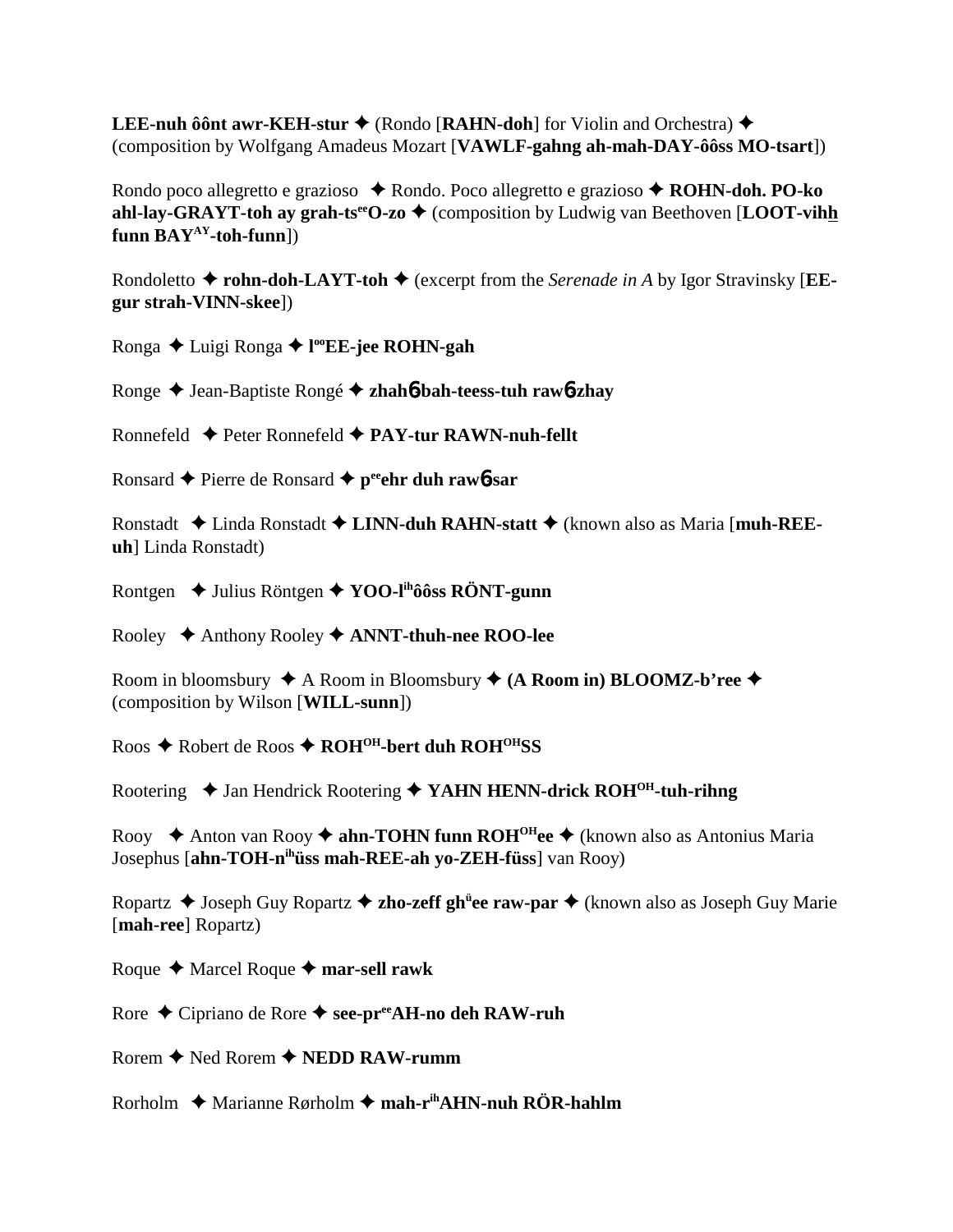**LEE-nuh ôônt awr-KEH-stur** ✦ (Rondo [**RAHN-doh**] for Violin and Orchestra) ✦ (composition by Wolfgang Amadeus Mozart [**VAWLF-gahng ah-mah-DAY-ôôss MO-tsart**])

Rondo poco allegretto e grazioso ✦ Rondo. Poco allegretto e grazioso ✦ **ROHN-doh. PO-ko ahl-lay-GRAYT-toh ay grah-ts$^{ee}$O-zo** ✦ (composition by Ludwig van Beethoven [**LOOT-vihh funn BAY$^{AY}$-toh-funn**])

Rondoletto ✦ **rohn-doh-LAYT-toh** ✦ (excerpt from the *Serenade in A* by Igor Stravinsky [**EE-gur strah-VINN-skee**])

Ronga ✦ Luigi Ronga ✦ **l$^{oo}$EE-jee ROHN-gah**

Ronge ✦ Jean-Baptiste Rongé ✦ **zhahɓ-bah-teess-tuh rawɓ-zhay**

Ronnefeld ✦ Peter Ronnefeld ✦ **PAY-tur RAWN-nuh-fellt**

Ronsard ✦ Pierre de Ronsard ✦ **p$^{ee}$ehr duh rawɓ-sar**

Ronstadt ✦ Linda Ronstadt ✦ **LINN-duh RAHN-statt** ✦ (known also as Maria [**muh-REE-uh**] Linda Ronstadt)

Rontgen ✦ Julius Röntgen ✦ **YOO-l$^{ih}$ôôss RÖNT-gunn**

Rooley ✦ Anthony Rooley ✦ **ANNT-thuh-nee ROO-lee**

Room in bloomsbury ✦ A Room in Bloomsbury ✦ **(A Room in) BLOOMZ-b'ree** ✦ (composition by Wilson [**WILL-sunn**])

Roos ✦ Robert de Roos ✦ **ROH$^{OH}$-bert duh ROH$^{OH}$SS**

Rootering ✦ Jan Hendrick Rootering ✦ **YAHN HENN-drick ROH$^{OH}$-tuh-rihng**

Rooy ✦ Anton van Rooy ✦ **ahn-TOHN funn ROH$^{OH}$ee** ✦ (known also as Antonius Maria Josephus [**ahn-TOH-n$^{ih}$üss mah-REE-ah yo-ZEH-füss**] van Rooy)

Ropartz ✦ Joseph Guy Ropartz ✦ **zho-zeff gh$^{ü}$ee raw-par** ✦ (known also as Joseph Guy Marie [**mah-ree**] Ropartz)

Roque ✦ Marcel Roque ✦ **mar-sell rawk**

Rore ✦ Cipriano de Rore ✦ **see-pr$^{ee}$AH-no deh RAW-ruh**

Rorem ✦ Ned Rorem ✦ **NEDD RAW-rumm**

Rorholm ✦ Marianne Rørholm ✦ **mah-r$^{ih}$AHN-nuh RÖR-hahlm**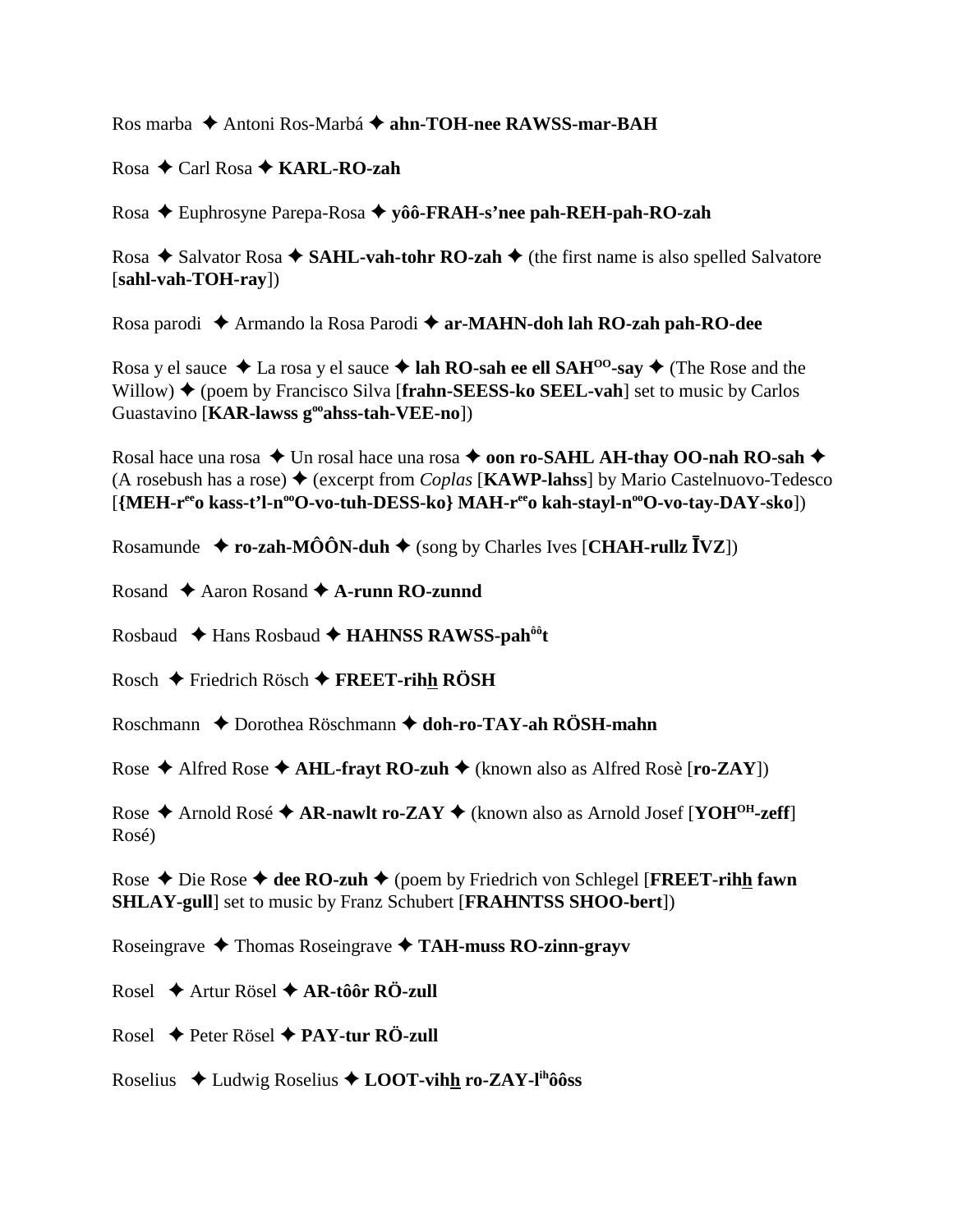Ros marba ✦ Antoni Ros-Marbá ✦ **ahn-TOH-nee RAWSS-mar-BAH**

Rosa ✦ Carl Rosa ✦ **KARL-RO-zah**

Rosa ✦ Euphrosyne Parepa-Rosa ✦ **yôô-FRAH-s'nee pah-REH-pah-RO-zah**

Rosa ✦ Salvator Rosa ✦ **SAHL-vah-tohr RO-zah** ✦ (the first name is also spelled Salvatore [**sahl-vah-TOH-ray**])

Rosa parodi ✦ Armando la Rosa Parodi ✦ **ar-MAHN-doh lah RO-zah pah-RO-dee**

Rosa y el sauce ✦ La rosa y el sauce ✦ **lah RO-sah ee ell SAH[OO]-say** ✦ (The Rose and the Willow) ✦ (poem by Francisco Silva [**frahn-SEESS-ko SEEL-vah**] set to music by Carlos Guastavino [**KAR-lawss g[oo]ahss-tah-VEE-no**])

Rosal hace una rosa ✦ Un rosal hace una rosa ✦ **oon ro-SAHL AH-thay OO-nah RO-sah** ✦ (A rosebush has a rose) ✦ (excerpt from *Coplas* [**KAWP-lahss**] by Mario Castelnuovo-Tedesco [**{MEH-r[ee]o kass-t'l-n[oo]O-vo-tuh-DESS-ko} MAH-r[ee]o kah-stayl-n[oo]O-vo-tay-DAY-sko**])

Rosamunde ✦ **ro-zah-MÔÔN-duh** ✦ (song by Charles Ives [**CHAH-rullz ĪVZ**])

Rosand ✦ Aaron Rosand ✦ **A-runn RO-zunnd**

Rosbaud ✦ Hans Rosbaud ✦ **HAHNSS RAWSS-pah[ôô]t**

Rosch ✦ Friedrich Rösch ✦ **FREET-rihh RÖSH**

Roschmann ✦ Dorothea Röschmann ✦ **doh-ro-TAY-ah RÖSH-mahn**

Rose ✦ Alfred Rose ✦ **AHL-frayt RO-zuh** ✦ (known also as Alfred Rosè [**ro-ZAY**])

Rose ✦ Arnold Rosé ✦ **AR-nawlt ro-ZAY** ✦ (known also as Arnold Josef [**YOH[OH]-zeff**] Rosé)

Rose ✦ Die Rose ✦ **dee RO-zuh** ✦ (poem by Friedrich von Schlegel [**FREET-rihh fawn SHLAY-gull**] set to music by Franz Schubert [**FRAHNTSS SHOO-bert**])

Roseingrave ✦ Thomas Roseingrave ✦ **TAH-muss RO-zinn-grayv**

Rosel ✦ Artur Rösel ✦ **AR-tôôr RÖ-zull**

Rosel ✦ Peter Rösel ✦ **PAY-tur RÖ-zull**

Roselius ✦ Ludwig Roselius ✦ **LOOT-vihh ro-ZAY-l[ih]ôôss**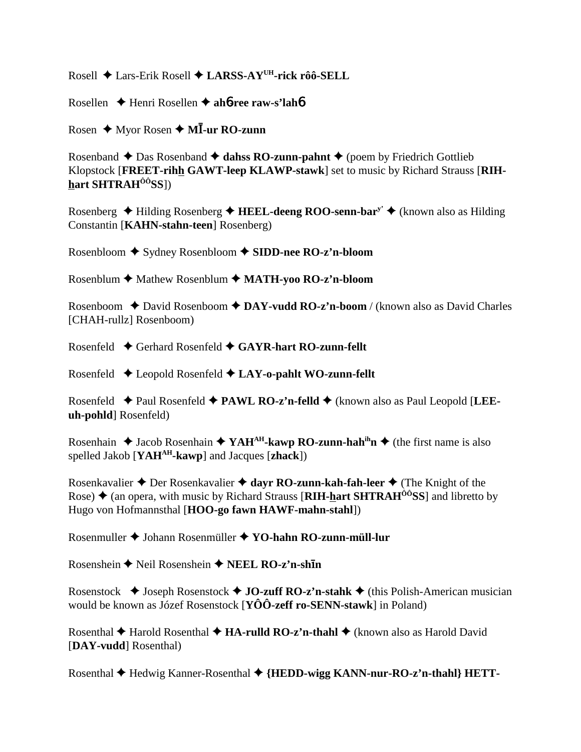Rosell ✦ Lars-Erik Rosell ✦ **LARSS-AY$^{UH}$-rick rôô-SELL**

Rosellen ✦ Henri Rosellen ✦ **ah6ree raw-s'lah6**

Rosen ✦ Myor Rosen ✦ **MĪ-ur RO-zunn**

Rosenband ✦ Das Rosenband ✦ **dahss RO-zunn-pahnt** ✦ (poem by Friedrich Gottlieb Klopstock [**FREET-rihh GAWT-leep KLAWP-stawk**] set to music by Richard Strauss [**RIH-hart SHTRAH$^{ÔÔ}$SS**])

Rosenberg ✦ Hilding Rosenberg ✦ **HEEL-deeng ROO-senn-bar$^{y'}$** ✦ (known also as Hilding Constantin [**KAHN-stahn-teen**] Rosenberg)

Rosenbloom ✦ Sydney Rosenbloom ✦ **SIDD-nee RO-z'n-bloom**

Rosenblum ✦ Mathew Rosenblum ✦ **MATH-yoo RO-z'n-bloom**

Rosenboom ✦ David Rosenboom ✦ **DAY-vudd RO-z'n-boom** / (known also as David Charles [CHAH-rullz] Rosenboom)

Rosenfeld ✦ Gerhard Rosenfeld ✦ **GAYR-hart RO-zunn-fellt**

Rosenfeld ✦ Leopold Rosenfeld ✦ **LAY-o-pahlt WO-zunn-fellt**

Rosenfeld ✦ Paul Rosenfeld ✦ **PAWL RO-z'n-felld** ✦ (known also as Paul Leopold [**LEE-uh-pohld**] Rosenfeld)

Rosenhain ✦ Jacob Rosenhain ✦ **YAH$^{AH}$-kawp RO-zunn-hah$^{ih}$n** ✦ (the first name is also spelled Jakob [**YAH$^{AH}$-kawp**] and Jacques [**zhack**])

Rosenkavalier ✦ Der Rosenkavalier ✦ **dayr RO-zunn-kah-fah-leer** ✦ (The Knight of the Rose) ✦ (an opera, with music by Richard Strauss [**RIH-hart SHTRAH$^{ÔÔ}$SS**] and libretto by Hugo von Hofmannsthal [**HOO-go fawn HAWF-mahn-stahl**])

Rosenmuller ✦ Johann Rosenmüller ✦ **YO-hahn RO-zunn-müll-lur**

Rosenshein ✦ Neil Rosenshein ✦ **NEEL RO-z'n-shīn**

Rosenstock ✦ Joseph Rosenstock ✦ **JO-zuff RO-z'n-stahk** ✦ (this Polish-American musician would be known as Józef Rosenstock [**YÔÔ-zeff ro-SENN-stawk**] in Poland)

Rosenthal ✦ Harold Rosenthal ✦ **HA-rulld RO-z'n-thahl** ✦ (known also as Harold David [**DAY-vudd**] Rosenthal)

Rosenthal ✦ Hedwig Kanner-Rosenthal ✦ **{HEDD-wigg KANN-nur-RO-z'n-thahl} HETT-**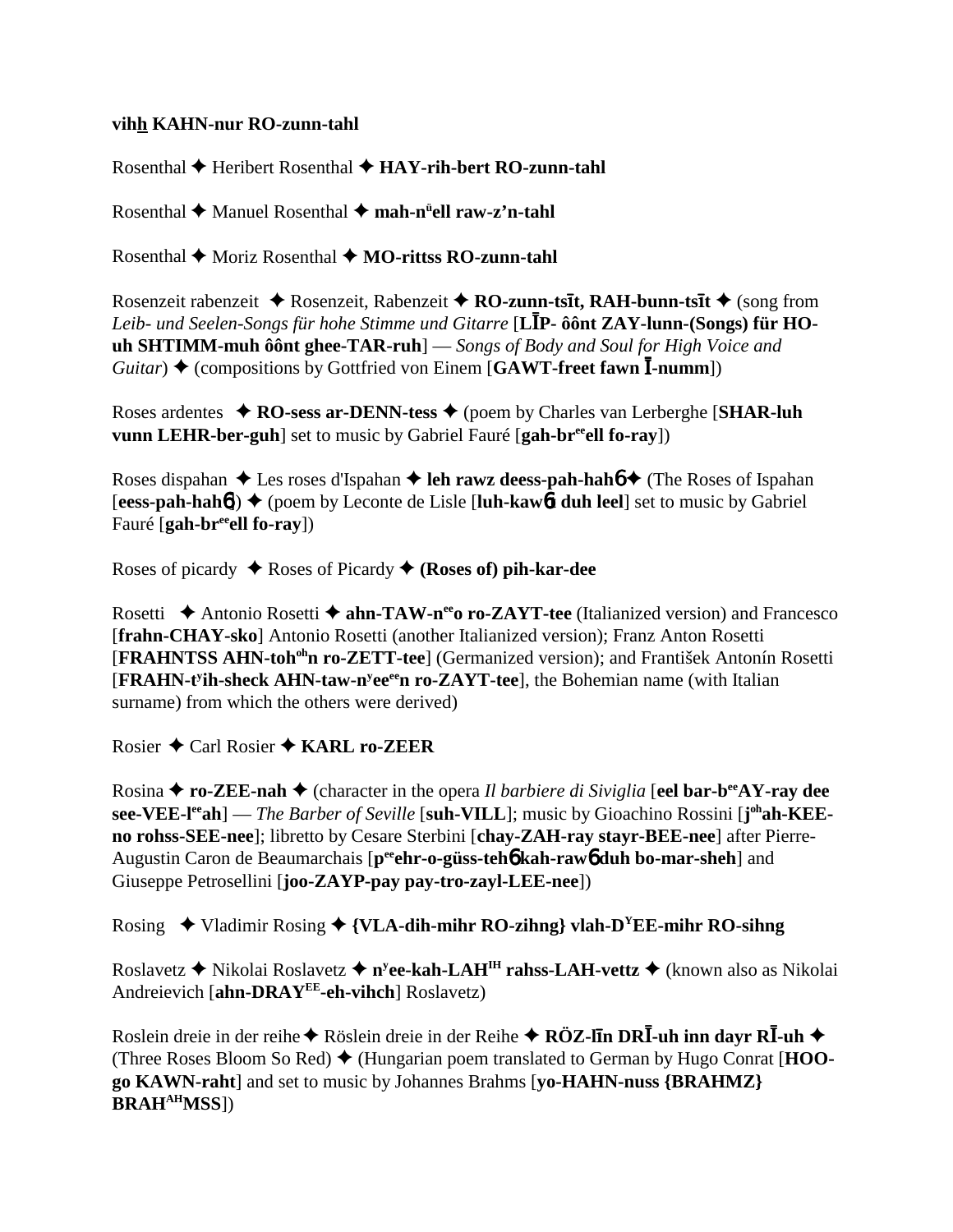**vihh KAHN-nur RO-zunn-tahl**

Rosenthal ✦ Heribert Rosenthal ✦ **HAY-rih-bert RO-zunn-tahl**

Rosenthal ✦ Manuel Rosenthal ✦ **mah-nüell raw-z'n-tahl**

Rosenthal ✦ Moriz Rosenthal ✦ **MO-rittss RO-zunn-tahl**

Rosenzeit rabenzeit ✦ Rosenzeit, Rabenzeit ✦ **RO-zunn-tsīt, RAH-bunn-tsīt** ✦ (song from *Leib- und Seelen-Songs für hohe Stimme und Gitarre* [**LĪP- ôônt ZAY-lunn-(Songs) für HO-uh SHTIMM-muh ôônt ghee-TAR-ruh**] — *Songs of Body and Soul for High Voice and Guitar*) ✦ (compositions by Gottfried von Einem [**GAWT-freet fawn Ī-numm**])

Roses ardentes ✦ **RO-sess ar-DENN-tess** ✦ (poem by Charles van Lerberghe [**SHAR-luh vunn LEHR-ber-guh**] set to music by Gabriel Fauré [**gah-breeell fo-ray**])

Roses dispahan ✦ Les roses d'Ispahan ✦ **leh rawz deess-pah-hahɓ** ✦ (The Roses of Ispahan [**eess-pah-hahɓ**]) ✦ (poem by Leconte de Lisle [**luh-kawɓt duh leel**] set to music by Gabriel Fauré [**gah-breeell fo-ray**])

Roses of picardy ✦ Roses of Picardy ✦ **(Roses of) pih-kar-dee**

Rosetti ✦ Antonio Rosetti ✦ **ahn-TAW-neeo ro-ZAYT-tee** (Italianized version) and Francesco [**frahn-CHAY-sko**] Antonio Rosetti (another Italianized version); Franz Anton Rosetti [**FRAHNTSS AHN-tohohn ro-ZETT-tee**] (Germanized version); and František Antonín Rosetti [**FRAHN-tyih-sheck AHN-taw-nyeeeen ro-ZAYT-tee**], the Bohemian name (with Italian surname) from which the others were derived)

Rosier ✦ Carl Rosier ✦ **KARL ro-ZEER**

Rosina ✦ **ro-ZEE-nah** ✦ (character in the opera *Il barbiere di Siviglia* [**eel bar-beeAY-ray dee see-VEE-leeah**] — *The Barber of Seville* [**suh-VILL**]; music by Gioachino Rossini [**johah-KEE-no rohss-SEE-nee**]; libretto by Cesare Sterbini [**chay-ZAH-ray stayr-BEE-nee**] after Pierre-Augustin Caron de Beaumarchais [**peeehr-o-güss-tehɓ kah-rawɓ duh bo-mar-sheh**] and Giuseppe Petrosellini [**joo-ZAYP-pay pay-tro-zayl-LEE-nee**])

Rosing ✦ Vladimir Rosing ✦ **{VLA-dih-mihr RO-zihng} vlah-DYEE-mihr RO-sihng**

Roslavetz ✦ Nikolai Roslavetz ✦ **nyee-kah-LAHIH rahss-LAH-vettz** ✦ (known also as Nikolai Andreievich [**ahn-DRAYEE-eh-vihch**] Roslavetz)

Roslein dreie in der reihe ✦ Röslein dreie in der Reihe ✦ **RÖZ-līn DRĪ-uh inn dayr RĪ-uh** ✦ (Three Roses Bloom So Red) ✦ (Hungarian poem translated to German by Hugo Conrat [**HOO-go KAWN-raht**] and set to music by Johannes Brahms [**yo-HAHN-nuss {BRAHMZ} BRAHAHMSS**])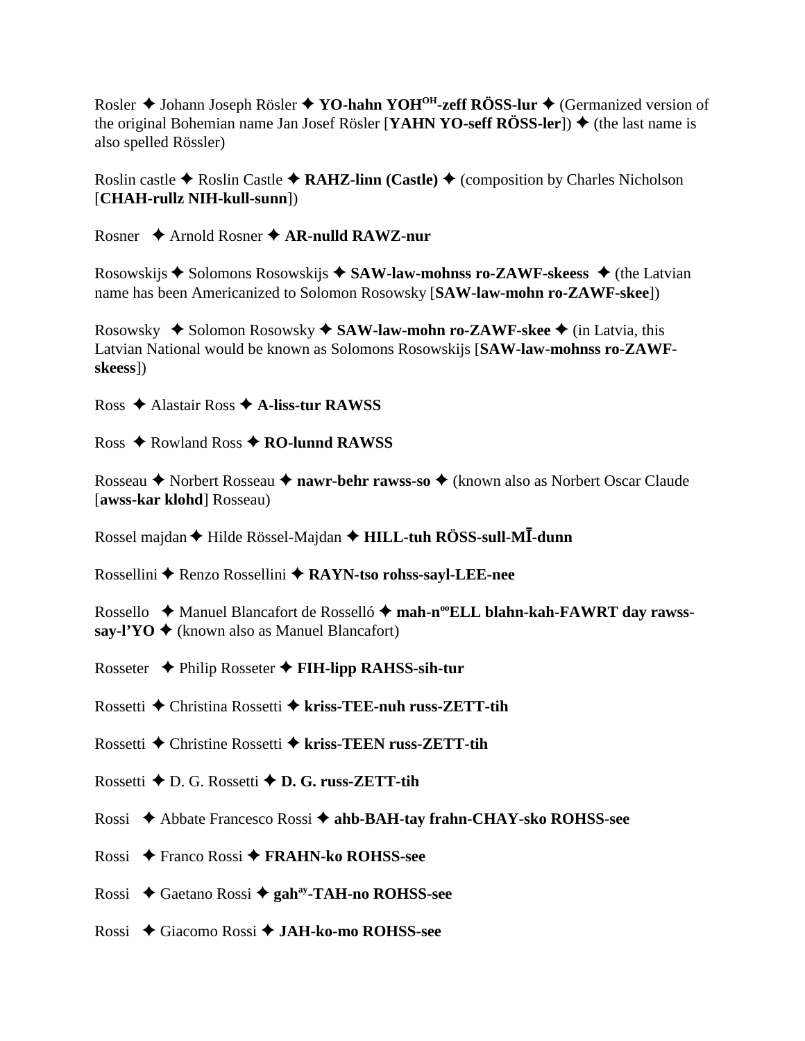Rosler ✦ Johann Joseph Rösler ✦ **YO-hahn YOH^OH-zeff RÖSS-lur** ✦ (Germanized version of the original Bohemian name Jan Josef Rösler [**YAHN YO-seff RÖSS-ler**]) ✦ (the last name is also spelled Rössler)

Roslin castle ✦ Roslin Castle ✦ **RAHZ-linn (Castle)** ✦ (composition by Charles Nicholson [**CHAH-rullz NIH-kull-sunn**])

Rosner ✦ Arnold Rosner ✦ **AR-nulld RAWZ-nur**

Rosowskijs ✦ Solomons Rosowskijs ✦ **SAW-law-mohnss ro-ZAWF-skeess** ✦ (the Latvian name has been Americanized to Solomon Rosowsky [**SAW-law-mohn ro-ZAWF-skee**])

Rosowsky ✦ Solomon Rosowsky ✦ **SAW-law-mohn ro-ZAWF-skee** ✦ (in Latvia, this Latvian National would be known as Solomons Rosowskijs [**SAW-law-mohnss ro-ZAWF-skeess**])

Ross ✦ Alastair Ross ✦ **A-liss-tur RAWSS**

Ross ✦ Rowland Ross ✦ **RO-lunnd RAWSS**

Rosseau ✦ Norbert Rosseau ✦ **nawr-behr rawss-so** ✦ (known also as Norbert Oscar Claude [**awss-kar klohd**] Rosseau)

Rossel majdan ✦ Hilde Rössel-Majdan ✦ **HILL-tuh RÖSS-sull-MĪ-dunn**

Rossellini ✦ Renzo Rossellini ✦ **RAYN-tso rohss-sayl-LEE-nee**

Rossello ✦ Manuel Blancafort de Rosselló ✦ **mah-n^oo ELL blahn-kah-FAWRT day rawss-say-l'YO** ✦ (known also as Manuel Blancafort)

Rosseter ✦ Philip Rosseter ✦ **FIH-lipp RAHSS-sih-tur**

Rossetti ✦ Christina Rossetti ✦ **kriss-TEE-nuh russ-ZETT-tih**

Rossetti ✦ Christine Rossetti ✦ **kriss-TEEN russ-ZETT-tih**

Rossetti ✦ D. G. Rossetti ✦ **D. G. russ-ZETT-tih**

Rossi ✦ Abbate Francesco Rossi ✦ **ahb-BAH-tay frahn-CHAY-sko ROHSS-see**

Rossi ✦ Franco Rossi ✦ **FRAHN-ko ROHSS-see**

Rossi ✦ Gaetano Rossi ✦ **gah^ay-TAH-no ROHSS-see**

Rossi ✦ Giacomo Rossi ✦ **JAH-ko-mo ROHSS-see**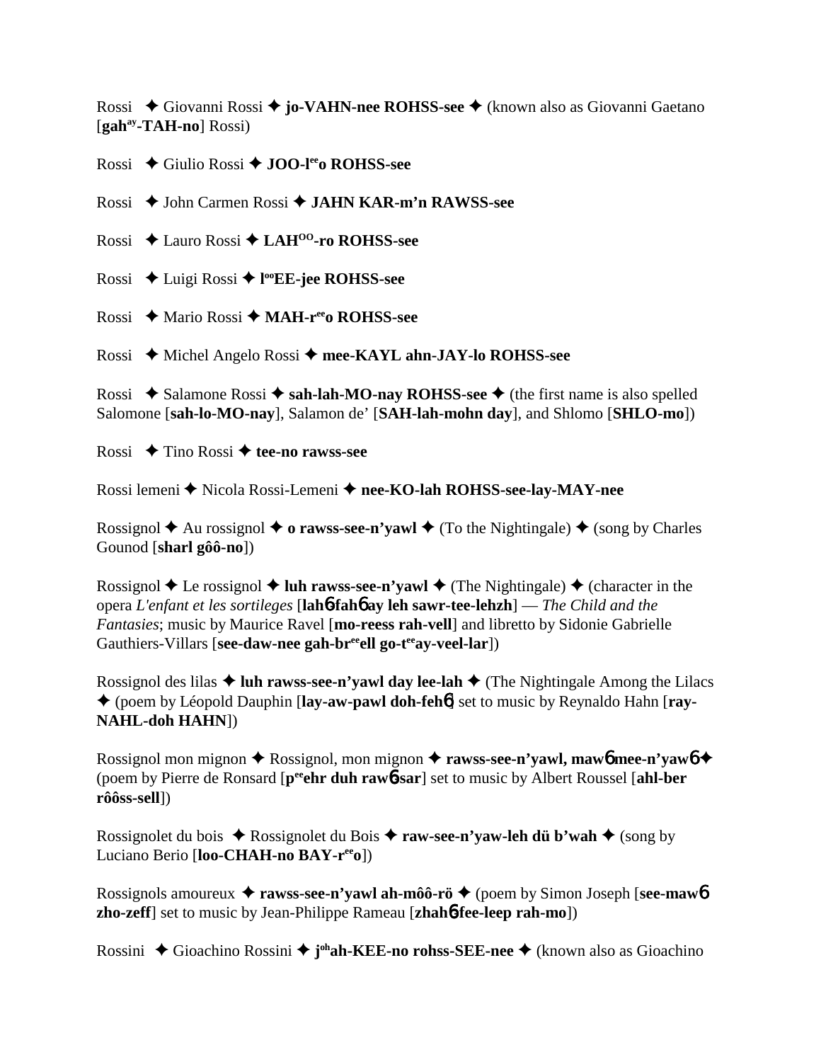Rossi ✦ Giovanni Rossi ✦ **jo-VAHN-nee ROHSS-see** ✦ (known also as Giovanni Gaetano [**gah**ay**-TAH-no**] Rossi)

Rossi ✦ Giulio Rossi ✦ **JOO-l**ee**o ROHSS-see**

Rossi ✦ John Carmen Rossi ✦ **JAHN KAR-m'n RAWSS-see**

Rossi ✦ Lauro Rossi ✦ **LAH**OO**-ro ROHSS-see**

Rossi ✦ Luigi Rossi ✦ **l**oo**EE-jee ROHSS-see**

Rossi ✦ Mario Rossi ✦ **MAH-r**ee**o ROHSS-see**

Rossi ✦ Michel Angelo Rossi ✦ **mee-KAYL ahn-JAY-lo ROHSS-see**

Rossi ✦ Salamone Rossi ✦ **sah-lah-MO-nay ROHSS-see** ✦ (the first name is also spelled Salomone [**sah-lo-MO-nay**], Salamon de' [**SAH-lah-mohn day**], and Shlomo [**SHLO-mo**])

Rossi ✦ Tino Rossi ✦ **tee-no rawss-see**

Rossi lemeni ✦ Nicola Rossi-Lemeni ✦ **nee-KO-lah ROHSS-see-lay-MAY-nee**

Rossignol ✦ Au rossignol ✦ **o rawss-see-n'yawl** ✦ (To the Nightingale) ✦ (song by Charles Gounod [**sharl gôô-no**])

Rossignol ✦ Le rossignol ✦ **luh rawss-see-n'yawl** ✦ (The Nightingale) ✦ (character in the opera *L'enfant et les sortileges* [**lah**6 **fah**6 **ay leh sawr-tee-lehzh**] — *The Child and the Fantasies*; music by Maurice Ravel [**mo-reess rah-vell**] and libretto by Sidonie Gabrielle Gauthiers-Villars [**see-daw-nee gah-br**ee**ell go-t**ee**ay-veel-lar**])

Rossignol des lilas ✦ **luh rawss-see-n'yawl day lee-lah** ✦ (The Nightingale Among the Lilacs ✦ (poem by Léopold Dauphin [**lay-aw-pawl doh-feh**6] set to music by Reynaldo Hahn [**ray-NAHL-doh HAHN**])

Rossignol mon mignon ✦ Rossignol, mon mignon ✦ **rawss-see-n'yawl, maw**6 **mee-n'yaw**6 ✦ (poem by Pierre de Ronsard [**p**ee**ehr duh raw**6**-sar**] set to music by Albert Roussel [**ahl-ber rôôss-sell**])

Rossignolet du bois ✦ Rossignolet du Bois ✦ **raw-see-n'yaw-leh dü b'wah** ✦ (song by Luciano Berio [**loo-CHAH-no BAY-r**ee**o**])

Rossignols amoureux ✦ **rawss-see-n'yawl ah-môô-rö** ✦ (poem by Simon Joseph [**see-maw**6 **zho-zeff**] set to music by Jean-Philippe Rameau [**zhah**6 **fee-leep rah-mo**])

Rossini ✦ Gioachino Rossini ✦ **j**oh**ah-KEE-no rohss-SEE-nee** ✦ (known also as Gioachino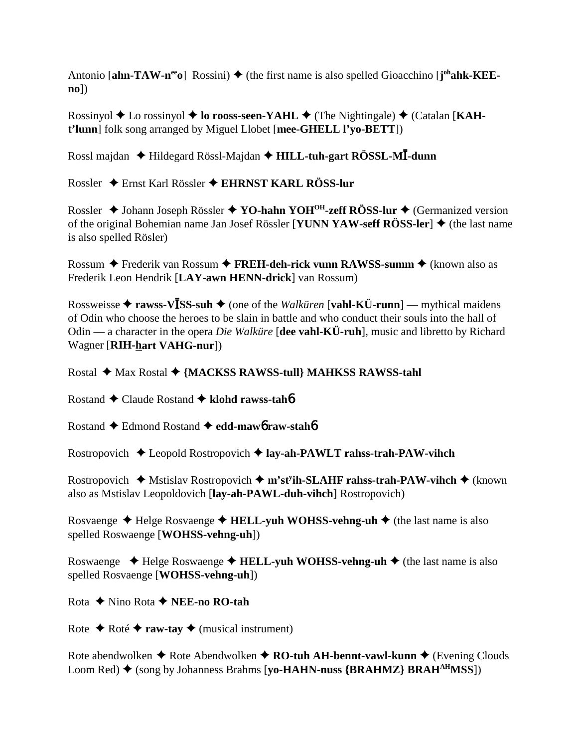Antonio [**ahn-TAW-n$^{ee}$o**]  Rossini) ✦ (the first name is also spelled Gioacchino [**j$^{oh}$ahk-KEE-no**])

Rossinyol ✦ Lo rossinyol ✦ **lo rooss-seen-YAHL** ✦ (The Nightingale) ✦ (Catalan [**KAH-t'lunn**] folk song arranged by Miguel Llobet [**mee-GHELL l'yo-BETT**])

Rossl majdan  ✦ Hildegard Rössl-Majdan ✦ **HILL-tuh-gart RÖSSL-MĪ-dunn**

Rossler  ✦ Ernst Karl Rössler ✦ **EHRNST KARL RÖSS-lur**

Rossler  ✦ Johann Joseph Rössler ✦ **YO-hahn YOH$^{OH}$-zeff RÖSS-lur** ✦ (Germanized version of the original Bohemian name Jan Josef Rössler [**YUNN YAW-seff RÖSS-ler**] ✦ (the last name is also spelled Rösler)

Rossum ✦ Frederik van Rossum ✦ **FREH-deh-rick vunn RAWSS-summ** ✦ (known also as Frederik Leon Hendrik [**LAY-awn HENN-drick**] van Rossum)

Rossweisse ✦ **rawss-VĪSS-suh** ✦ (one of the *Walküren* [**vahl-KÜ-runn**] — mythical maidens of Odin who choose the heroes to be slain in battle and who conduct their souls into the hall of Odin — a character in the opera *Die Walküre* [**dee vahl-KÜ-ruh**], music and libretto by Richard Wagner [**RIH-hart VAHG-nur**])

Rostal  ✦ Max Rostal ✦ **{MACKSS RAWSS-tull} MAHKSS RAWSS-tahl**

Rostand ✦ Claude Rostand ✦ **klohd rawss-tah6**

Rostand ✦ Edmond Rostand ✦ **edd-maw6 raw-stah6**

Rostropovich  ✦ Leopold Rostropovich ✦ **lay-ah-PAWLT rahss-trah-PAW-vihch**

Rostropovich  ✦ Mstislav Rostropovich ✦ **m'st$^{y}$ih-SLAHF rahss-trah-PAW-vihch** ✦ (known also as Mstislav Leopoldovich [**lay-ah-PAWL-duh-vihch**] Rostropovich)

Rosvaenge ✦ Helge Rosvaenge ✦ **HELL-yuh WOHSS-vehng-uh** ✦ (the last name is also spelled Roswaenge [**WOHSS-vehng-uh**])

Roswaenge  ✦ Helge Roswaenge ✦ **HELL-yuh WOHSS-vehng-uh** ✦ (the last name is also spelled Rosvaenge [**WOHSS-vehng-uh**])

Rota  ✦ Nino Rota ✦ **NEE-no RO-tah**

Rote  ✦ Roté ✦ **raw-tay** ✦ (musical instrument)

Rote abendwolken ✦ Rote Abendwolken ✦ **RO-tuh AH-bennt-vawl-kunn** ✦ (Evening Clouds Loom Red) ✦ (song by Johanness Brahms [**yo-HAHN-nuss {BRAHMZ} BRAH$^{AH}$MSS**])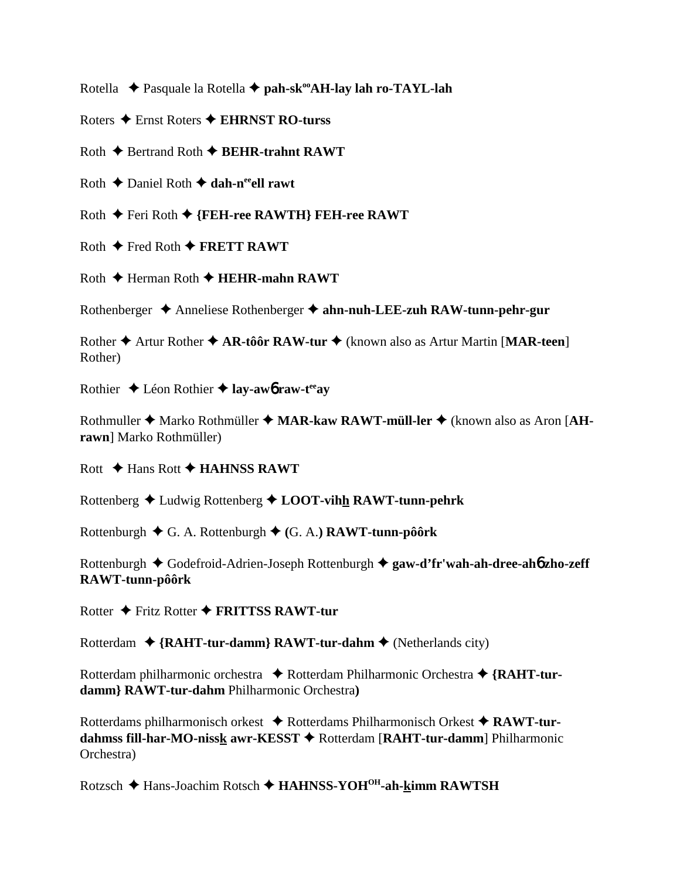Rotella ✦ Pasquale la Rotella ✦ **pah-sk[oo]AH-lay lah ro-TAYL-lah**

Roters ✦ Ernst Roters ✦ **EHRNST RO-turss**

Roth ✦ Bertrand Roth ✦ **BEHR-trahnt RAWT**

Roth ✦ Daniel Roth ✦ **dah-n[ee]ell rawt**

Roth ✦ Feri Roth ✦ **{FEH-ree RAWTH} FEH-ree RAWT**

Roth ✦ Fred Roth ✦ **FRETT RAWT**

Roth ✦ Herman Roth ✦ **HEHR-mahn RAWT**

Rothenberger ✦ Anneliese Rothenberger ✦ **ahn-nuh-LEE-zuh RAW-tunn-pehr-gur**

Rother ✦ Artur Rother ✦ **AR-tôôr RAW-tur** ✦ (known also as Artur Martin [**MAR-teen**] Rother)

Rothier ✦ Léon Rothier ✦ **lay-awɓ raw-t[ee]ay**

Rothmuller ✦ Marko Rothmüller ✦ **MAR-kaw RAWT-müll-ler** ✦ (known also as Aron [**AH-rawn**] Marko Rothmüller)

Rott ✦ Hans Rott ✦ **HAHNSS RAWT**

Rottenberg ✦ Ludwig Rottenberg ✦ **LOOT-vihh RAWT-tunn-pehrk**

Rottenburgh ✦ G. A. Rottenburgh ✦ **(**G. A.**) RAWT-tunn-pôôrk**

Rottenburgh ✦ Godefroid-Adrien-Joseph Rottenburgh ✦ **gaw-d'fr'wah-ah-dree-ahɓ zho-zeff RAWT-tunn-pôôrk**

Rotter ✦ Fritz Rotter ✦ **FRITTSS RAWT-tur**

Rotterdam ✦ **{RAHT-tur-damm} RAWT-tur-dahm** ✦ (Netherlands city)

Rotterdam philharmonic orchestra ✦ Rotterdam Philharmonic Orchestra ✦ **{RAHT-tur-damm} RAWT-tur-dahm** Philharmonic Orchestra**)**

Rotterdams philharmonisch orkest ✦ Rotterdams Philharmonisch Orkest ✦ **RAWT-tur-dahmss fill-har-MO-nissk awr-KESST** ✦ Rotterdam [**RAHT-tur-damm**] Philharmonic Orchestra)

Rotzsch ✦ Hans-Joachim Rotsch ✦ **HAHNSS-YOH[OH]-ah-kimm RAWTSH**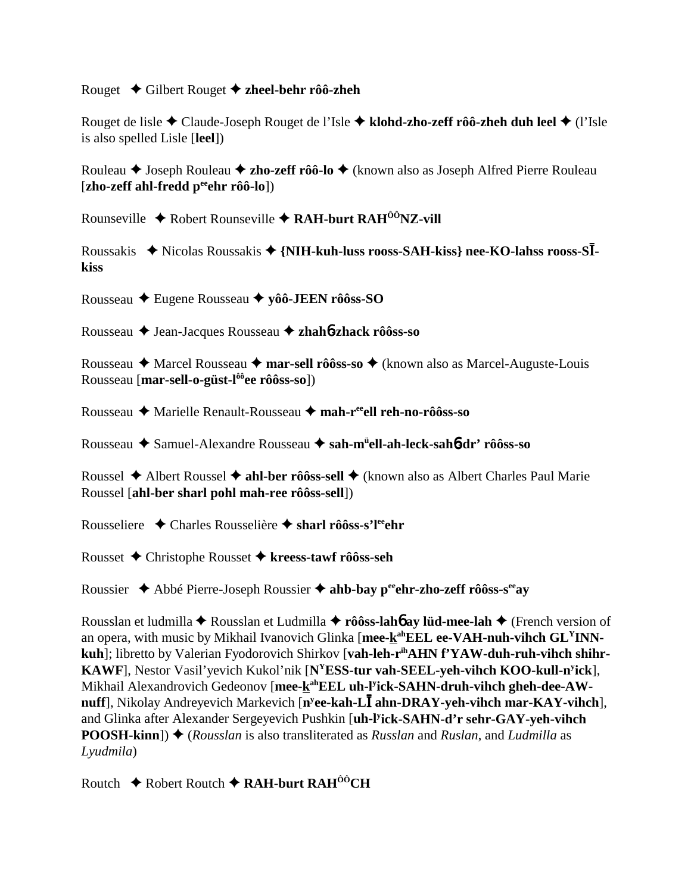Rouget ✦ Gilbert Rouget ✦ **zheel-behr rôô-zheh**

Rouget de lisle ✦ Claude-Joseph Rouget de l'Isle ✦ **klohd-zho-zeff rôô-zheh duh leel** ✦ (l'Isle is also spelled Lisle [**leel**])

Rouleau ✦ Joseph Rouleau ✦ **zho-zeff rôô-lo** ✦ (known also as Joseph Alfred Pierre Rouleau [**zho-zeff ahl-fredd p^ee^ehr rôô-lo**])

Rounseville ✦ Robert Rounseville ✦ **RAH-burt RAH^ÔÔ^NZ-vill**

Roussakis ✦ Nicolas Roussakis ✦ **{NIH-kuh-luss rooss-SAH-kiss} nee-KO-lahss rooss-SĪ-kiss**

Rousseau ✦ Eugene Rousseau ✦ **yôô-JEEN rôôss-SO**

Rousseau ✦ Jean-Jacques Rousseau ✦ **zhahɓ-zhack rôôss-so**

Rousseau ✦ Marcel Rousseau ✦ **mar-sell rôôss-so** ✦ (known also as Marcel-Auguste-Louis Rousseau [**mar-sell-o-güst-l^ôô^ee rôôss-so**])

Rousseau ✦ Marielle Renault-Rousseau ✦ **mah-r^ee^ell reh-no-rôôss-so**

Rousseau ✦ Samuel-Alexandre Rousseau ✦ **sah-m^ü^ell-ah-leck-sahɓ-dr' rôôss-so**

Roussel ✦ Albert Roussel ✦ **ahl-ber rôôss-sell** ✦ (known also as Albert Charles Paul Marie Roussel [**ahl-ber sharl pohl mah-ree rôôss-sell**])

Rousseliere ✦ Charles Rousselière ✦ **sharl rôôss-s'l^ee^ehr**

Rousset ✦ Christophe Rousset ✦ **kreess-tawf rôôss-seh**

Roussier ✦ Abbé Pierre-Joseph Roussier ✦ **ahb-bay p^ee^ehr-zho-zeff rôôss-s^ee^ay**

Rousslan et ludmilla ✦ Rousslan et Ludmilla ✦ **rôôss-lahɓ ay lüd-mee-lah** ✦ (French version of an opera, with music by Mikhail Ivanovich Glinka [**mee-k^ah^EEL ee-VAH-nuh-vihch GL^Y^INN-kuh**]; libretto by Valerian Fyodorovich Shirkov [**vah-leh-r^ih^AHN f'YAW-duh-ruh-vihch shihr-KAWF**], Nestor Vasil'yevich Kukol'nik [**N^Y^ESS-tur vah-SEEL-yeh-vihch KOO-kull-n^y^ick**], Mikhail Alexandrovich Gedeonov [**mee-k^ah^EEL uh-l^y^ick-SAHN-druh-vihch gheh-dee-AW-nuff**], Nikolay Andreyevich Markevich [**n^y^ee-kah-LĪ ahn-DRAY-yeh-vihch mar-KAY-vihch**], and Glinka after Alexander Sergeyevich Pushkin [**uh-l^y^ick-SAHN-d'r sehr-GAY-yeh-vihch POOSH-kinn**]) ✦ (*Rousslan* is also transliterated as *Russlan* and *Ruslan*, and *Ludmilla* as *Lyudmila*)

Routch ✦ Robert Routch ✦ **RAH-burt RAH^ÔÔ^CH**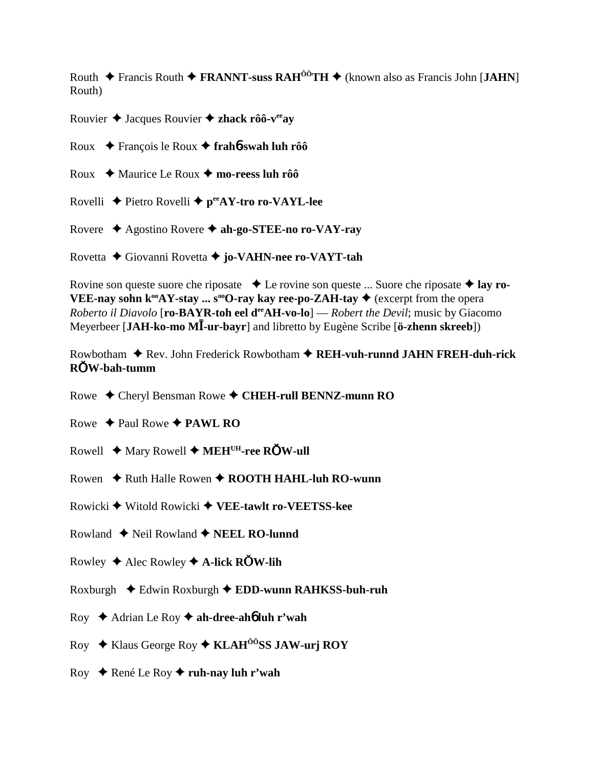Routh ✦ Francis Routh ✦ **FRANNT-suss RAH^ÔÔ^TH** ✦ (known also as Francis John [**JAHN**] Routh)

Rouvier ✦ Jacques Rouvier ✦ **zhack rôô-v^ee^ay**

Roux ✦ François le Roux ✦ **frahɓ-swah luh rôô**

Roux ✦ Maurice Le Roux ✦ **mo-reess luh rôô**

Rovelli ✦ Pietro Rovelli ✦ **p^ee^AY-tro ro-VAYL-lee**

Rovere ✦ Agostino Rovere ✦ **ah-go-STEE-no ro-VAY-ray**

Rovetta ✦ Giovanni Rovetta ✦ **jo-VAHN-nee ro-VAYT-tah**

Rovine son queste suore che riposate ✦ Le rovine son queste ... Suore che riposate ✦ **lay ro-VEE-nay sohn k^oo^AY-stay ... s^oo^O-ray kay ree-po-ZAH-tay** ✦ (excerpt from the opera *Roberto il Diavolo* [**ro-BAYR-toh eel d^ee^AH-vo-lo**] — *Robert the Devil*; music by Giacomo Meyerbeer [**JAH-ko-mo MĪ-ur-bayr**] and libretto by Eugène Scribe [**ö-zhenn skreeb**])

Rowbotham ✦ Rev. John Frederick Rowbotham ✦ **REH-vuh-runnd JAHN FREH-duh-rick RŎW-bah-tumm**

Rowe ✦ Cheryl Bensman Rowe ✦ **CHEH-rull BENNZ-munn RO**

Rowe ✦ Paul Rowe ✦ **PAWL RO**

Rowell ✦ Mary Rowell ✦ **MEH^UH^-ree RŎW-ull**

Rowen ✦ Ruth Halle Rowen ✦ **ROOTH HAHL-luh RO-wunn**

Rowicki ✦ Witold Rowicki ✦ **VEE-tawlt ro-VEETSS-kee**

Rowland ✦ Neil Rowland ✦ **NEEL RO-lunnd**

Rowley ✦ Alec Rowley ✦ **A-lick RŎW-lih**

Roxburgh ✦ Edwin Roxburgh ✦ **EDD-wunn RAHKSS-buh-ruh**

Roy ✦ Adrian Le Roy ✦ **ah-dree-ahɓ luh r'wah**

Roy ✦ Klaus George Roy ✦ **KLAH^ÔÔ^SS JAW-urj ROY**

Roy ✦ René Le Roy ✦ **ruh-nay luh r'wah**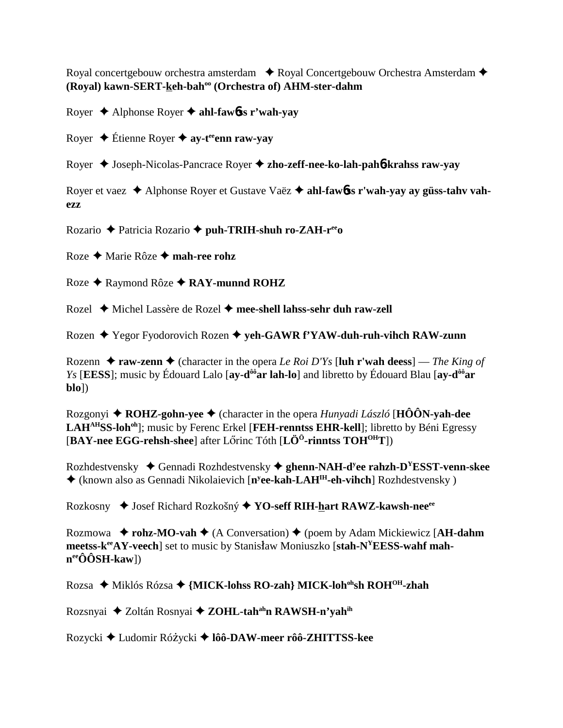Royal concertgebouw orchestra amsterdam ✦ Royal Concertgebouw Orchestra Amsterdam ✦ **(Royal) kawn-SERT-keh-bahºº (Orchestra of) AHM-ster-dahm**

Royer ✦ Alphonse Royer ✦ **ahl-fawɓss r'wah-yay**

Royer ✦ Étienne Royer ✦ **ay-teeenn raw-yay**

Royer ✦ Joseph-Nicolas-Pancrace Royer ✦ **zho-zeff-nee-ko-lah-pahɓ-krahss raw-yay**

Royer et vaez ✦ Alphonse Royer et Gustave Vaëz ✦ **ahl-fawɓss r'wah-yay ay güss-tahv vah-ezz**

Rozario ✦ Patricia Rozario ✦ **puh-TRIH-shuh ro-ZAH-reeo**

Roze ✦ Marie Rôze ✦ **mah-ree rohz**

Roze ✦ Raymond Rôze ✦ **RAY-munnd ROHZ**

Rozel ✦ Michel Lassère de Rozel ✦ **mee-shell lahss-sehr duh raw-zell**

Rozen ✦ Yegor Fyodorovich Rozen ✦ **yeh-GAWR f'YAW-duh-ruh-vihch RAW-zunn**

Rozenn ✦ **raw-zenn** ✦ (character in the opera *Le Roi D'Ys* [**luh r'wah deess**] — *The King of Ys* [**EESS**]; music by Édouard Lalo [**ay-dôôar lah-lo**] and libretto by Édouard Blau [**ay-dôôar blo**])

Rozgonyi ✦ **ROHZ-gohn-yee** ✦ (character in the opera *Hunyadi László* [**HÔÔN-yah-dee LAHAHSS-lohoh**]; music by Ferenc Erkel [**FEH-renntss EHR-kell**]; libretto by Béni Egressy [**BAY-nee EGG-rehsh-shee**] after Lőrinc Tóth [**LÖÖ-rinntss TOHOHT**])

Rozhdestvensky ✦ Gennadi Rozhdestvensky ✦ **ghenn-NAH-dyee rahzh-DYESST-venn-skee** ✦ (known also as Gennadi Nikolaievich [**nyee-kah-LAHIH-eh-vihch**] Rozhdestvensky )

Rozkosny ✦ Josef Richard Rozkošný ✦ **YO-seff RIH-hart RAWZ-kawsh-neeee**

Rozmowa ✦ **rohz-MO-vah** ✦ (A Conversation) ✦ (poem by Adam Mickiewicz [**AH-dahm meetss-keeAY-veech**] set to music by Stanisław Moniuszko [**stah-NYEESS-wahf mah-neeÔÔSH-kaw**])

Rozsa ✦ Miklós Rózsa ✦ **{MICK-lohss RO-zah} MICK-lohohsh ROHOH-zhah**

Rozsnyai ✦ Zoltán Rosnyai ✦ **ZOHL-tahahn RAWSH-n'yahih**

Rozycki ✦ Ludomir Różycki ✦ **lôô-DAW-meer rôô-ZHITTSS-kee**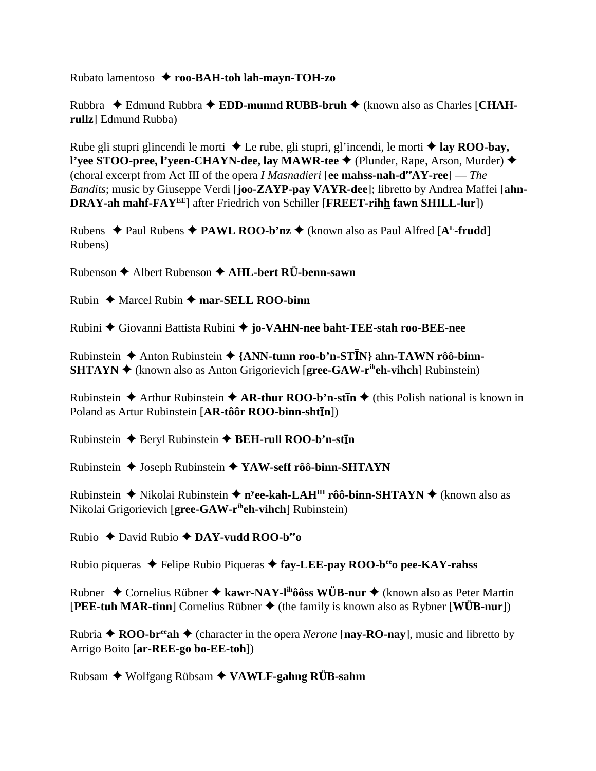Rubato lamentoso ✦ **roo-BAH-toh lah-mayn-TOH-zo**

Rubbra ✦ Edmund Rubbra ✦ **EDD-munnd RUBB-bruh** ✦ (known also as Charles [**CHAH-rullz**] Edmund Rubba)

Rube gli stupri glincendi le morti ✦ Le rube, gli stupri, gl'incendi, le morti ✦ **lay ROO-bay, l'yee STOO-pree, l'yeen-CHAYN-dee, lay MAWR-tee** ✦ (Plunder, Rape, Arson, Murder) ✦ (choral excerpt from Act III of the opera *I Masnadieri* [**ee mahss-nah-d**[ee]**AY-ree**] — *The Bandits*; music by Giuseppe Verdi [**joo-ZAYP-pay VAYR-dee**]; libretto by Andrea Maffei [**ahn-DRAY-ah mahf-FAY**[EE]] after Friedrich von Schiller [**FREET-rihh fawn SHILL-lur**])

Rubens ✦ Paul Rubens ✦ **PAWL ROO-b'nz** ✦ (known also as Paul Alfred [**A**[L]**-frudd**] Rubens)

Rubenson ✦ Albert Rubenson ✦ **AHL-bert RÜ-benn-sawn**

Rubin ✦ Marcel Rubin ✦ **mar-SELL ROO-binn**

Rubini ✦ Giovanni Battista Rubini ✦ **jo-VAHN-nee baht-TEE-stah roo-BEE-nee**

Rubinstein ✦ Anton Rubinstein ✦ **{ANN-tunn roo-b'n-STĪN} ahn-TAWN rôô-binn-SHTAYN** ✦ (known also as Anton Grigorievich [**gree-GAW-r**[ih]**eh-vihch**] Rubinstein)

Rubinstein ✦ Arthur Rubinstein ✦ **AR-thur ROO-b'n-stīn** ✦ (this Polish national is known in Poland as Artur Rubinstein [**AR-tôôr ROO-binn-shtīn**])

Rubinstein ✦ Beryl Rubinstein ✦ **BEH-rull ROO-b'n-stīn**

Rubinstein ✦ Joseph Rubinstein ✦ **YAW-seff rôô-binn-SHTAYN**

Rubinstein ✦ Nikolai Rubinstein ✦ **n**[y]**ee-kah-LAH**[IH] **rôô-binn-SHTAYN** ✦ (known also as Nikolai Grigorievich [**gree-GAW-r**[ih]**eh-vihch**] Rubinstein)

Rubio ✦ David Rubio ✦ **DAY-vudd ROO-b**[ee]**o**

Rubio piqueras ✦ Felipe Rubio Piqueras ✦ **fay-LEE-pay ROO-b**[ee]**o pee-KAY-rahss**

Rubner ✦ Cornelius Rübner ✦ **kawr-NAY-l**[ih]**ôôss WÜB-nur** ✦ (known also as Peter Martin [**PEE-tuh MAR-tinn**] Cornelius Rübner ✦ (the family is known also as Rybner [**WÜB-nur**])

Rubria ✦ **ROO-br**[ee]**ah** ✦ (character in the opera *Nerone* [**nay-RO-nay**], music and libretto by Arrigo Boito [**ar-REE-go bo-EE-toh**])

Rubsam ✦ Wolfgang Rübsam ✦ **VAWLF-gahng RÜB-sahm**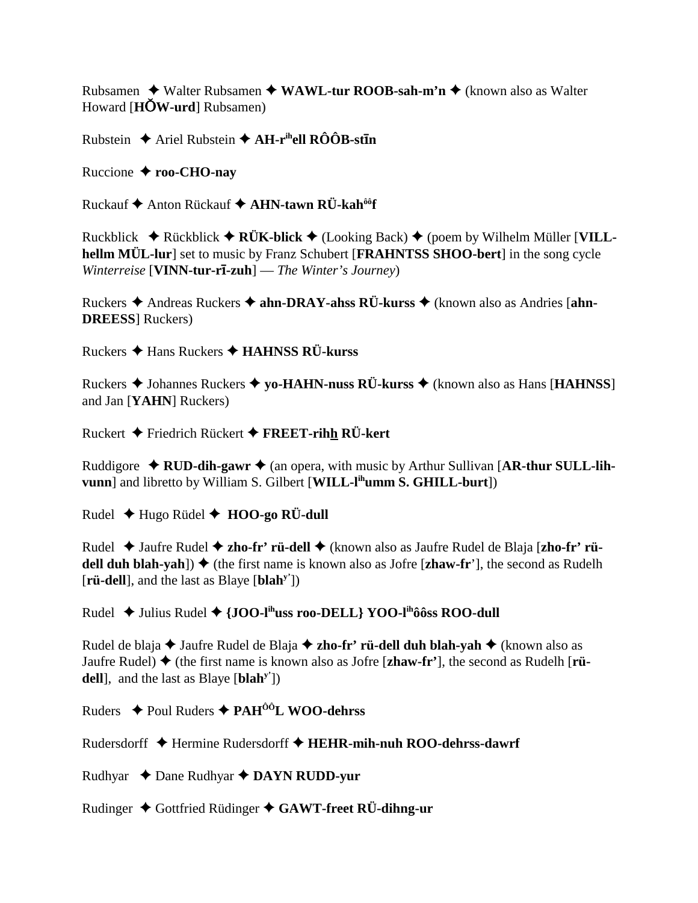Rubsamen ✦ Walter Rubsamen ✦ **WAWL-tur ROOB-sah-m'n** ✦ (known also as Walter Howard [**HŎW-urd**] Rubsamen)

Rubstein ✦ Ariel Rubstein ✦ **AH-r[ih]ell RÔÔB-stīn**

Ruccione ✦ **roo-CHO-nay**

Ruckauf ✦ Anton Rückauf ✦ **AHN-tawn RÜ-kah[ôô]f**

Ruckblick ✦ Rückblick ✦ **RÜK-blick** ✦ (Looking Back) ✦ (poem by Wilhelm Müller [**VILL-hellm MÜL-lur**] set to music by Franz Schubert [**FRAHNTSS SHOO-bert**] in the song cycle *Winterreise* [**VINN-tur-rī-zuh**] — *The Winter's Journey*)

Ruckers ✦ Andreas Ruckers ✦ **ahn-DRAY-ahss RÜ-kurss** ✦ (known also as Andries [**ahn-DREESS**] Ruckers)

Ruckers ✦ Hans Ruckers ✦ **HAHNSS RÜ-kurss**

Ruckers ✦ Johannes Ruckers ✦ **yo-HAHN-nuss RÜ-kurss** ✦ (known also as Hans [**HAHNSS**] and Jan [**YAHN**] Ruckers)

Ruckert ✦ Friedrich Rückert ✦ **FREET-rihh RÜ-kert**

Ruddigore ✦ **RUD-dih-gawr** ✦ (an opera, with music by Arthur Sullivan [**AR-thur SULL-lih-vunn**] and libretto by William S. Gilbert [**WILL-l[ih]umm S. GHILL-burt**])

Rudel ✦ Hugo Rüdel ✦ **HOO-go RÜ-dull**

Rudel ✦ Jaufre Rudel ✦ **zho-fr' rü-dell** ✦ (known also as Jaufre Rudel de Blaja [**zho-fr' rü-dell duh blah-yah**]) ✦ (the first name is known also as Jofre [**zhaw-fr**'], the second as Rudelh [**rü-dell**], and the last as Blaye [**blah[y']**])

Rudel ✦ Julius Rudel ✦ **{JOO-l[ih]uss roo-DELL} YOO-l[ih]ôôss ROO-dull**

Rudel de blaja ✦ Jaufre Rudel de Blaja ✦ **zho-fr' rü-dell duh blah-yah** ✦ (known also as Jaufre Rudel) ✦ (the first name is known also as Jofre [**zhaw-fr'**], the second as Rudelh [**rü-dell**], and the last as Blaye [**blah[y']**])

Ruders ✦ Poul Ruders ✦ **PAH[ÔÔ]L WOO-dehrss**

Rudersdorff ✦ Hermine Rudersdorff ✦ **HEHR-mih-nuh ROO-dehrss-dawrf**

Rudhyar ✦ Dane Rudhyar ✦ **DAYN RUDD-yur**

Rudinger ✦ Gottfried Rüdinger ✦ **GAWT-freet RÜ-dihng-ur**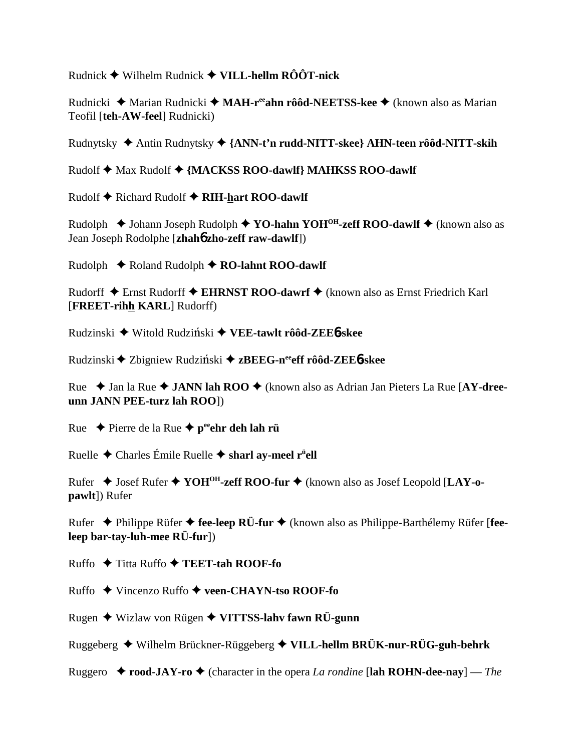Rudnick ✦ Wilhelm Rudnick ✦ **VILL-hellm RÔÔT-nick**

Rudnicki ✦ Marian Rudnicki ✦ **MAH-r[ee]ahn rôôd-NEETSS-kee** ✦ (known also as Marian Teofil [**teh-AW-feel**] Rudnicki)

Rudnytsky ✦ Antin Rudnytsky ✦ **{ANN-t'n rudd-NITT-skee} AHN-teen rôôd-NITT-skih**

Rudolf ✦ Max Rudolf ✦ **{MACKSS ROO-dawlf} MAHKSS ROO-dawlf**

Rudolf ✦ Richard Rudolf ✦ **RIH-hart ROO-dawlf**

Rudolph ✦ Johann Joseph Rudolph ✦ **YO-hahn YOH[OH]-zeff ROO-dawlf** ✦ (known also as Jean Joseph Rodolphe [**zhahɓ zho-zeff raw-dawlf**])

Rudolph ✦ Roland Rudolph ✦ **RO-lahnt ROO-dawlf**

Rudorff ✦ Ernst Rudorff ✦ **EHRNST ROO-dawrf** ✦ (known also as Ernst Friedrich Karl [**FREET-rihh KARL**] Rudorff)

Rudzinski ✦ Witold Rudziński ✦ **VEE-tawlt rôôd-ZEEɓ-skee**

Rudzinski ✦ Zbigniew Rudziński ✦ **zBEEG-n[ee]eff rôôd-ZEEɓ-skee**

Rue ✦ Jan la Rue ✦ **JANN lah ROO** ✦ (known also as Adrian Jan Pieters La Rue [**AY-dree-unn JANN PEE-turz lah ROO**])

Rue ✦ Pierre de la Rue ✦ **p[ee]ehr deh lah rü**

Ruelle ✦ Charles Émile Ruelle ✦ **sharl ay-meel r[ü]ell**

Rufer ✦ Josef Rufer ✦ **YOH[OH]-zeff ROO-fur** ✦ (known also as Josef Leopold [**LAY-o-pawlt**]) Rufer

Rufer ✦ Philippe Rüfer ✦ **fee-leep RÜ-fur** ✦ (known also as Philippe-Barthélemy Rüfer [**fee-leep bar-tay-luh-mee RÜ-fur**])

Ruffo ✦ Titta Ruffo ✦ **TEET-tah ROOF-fo**

Ruffo ✦ Vincenzo Ruffo ✦ **veen-CHAYN-tso ROOF-fo**

Rugen ✦ Wizlaw von Rügen ✦ **VITTSS-lahv fawn RÜ-gunn**

Ruggeberg ✦ Wilhelm Brückner-Rüggeberg ✦ **VILL-hellm BRÜK-nur-RÜG-guh-behrk**

Ruggero ✦ **rood-JAY-ro** ✦ (character in the opera *La rondine* [**lah ROHN-dee-nay**] — *The*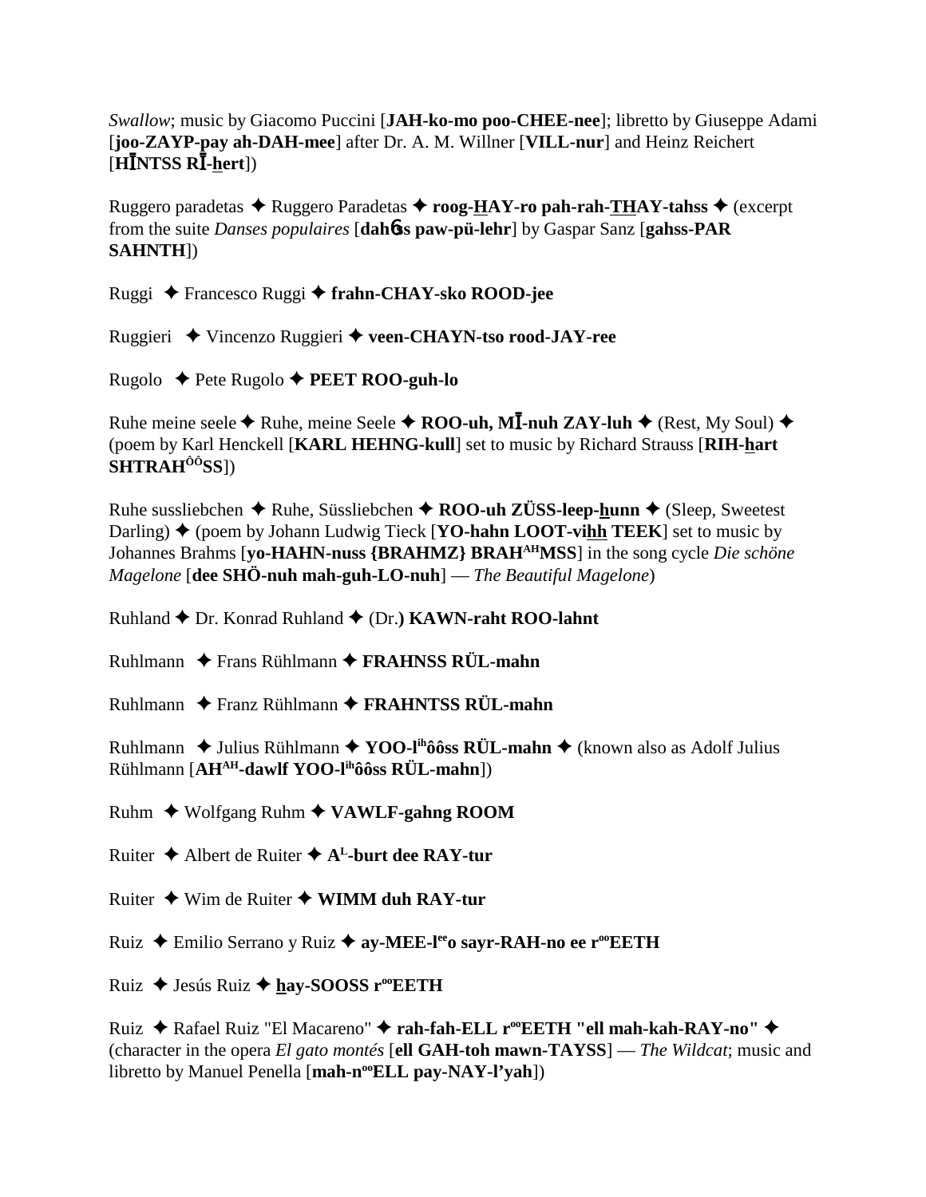*Swallow*; music by Giacomo Puccini [**JAH-ko-mo poo-CHEE-nee**]; libretto by Giuseppe Adami [**joo-ZAYP-pay ah-DAH-mee**] after Dr. A. M. Willner [**VILL-nur**] and Heinz Reichert [**H**Ī**NTSS R**Ī**-hert**])

Ruggero paradetas ✦ Ruggero Paradetas ✦ **roog-HAY-ro pah-rah-THAY-tahss** ✦ (excerpt from the suite *Danses populaires* [**dah**6**ss paw-pü-lehr**] by Gaspar Sanz [**gahss-PAR SAHNTH**])

Ruggi ✦ Francesco Ruggi ✦ **frahn-CHAY-sko ROOD-jee**

Ruggieri ✦ Vincenzo Ruggieri ✦ **veen-CHAYN-tso rood-JAY-ree**

Rugolo ✦ Pete Rugolo ✦ **PEET ROO-guh-lo**

Ruhe meine seele ✦ Ruhe, meine Seele ✦ **ROO-uh, M**Ī**-nuh ZAY-luh** ✦ (Rest, My Soul) ✦ (poem by Karl Henckell [**KARL HEHNG-kull**] set to music by Richard Strauss [**RIH-hart SHTRAH**ÔÔ**SS**])

Ruhe sussliebchen ✦ Ruhe, Süssliebchen ✦ **ROO-uh ZÜSS-leep-hunn** ✦ (Sleep, Sweetest Darling) ✦ (poem by Johann Ludwig Tieck [**YO-hahn LOOT-vihh TEEK**] set to music by Johannes Brahms [**yo-HAHN-nuss {BRAHMZ} BRAH**AH**MSS**] in the song cycle *Die schöne Magelone* [**dee SHÖ-nuh mah-guh-LO-nuh**] — *The Beautiful Magelone*)

Ruhland ✦ Dr. Konrad Ruhland ✦ (Dr.**) KAWN-raht ROO-lahnt**

Ruhlmann ✦ Frans Rühlmann ✦ **FRAHNSS RÜL-mahn**

Ruhlmann ✦ Franz Rühlmann ✦ **FRAHNTSS RÜL-mahn**

Ruhlmann ✦ Julius Rühlmann ✦ **YOO-l**ih**ôôss RÜL-mahn** ✦ (known also as Adolf Julius Rühlmann [**AH**AH**-dawlf YOO-l**ih**ôôss RÜL-mahn**])

Ruhm ✦ Wolfgang Ruhm ✦ **VAWLF-gahng ROOM**

Ruiter ✦ Albert de Ruiter ✦ **A**L**-burt dee RAY-tur**

Ruiter ✦ Wim de Ruiter ✦ **WIMM duh RAY-tur**

Ruiz ✦ Emilio Serrano y Ruiz ✦ **ay-MEE-l**ee**o sayr-RAH-no ee r**oo**EETH**

Ruiz ✦ Jesús Ruiz ✦ **hay-SOOSS r**oo**EETH**

Ruiz ✦ Rafael Ruiz "El Macareno" ✦ **rah-fah-ELL r**oo**EETH "ell mah-kah-RAY-no"** ✦ (character in the opera *El gato montés* [**ell GAH-toh mawn-TAYSS**] — *The Wildcat*; music and libretto by Manuel Penella [**mah-n**oo**ELL pay-NAY-l'yah**])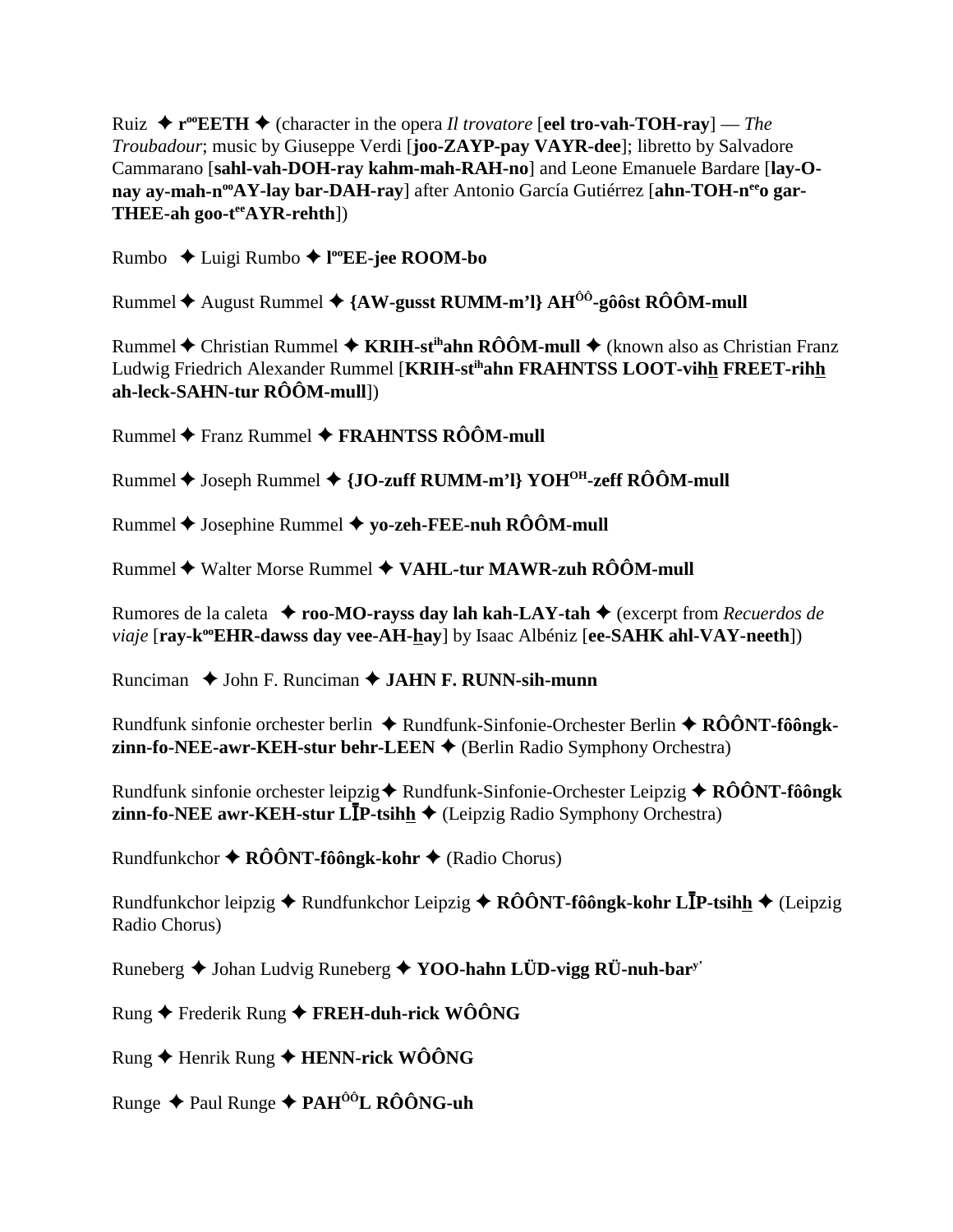Ruiz ✦ **r**°°**EETH** ✦ (character in the opera *Il trovatore* [**eel tro-vah-TOH-ray**] — *The Troubadour*; music by Giuseppe Verdi [**joo-ZAYP-pay VAYR-dee**]; libretto by Salvadore Cammarano [**sahl-vah-DOH-ray kahm-mah-RAH-no**] and Leone Emanuele Bardare [**lay-O-nay ay-mah-n**°°**AY-lay bar-DAH-ray**] after Antonio García Gutiérrez [**ahn-TOH-n**ee**o gar-THEE-ah goo-t**ee**AYR-rehth**])

Rumbo ✦ Luigi Rumbo ✦ **l**°°**EE-jee ROOM-bo**

Rummel ✦ August Rummel ✦ **{AW-gusst RUMM-m'l} AH**ÔÔ**-gôôst RÔÔM-mull**

Rummel ✦ Christian Rummel ✦ **KRIH-st**ih**ahn RÔÔM-mull** ✦ (known also as Christian Franz Ludwig Friedrich Alexander Rummel [**KRIH-st**ih**ahn FRAHNTSS LOOT-vihh FREET-rihh ah-leck-SAHN-tur RÔÔM-mull**])

Rummel ✦ Franz Rummel ✦ **FRAHNTSS RÔÔM-mull**

Rummel ✦ Joseph Rummel ✦ **{JO-zuff RUMM-m'l} YOH**OH**-zeff RÔÔM-mull**

Rummel ✦ Josephine Rummel ✦ **yo-zeh-FEE-nuh RÔÔM-mull**

Rummel ✦ Walter Morse Rummel ✦ **VAHL-tur MAWR-zuh RÔÔM-mull**

Rumores de la caleta ✦ **roo-MO-rayss day lah kah-LAY-tah** ✦ (excerpt from *Recuerdos de viaje* [**ray-k**°°**EHR-dawss day vee-AH-hay**] by Isaac Albéniz [**ee-SAHK ahl-VAY-neeth**])

Runciman ✦ John F. Runciman ✦ **JAHN F. RUNN-sih-munn**

Rundfunk sinfonie orchester berlin ✦ Rundfunk-Sinfonie-Orchester Berlin ✦ **RÔÔNT-fôôngk-zinn-fo-NEE-awr-KEH-stur behr-LEEN** ✦ (Berlin Radio Symphony Orchestra)

Rundfunk sinfonie orchester leipzig ✦ Rundfunk-Sinfonie-Orchester Leipzig ✦ **RÔÔNT-fôôngk zinn-fo-NEE awr-KEH-stur LĪP-tsihh** ✦ (Leipzig Radio Symphony Orchestra)

Rundfunkchor ✦ **RÔÔNT-fôôngk-kohr** ✦ (Radio Chorus)

Rundfunkchor leipzig ✦ Rundfunkchor Leipzig ✦ **RÔÔNT-fôôngk-kohr LĪP-tsihh** ✦ (Leipzig Radio Chorus)

Runeberg ✦ Johan Ludvig Runeberg ✦ **YOO-hahn LÜD-vigg RÜ-nuh-bar**y'

Rung ✦ Frederik Rung ✦ **FREH-duh-rick WÔÔNG**

Rung ✦ Henrik Rung ✦ **HENN-rick WÔÔNG**

Runge ✦ Paul Runge ✦ **PAH**ÔÔ**L RÔÔNG-uh**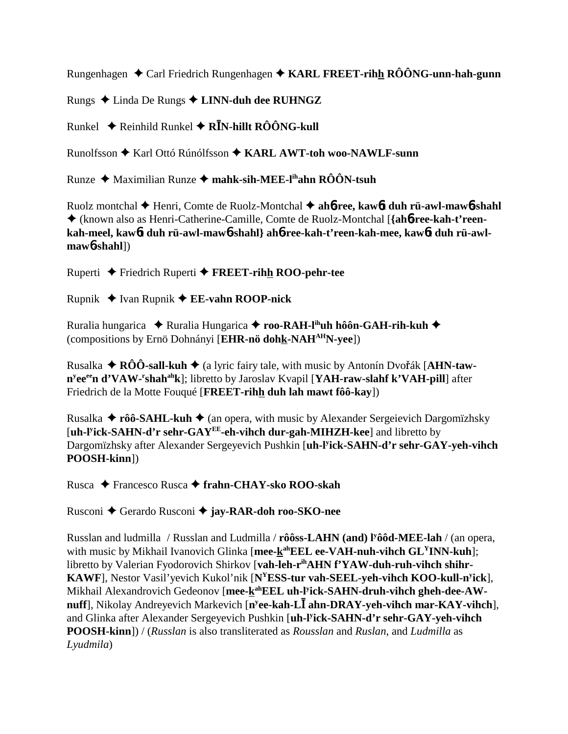Rungenhagen ✦ Carl Friedrich Rungenhagen ✦ **KARL FREET-rihh RÔÔNG-unn-hah-gunn**

Rungs ✦ Linda De Rungs ✦ **LINN-duh dee RUHNGZ**

Runkel ✦ Reinhild Runkel ✦ **RĪN-hillt RÔÔNG-kull**

Runolfsson ✦ Karl Ottó Rúnólfsson ✦ **KARL AWT-toh woo-NAWLF-sunn**

Runze ✦ Maximilian Runze ✦ **mahk-sih-MEE-l^ih^ahn RÔÔN-tsuh**

Ruolz montchal ✦ Henri, Comte de Ruolz-Montchal ✦ **ahɓ-ree, kawɓt duh rü-awl-mawɓ-shahl** ✦ (known also as Henri-Catherine-Camille, Comte de Ruolz-Montchal [**{ahɓ-ree-kah-t'reen-kah-meel, kawɓt duh rü-awl-mawɓ-shahl} ahɓ-ree-kah-t'reen-kah-mee, kawɓt duh rü-awl-mawɓ-shahl**])

Ruperti ✦ Friedrich Ruperti ✦ **FREET-rihh ROO-pehr-tee**

Rupnik ✦ Ivan Rupnik ✦ **EE-vahn ROOP-nick**

Ruralia hungarica ✦ Ruralia Hungarica ✦ **roo-RAH-l^ih^uh hôôn-GAH-rih-kuh** ✦ (compositions by Ernö Dohnányi [**EHR-nö dohk-NAH^AH^N-yee**])

Rusalka ✦ **RÔÔ-sall-kuh** ✦ (a lyric fairy tale, with music by Antonín Dvořák [**AHN-taw-n^y^ee^ee^n d'VAW-^r^shah^ah^k**]; libretto by Jaroslav Kvapil [**YAH-raw-slahf k'VAH-pill**] after Friedrich de la Motte Fouqué [**FREET-rihh duh lah mawt fôô-kay**])

Rusalka ✦ **rôô-SAHL-kuh** ✦ (an opera, with music by Alexander Sergeievich Dargomïzhsky [**uh-l^y^ick-SAHN-d'r sehr-GAY^EE^-eh-vihch dur-gah-MIHZH-kee**] and libretto by Dargomïzhsky after Alexander Sergeyevich Pushkin [**uh-l^y^ick-SAHN-d'r sehr-GAY-yeh-vihch POOSH-kinn**])

Rusca ✦ Francesco Rusca ✦ **frahn-CHAY-sko ROO-skah**

Rusconi ✦ Gerardo Rusconi ✦ **jay-RAR-doh roo-SKO-nee**

Russlan and ludmilla / Russlan and Ludmilla / **rôôss-LAHN (and) l^y^ôôd-MEE-lah** / (an opera, with music by Mikhail Ivanovich Glinka [**mee-k^ah^EEL ee-VAH-nuh-vihch GL^Y^INN-kuh**]; libretto by Valerian Fyodorovich Shirkov [**vah-leh-r^ih^AHN f'YAW-duh-ruh-vihch shihr-KAWF**], Nestor Vasil'yevich Kukol'nik [**N^Y^ESS-tur vah-SEEL-yeh-vihch KOO-kull-n^y^ick**], Mikhail Alexandrovich Gedeonov [**mee-k^ah^EEL uh-l^y^ick-SAHN-druh-vihch gheh-dee-AW-nuff**], Nikolay Andreyevich Markevich [**n^y^ee-kah-LĪ ahn-DRAY-yeh-vihch mar-KAY-vihch**], and Glinka after Alexander Sergeyevich Pushkin [**uh-l^y^ick-SAHN-d'r sehr-GAY-yeh-vihch POOSH-kinn**]) / (*Russlan* is also transliterated as *Rousslan* and *Ruslan*, and *Ludmilla* as *Lyudmila*)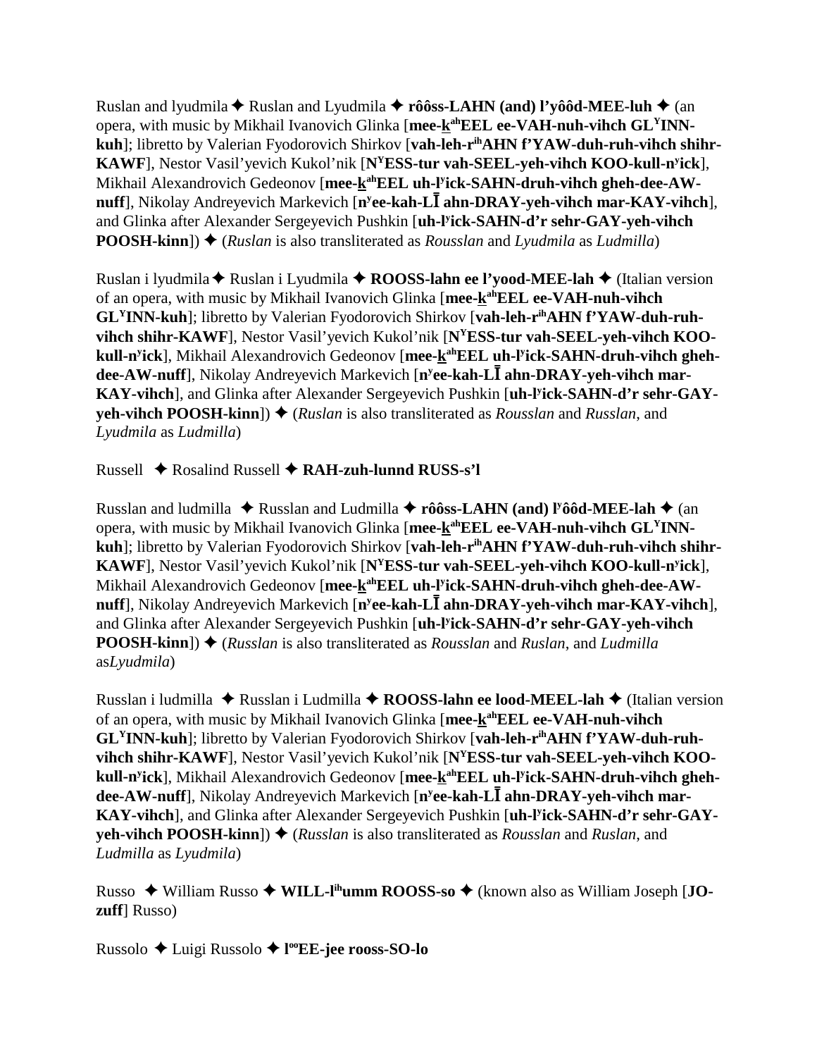Ruslan and lyudmila ✦ Ruslan and Lyudmila ✦ **rôôss-LAHN (and) l'yôôd-MEE-luh** ✦ (an opera, with music by Mikhail Ivanovich Glinka [**mee-k**[ah]**EEL ee-VAH-nuh-vihch GL**[Y]**INN-kuh**]; libretto by Valerian Fyodorovich Shirkov [**vah-leh-r**[ih]**AHN f'YAW-duh-ruh-vihch shihr-KAWF**], Nestor Vasil'yevich Kukol'nik [**N**[Y]**ESS-tur vah-SEEL-yeh-vihch KOO-kull-n**[y]**ick**], Mikhail Alexandrovich Gedeonov [**mee-k**[ah]**EEL uh-l**[y]**ick-SAHN-druh-vihch gheh-dee-AW-nuff**], Nikolay Andreyevich Markevich [**n**[y]**ee-kah-LĪ ahn-DRAY-yeh-vihch mar-KAY-vihch**], and Glinka after Alexander Sergeyevich Pushkin [**uh-l**[y]**ick-SAHN-d'r sehr-GAY-yeh-vihch POOSH-kinn**]) ✦ (*Ruslan* is also transliterated as *Rousslan* and *Lyudmila* as *Ludmilla*)

Ruslan i lyudmila ✦ Ruslan i Lyudmila ✦ **ROOSS-lahn ee l'yood-MEE-lah** ✦ (Italian version of an opera, with music by Mikhail Ivanovich Glinka [**mee-k**[ah]**EEL ee-VAH-nuh-vihch GL**[Y]**INN-kuh**]; libretto by Valerian Fyodorovich Shirkov [**vah-leh-r**[ih]**AHN f'YAW-duh-ruh-vihch shihr-KAWF**], Nestor Vasil'yevich Kukol'nik [**N**[Y]**ESS-tur vah-SEEL-yeh-vihch KOO-kull-n**[y]**ick**], Mikhail Alexandrovich Gedeonov [**mee-k**[ah]**EEL uh-l**[y]**ick-SAHN-druh-vihch gheh-dee-AW-nuff**], Nikolay Andreyevich Markevich [**n**[y]**ee-kah-LĪ ahn-DRAY-yeh-vihch mar-KAY-vihch**], and Glinka after Alexander Sergeyevich Pushkin [**uh-l**[y]**ick-SAHN-d'r sehr-GAY-yeh-vihch POOSH-kinn**]) ✦ (*Ruslan* is also transliterated as *Rousslan* and *Russlan*, and *Lyudmila* as *Ludmilla*)

Russell ✦ Rosalind Russell ✦ **RAH-zuh-lunnd RUSS-s'l**

Russlan and ludmilla ✦ Russlan and Ludmilla ✦ **rôôss-LAHN (and) l**[y]**ôôd-MEE-lah** ✦ (an opera, with music by Mikhail Ivanovich Glinka [**mee-k**[ah]**EEL ee-VAH-nuh-vihch GL**[Y]**INN-kuh**]; libretto by Valerian Fyodorovich Shirkov [**vah-leh-r**[ih]**AHN f'YAW-duh-ruh-vihch shihr-KAWF**], Nestor Vasil'yevich Kukol'nik [**N**[Y]**ESS-tur vah-SEEL-yeh-vihch KOO-kull-n**[y]**ick**], Mikhail Alexandrovich Gedeonov [**mee-k**[ah]**EEL uh-l**[y]**ick-SAHN-druh-vihch gheh-dee-AW-nuff**], Nikolay Andreyevich Markevich [**n**[y]**ee-kah-LĪ ahn-DRAY-yeh-vihch mar-KAY-vihch**], and Glinka after Alexander Sergeyevich Pushkin [**uh-l**[y]**ick-SAHN-d'r sehr-GAY-yeh-vihch POOSH-kinn**]) ✦ (*Russlan* is also transliterated as *Rousslan* and *Ruslan*, and *Ludmilla* as*Lyudmila*)

Russlan i ludmilla ✦ Russlan i Ludmilla ✦ **ROOSS-lahn ee lood-MEEL-lah** ✦ (Italian version of an opera, with music by Mikhail Ivanovich Glinka [**mee-k**[ah]**EEL ee-VAH-nuh-vihch GL**[Y]**INN-kuh**]; libretto by Valerian Fyodorovich Shirkov [**vah-leh-r**[ih]**AHN f'YAW-duh-ruh-vihch shihr-KAWF**], Nestor Vasil'yevich Kukol'nik [**N**[Y]**ESS-tur vah-SEEL-yeh-vihch KOO-kull-n**[y]**ick**], Mikhail Alexandrovich Gedeonov [**mee-k**[ah]**EEL uh-l**[y]**ick-SAHN-druh-vihch gheh-dee-AW-nuff**], Nikolay Andreyevich Markevich [**n**[y]**ee-kah-LĪ ahn-DRAY-yeh-vihch mar-KAY-vihch**], and Glinka after Alexander Sergeyevich Pushkin [**uh-l**[y]**ick-SAHN-d'r sehr-GAY-yeh-vihch POOSH-kinn**]) ✦ (*Russlan* is also transliterated as *Rousslan* and *Ruslan*, and *Ludmilla* as *Lyudmila*)

Russo ✦ William Russo ✦ **WILL-l**[ih]**umm ROOSS-so** ✦ (known also as William Joseph [**JO-zuff**] Russo)

Russolo ✦ Luigi Russolo ✦ **l**[oo]**EE-jee rooss-SO-lo**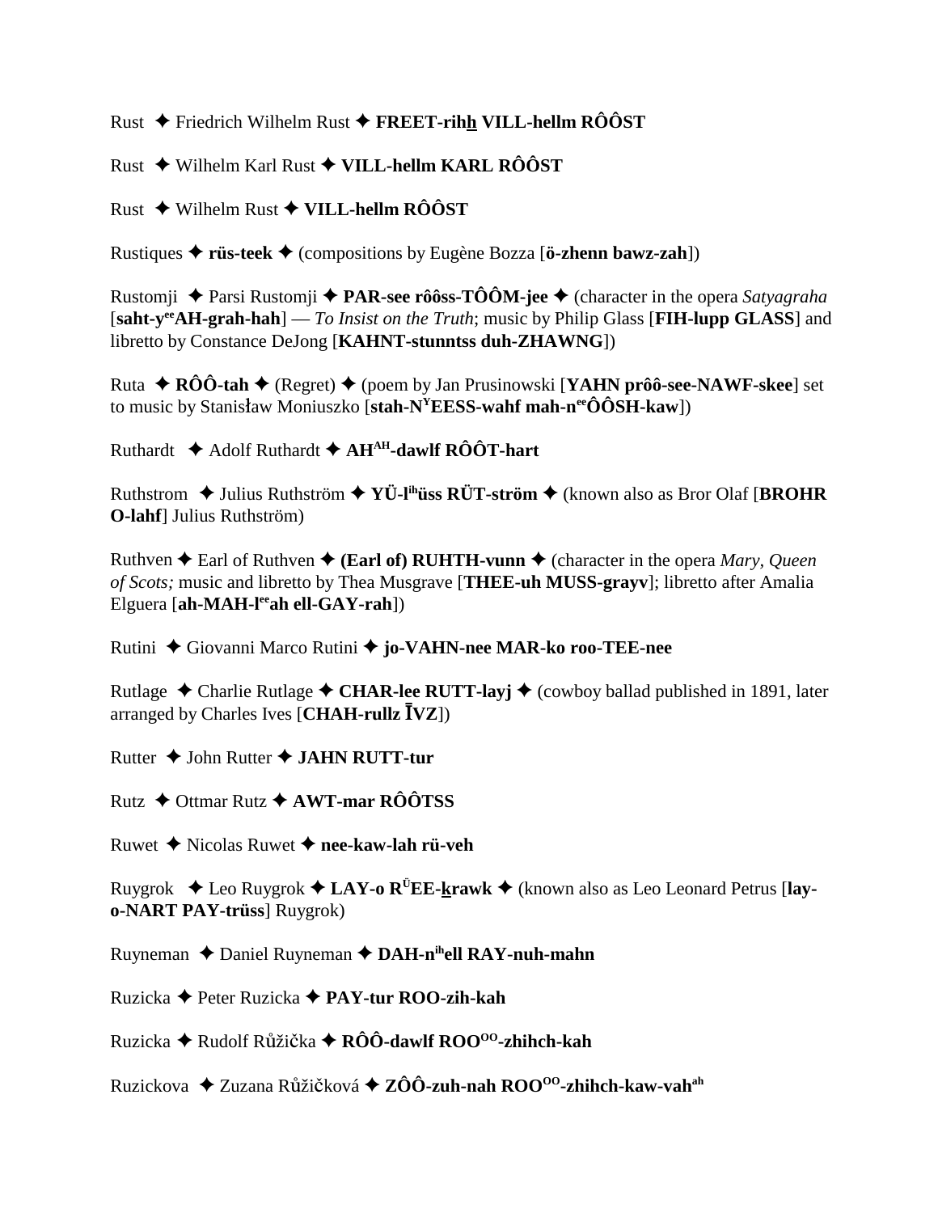Rust ✦ Friedrich Wilhelm Rust ✦ **FREET-rih<u>h</u> VILL-hellm RÔÔST**

Rust ✦ Wilhelm Karl Rust ✦ **VILL-hellm KARL RÔÔST**

Rust ✦ Wilhelm Rust ✦ **VILL-hellm RÔÔST**

Rustiques ✦ **rüs-teek** ✦ (compositions by Eugène Bozza [**ö-zhenn bawz-zah**])

Rustomji ✦ Parsi Rustomji ✦ **PAR-see rôôss-TÔÔM-jee** ✦ (character in the opera *Satyagraha* [**saht-y**ee**AH-grah-hah**] — *To Insist on the Truth*; music by Philip Glass [**FIH-lupp GLASS**] and libretto by Constance DeJong [**KAHNT-stunntss duh-ZHAWNG**])

Ruta ✦ **RÔÔ-tah** ✦ (Regret) ✦ (poem by Jan Prusinowski [**YAHN prôô-see-NAWF-skee**] set to music by Stanisław Moniuszko [**stah-N**Y**EESS-wahf mah-n**ee**ÔÔSH-kaw**])

Ruthardt ✦ Adolf Ruthardt ✦ **AH**AH**-dawlf RÔÔT-hart**

Ruthstrom ✦ Julius Ruthström ✦ **YÜ-l**ih**üss RÜT-ström** ✦ (known also as Bror Olaf [**BROHR O-lahf**] Julius Ruthström)

Ruthven ✦ Earl of Ruthven ✦ **(Earl of) RUHTH-vunn** ✦ (character in the opera *Mary, Queen of Scots;* music and libretto by Thea Musgrave [**THEE-uh MUSS-grayv**]; libretto after Amalia Elguera [**ah-MAH-l**ee**ah ell-GAY-rah**])

Rutini ✦ Giovanni Marco Rutini ✦ **jo-VAHN-nee MAR-ko roo-TEE-nee**

Rutlage ✦ Charlie Rutlage ✦ **CHAR-lee RUTT-layj** ✦ (cowboy ballad published in 1891, later arranged by Charles Ives [**CHAH-rullz ĪVZ**])

Rutter ✦ John Rutter ✦ **JAHN RUTT-tur**

Rutz ✦ Ottmar Rutz ✦ **AWT-mar RÔÔTSS**

Ruwet ✦ Nicolas Ruwet ✦ **nee-kaw-lah rü-veh**

Ruygrok ✦ Leo Ruygrok ✦ **LAY-o R**Ü**EE-<u>k</u>rawk** ✦ (known also as Leo Leonard Petrus [**lay-o-NART PAY-trüss**] Ruygrok)

Ruyneman ✦ Daniel Ruyneman ✦ **DAH-n**ih**ell RAY-nuh-mahn**

Ruzicka ✦ Peter Ruzicka ✦ **PAY-tur ROO-zih-kah**

Ruzicka ✦ Rudolf Růžička ✦ **RÔÔ-dawlf ROO**OO**-zhihch-kah**

Ruzickova ✦ Zuzana Růžičková ✦ **ZÔÔ-zuh-nah ROO**OO**-zhihch-kaw-vah**ah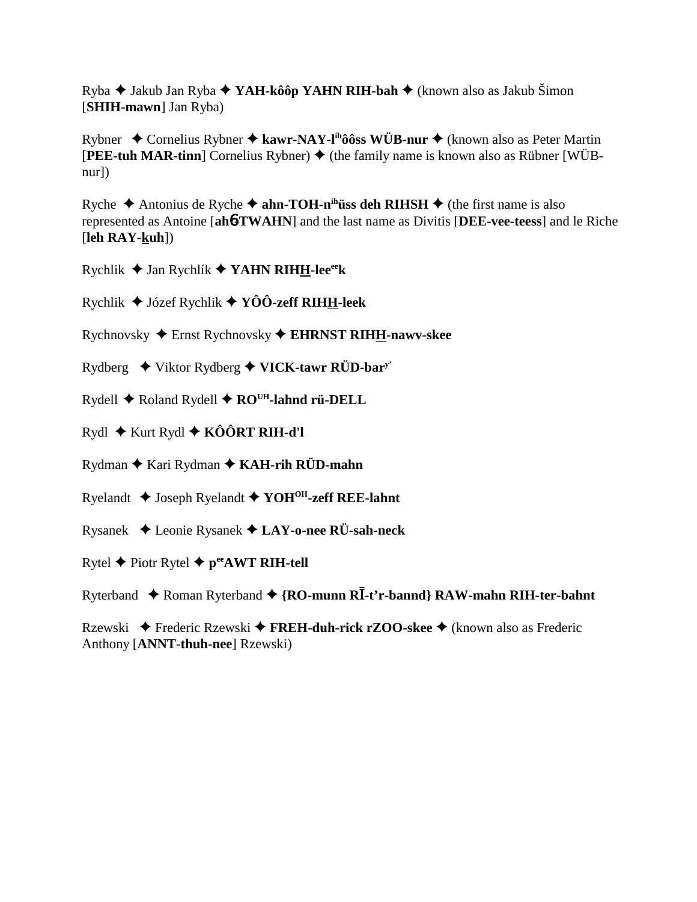Ryba ✦ Jakub Jan Ryba ✦ **YAH-kôôp YAHN RIH-bah** ✦ (known also as Jakub Šimon [**SHIH-mawn**] Jan Ryba)

Rybner ✦ Cornelius Rybner ✦ **kawr-NAY-l[ih]ôôss WÜB-nur** ✦ (known also as Peter Martin [**PEE-tuh MAR-tinn**] Cornelius Rybner) ✦ (the family name is known also as Rübner [WÜB-nur])

Ryche ✦ Antonius de Ryche ✦ **ahn-TOH-n[ih]üss deh RIHSH** ✦ (the first name is also represented as Antoine [**ahɓTWAHN**] and the last name as Divitis [**DEE-vee-teess**] and le Riche [**leh RAY-kuh**])

Rychlik ✦ Jan Rychlík ✦ **YAHN RIHH-lee[ee]k**

Rychlik ✦ Józef Rychlik ✦ **YÔÔ-zeff RIHH-leek**

Rychnovsky ✦ Ernst Rychnovsky ✦ **EHRNST RIHH-nawv-skee**

Rydberg ✦ Viktor Rydberg ✦ **VICK-tawr RÜD-bar[y']**

Rydell ✦ Roland Rydell ✦ **RO[UH]-lahnd rü-DELL**

Rydl ✦ Kurt Rydl ✦ **KÔÔRT RIH-d'l**

Rydman ✦ Kari Rydman ✦ **KAH-rih RÜD-mahn**

Ryelandt ✦ Joseph Ryelandt ✦ **YOH[OH]-zeff REE-lahnt**

Rysanek ✦ Leonie Rysanek ✦ **LAY-o-nee RÜ-sah-neck**

Rytel ✦ Piotr Rytel ✦ **p[ee]AWT RIH-tell**

Ryterband ✦ Roman Ryterband ✦ **{RO-munn RĪ-t'r-bannd} RAW-mahn RIH-ter-bahnt**

Rzewski ✦ Frederic Rzewski ✦ **FREH-duh-rick rZOO-skee** ✦ (known also as Frederic Anthony [**ANNT-thuh-nee**] Rzewski)